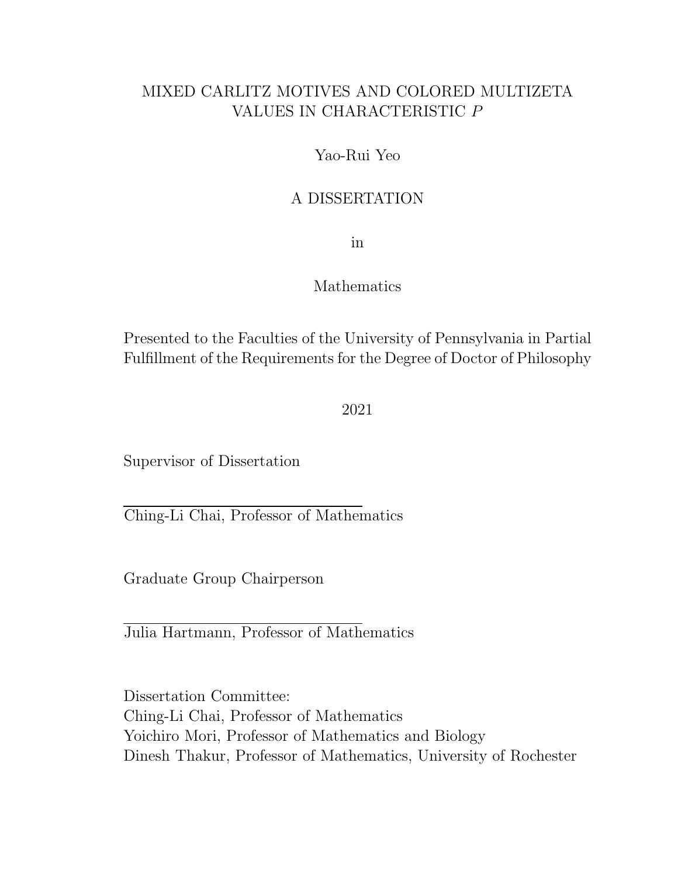# MIXED CARLITZ MOTIVES AND COLORED MULTIZETA VALUES IN CHARACTERISTIC $P$

Yao-Rui Yeo

A DISSERTATION

in

Mathematics

Presented to the Faculties of the University of Pennsylvania in Partial Fulfillment of the Requirements for the Degree of Doctor of Philosophy

2021

Supervisor of Dissertation

Ching-Li Chai, Professor of Mathematics

Graduate Group Chairperson

Julia Hartmann, Professor of Mathematics

Dissertation Committee:
Ching-Li Chai, Professor of Mathematics
Yoichiro Mori, Professor of Mathematics and Biology
Dinesh Thakur, Professor of Mathematics, University of Rochester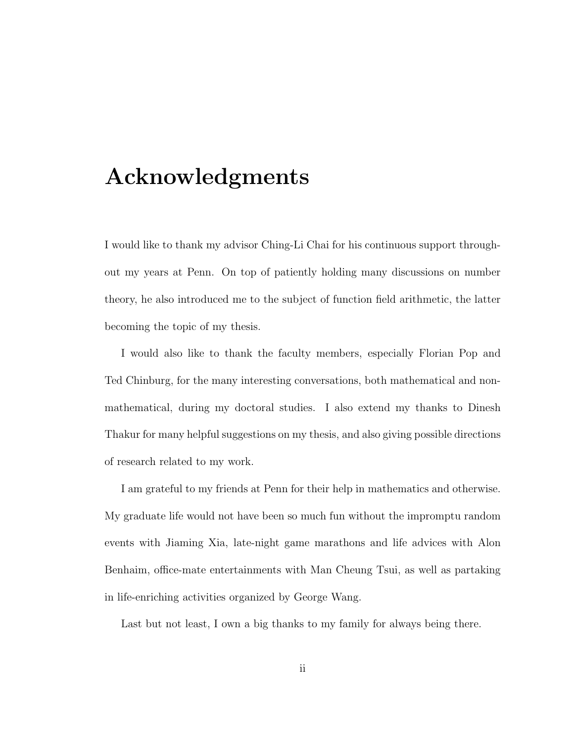# Acknowledgments

I would like to thank my advisor Ching-Li Chai for his continuous support throughout my years at Penn. On top of patiently holding many discussions on number theory, he also introduced me to the subject of function field arithmetic, the latter becoming the topic of my thesis.

I would also like to thank the faculty members, especially Florian Pop and Ted Chinburg, for the many interesting conversations, both mathematical and non-mathematical, during my doctoral studies. I also extend my thanks to Dinesh Thakur for many helpful suggestions on my thesis, and also giving possible directions of research related to my work.

I am grateful to my friends at Penn for their help in mathematics and otherwise. My graduate life would not have been so much fun without the impromptu random events with Jiaming Xia, late-night game marathons and life advices with Alon Benhaim, office-mate entertainments with Man Cheung Tsui, as well as partaking in life-enriching activities organized by George Wang.

Last but not least, I own a big thanks to my family for always being there.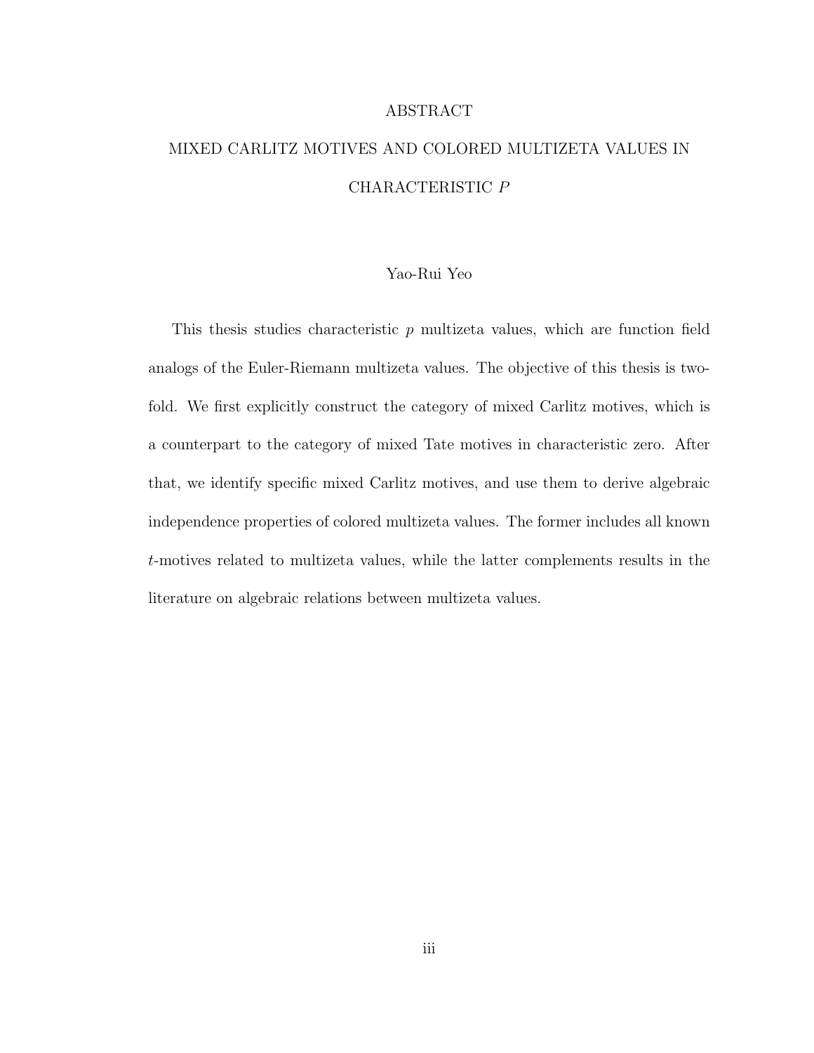# ABSTRACT

## MIXED CARLITZ MOTIVES AND COLORED MULTIZETA VALUES IN CHARACTERISTIC $P$

Yao-Rui Yeo

This thesis studies characteristic $p$ multizeta values, which are function field analogs of the Euler-Riemann multizeta values. The objective of this thesis is two-fold. We first explicitly construct the category of mixed Carlitz motives, which is a counterpart to the category of mixed Tate motives in characteristic zero. After that, we identify specific mixed Carlitz motives, and use them to derive algebraic independence properties of colored multizeta values. The former includes all known $t$-motives related to multizeta values, while the latter complements results in the literature on algebraic relations between multizeta values.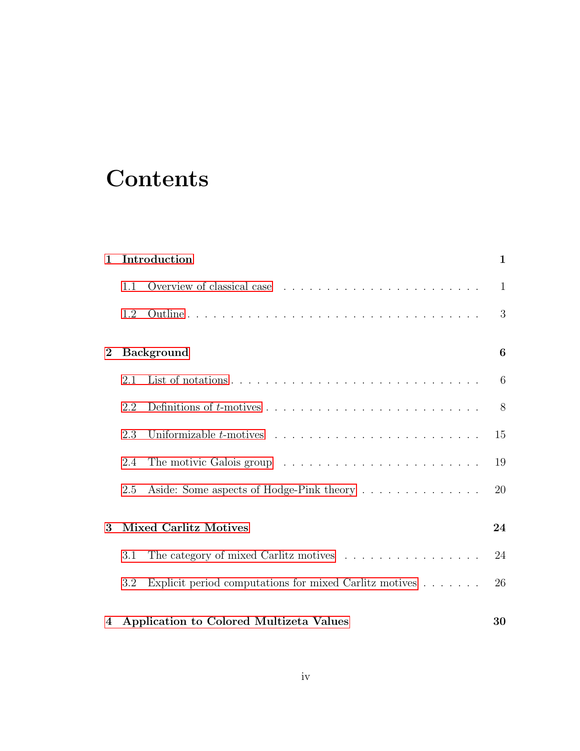# Contents

**1 Introduction** **1**

1.1 Overview of classical case . . . . . . . . . . . . . . . . . . . . . . . 1

1.2 Outline . . . . . . . . . . . . . . . . . . . . . . . . . . . . . . . . . 3

**2 Background** **6**

2.1 List of notations . . . . . . . . . . . . . . . . . . . . . . . . . . . . 6

2.2 Definitions of $t$-motives . . . . . . . . . . . . . . . . . . . . . . . . 8

2.3 Uniformizable $t$-motives . . . . . . . . . . . . . . . . . . . . . . . . 15

2.4 The motivic Galois group . . . . . . . . . . . . . . . . . . . . . . . 19

2.5 Aside: Some aspects of Hodge-Pink theory . . . . . . . . . . . . . . 20

**3 Mixed Carlitz Motives** **24**

3.1 The category of mixed Carlitz motives . . . . . . . . . . . . . . . . 24

3.2 Explicit period computations for mixed Carlitz motives . . . . . . . 26

**4 Application to Colored Multizeta Values** **30**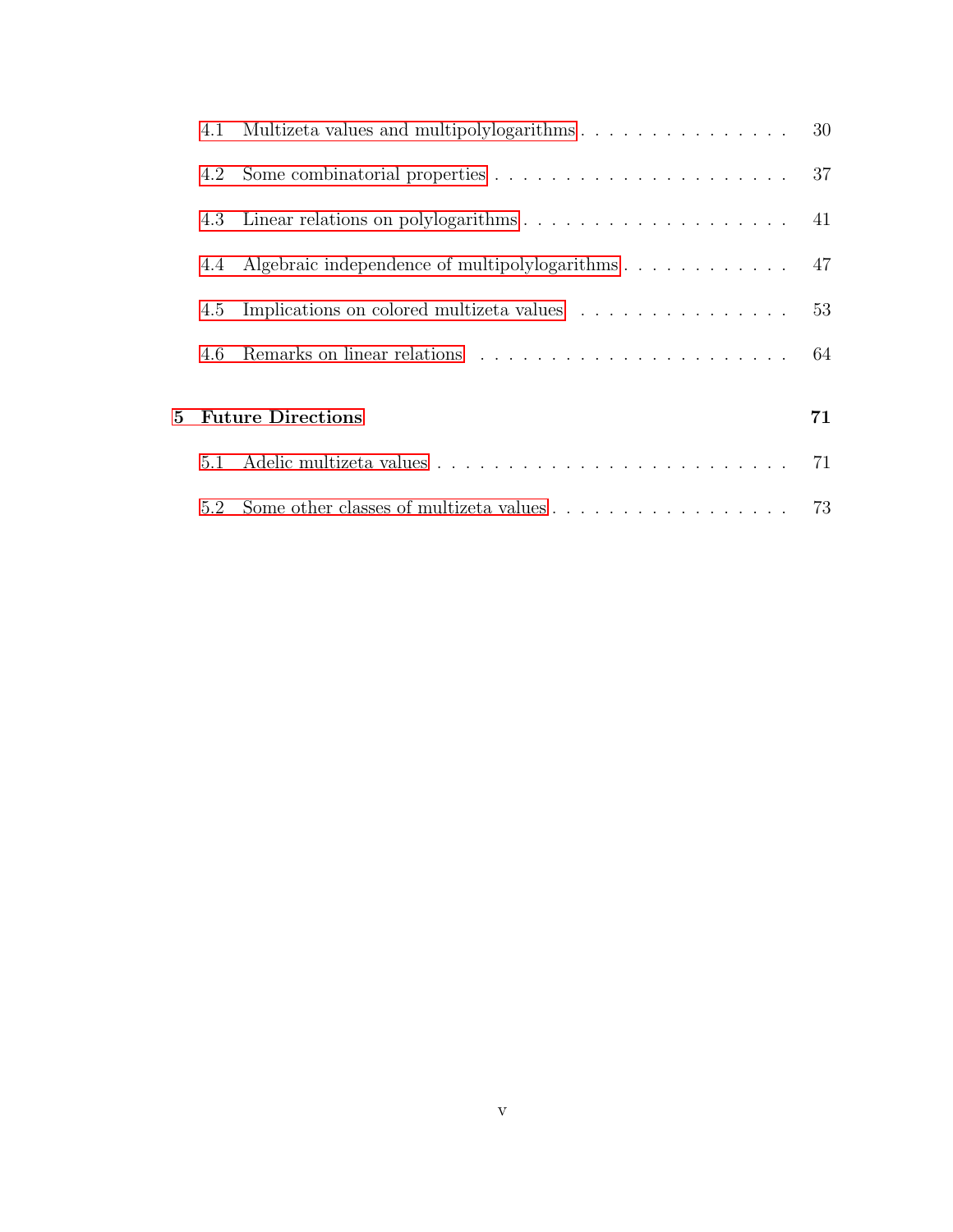4.1 Multizeta values and multipolylogarithms . . . . . . . . . . . . . . . . 30

4.2 Some combinatorial properties . . . . . . . . . . . . . . . . . . . . . . 37

4.3 Linear relations on polylogarithms . . . . . . . . . . . . . . . . . . . 41

4.4 Algebraic independence of multipolylogarithms . . . . . . . . . . . . 47

4.5 Implications on colored multizeta values . . . . . . . . . . . . . . . . 53

4.6 Remarks on linear relations . . . . . . . . . . . . . . . . . . . . . . . 64

**5 Future Directions** **71**

5.1 Adelic multizeta values . . . . . . . . . . . . . . . . . . . . . . . . . . 71

5.2 Some other classes of multizeta values . . . . . . . . . . . . . . . . . . 73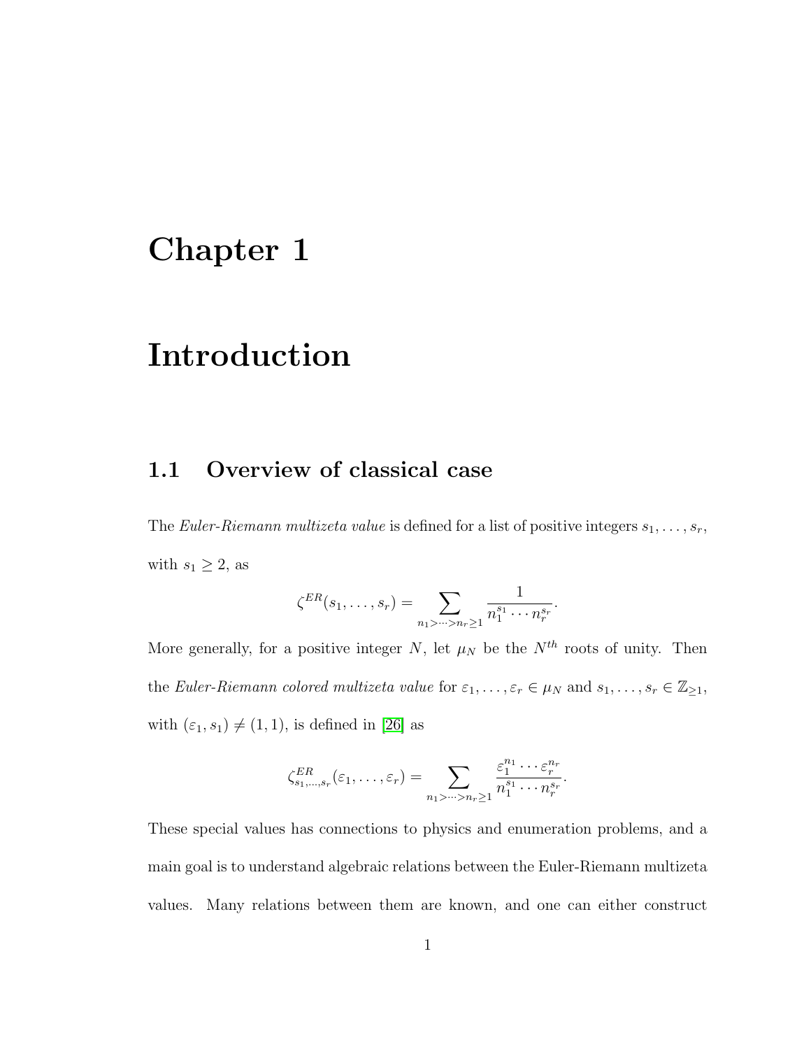# Chapter 1

# Introduction

## 1.1 Overview of classical case

The *Euler-Riemann multizeta value* is defined for a list of positive integers $s_1, \ldots, s_r$, with $s_1 \geq 2$, as

$$\zeta^{ER}(s_1, \ldots, s_r) = \sum_{n_1 > \cdots > n_r \geq 1} \frac{1}{n_1^{s_1} \cdots n_r^{s_r}}.$$

More generally, for a positive integer $N$, let $\mu_N$ be the $N^{th}$ roots of unity. Then the *Euler-Riemann colored multizeta value* for $\varepsilon_1, \ldots, \varepsilon_r \in \mu_N$ and $s_1, \ldots, s_r \in \mathbb{Z}_{\geq 1}$, with $(\varepsilon_1, s_1) \neq (1, 1)$, is defined in [26] as

$$\zeta^{ER}_{s_1,\ldots,s_r}(\varepsilon_1, \ldots, \varepsilon_r) = \sum_{n_1 > \cdots > n_r \geq 1} \frac{\varepsilon_1^{n_1} \cdots \varepsilon_r^{n_r}}{n_1^{s_1} \cdots n_r^{s_r}}.$$

These special values has connections to physics and enumeration problems, and a main goal is to understand algebraic relations between the Euler-Riemann multizeta values. Many relations between them are known, and one can either construct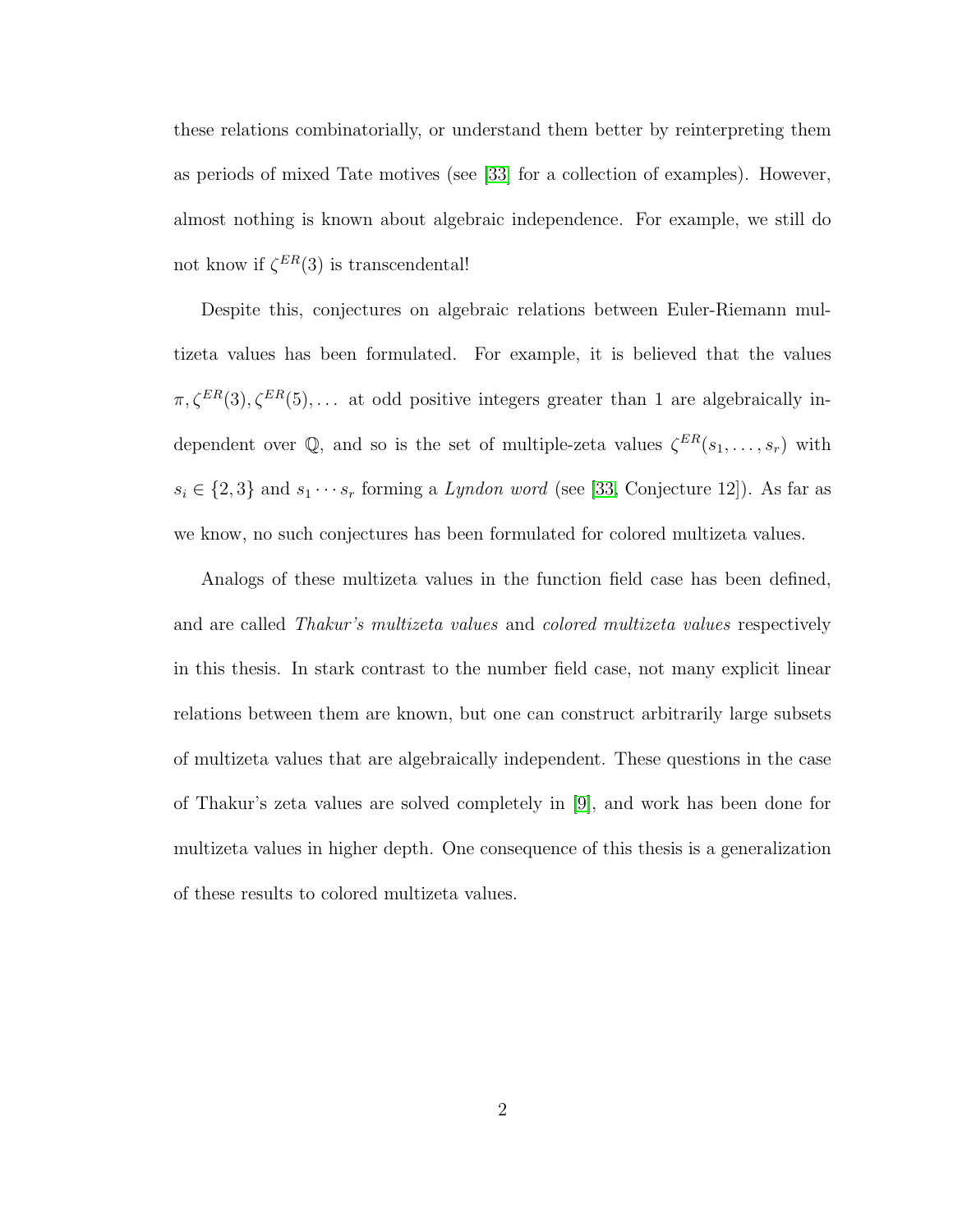these relations combinatorially, or understand them better by reinterpreting them as periods of mixed Tate motives (see [33] for a collection of examples). However, almost nothing is known about algebraic independence. For example, we still do not know if $\zeta^{ER}(3)$ is transcendental!

Despite this, conjectures on algebraic relations between Euler-Riemann multizeta values has been formulated. For example, it is believed that the values $\pi, \zeta^{ER}(3), \zeta^{ER}(5), \ldots$ at odd positive integers greater than 1 are algebraically independent over $\mathbb{Q}$, and so is the set of multiple-zeta values $\zeta^{ER}(s_1, \ldots, s_r)$ with $s_i \in \{2, 3\}$ and $s_1 \cdots s_r$ forming a *Lyndon word* (see [33, Conjecture 12]). As far as we know, no such conjectures has been formulated for colored multizeta values.

Analogs of these multizeta values in the function field case has been defined, and are called *Thakur's multizeta values* and *colored multizeta values* respectively in this thesis. In stark contrast to the number field case, not many explicit linear relations between them are known, but one can construct arbitrarily large subsets of multizeta values that are algebraically independent. These questions in the case of Thakur's zeta values are solved completely in [9], and work has been done for multizeta values in higher depth. One consequence of this thesis is a generalization of these results to colored multizeta values.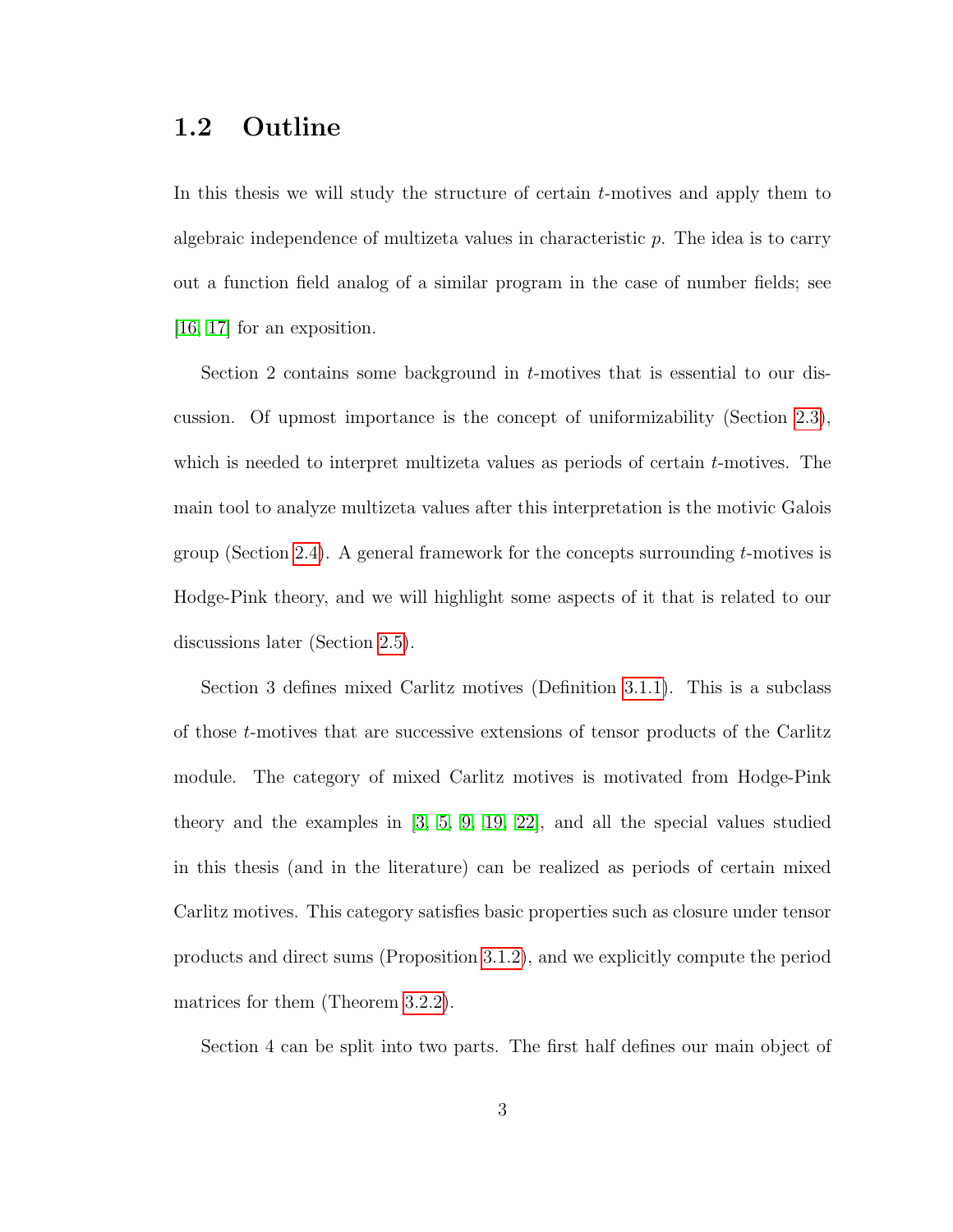## 1.2 Outline

In this thesis we will study the structure of certain $t$-motives and apply them to algebraic independence of multizeta values in characteristic $p$. The idea is to carry out a function field analog of a similar program in the case of number fields; see [16, 17] for an exposition.

Section 2 contains some background in $t$-motives that is essential to our discussion. Of upmost importance is the concept of uniformizability (Section 2.3), which is needed to interpret multizeta values as periods of certain $t$-motives. The main tool to analyze multizeta values after this interpretation is the motivic Galois group (Section 2.4). A general framework for the concepts surrounding $t$-motives is Hodge-Pink theory, and we will highlight some aspects of it that is related to our discussions later (Section 2.5).

Section 3 defines mixed Carlitz motives (Definition 3.1.1). This is a subclass of those $t$-motives that are successive extensions of tensor products of the Carlitz module. The category of mixed Carlitz motives is motivated from Hodge-Pink theory and the examples in [3, 5, 9, 19, 22], and all the special values studied in this thesis (and in the literature) can be realized as periods of certain mixed Carlitz motives. This category satisfies basic properties such as closure under tensor products and direct sums (Proposition 3.1.2), and we explicitly compute the period matrices for them (Theorem 3.2.2).

Section 4 can be split into two parts. The first half defines our main object of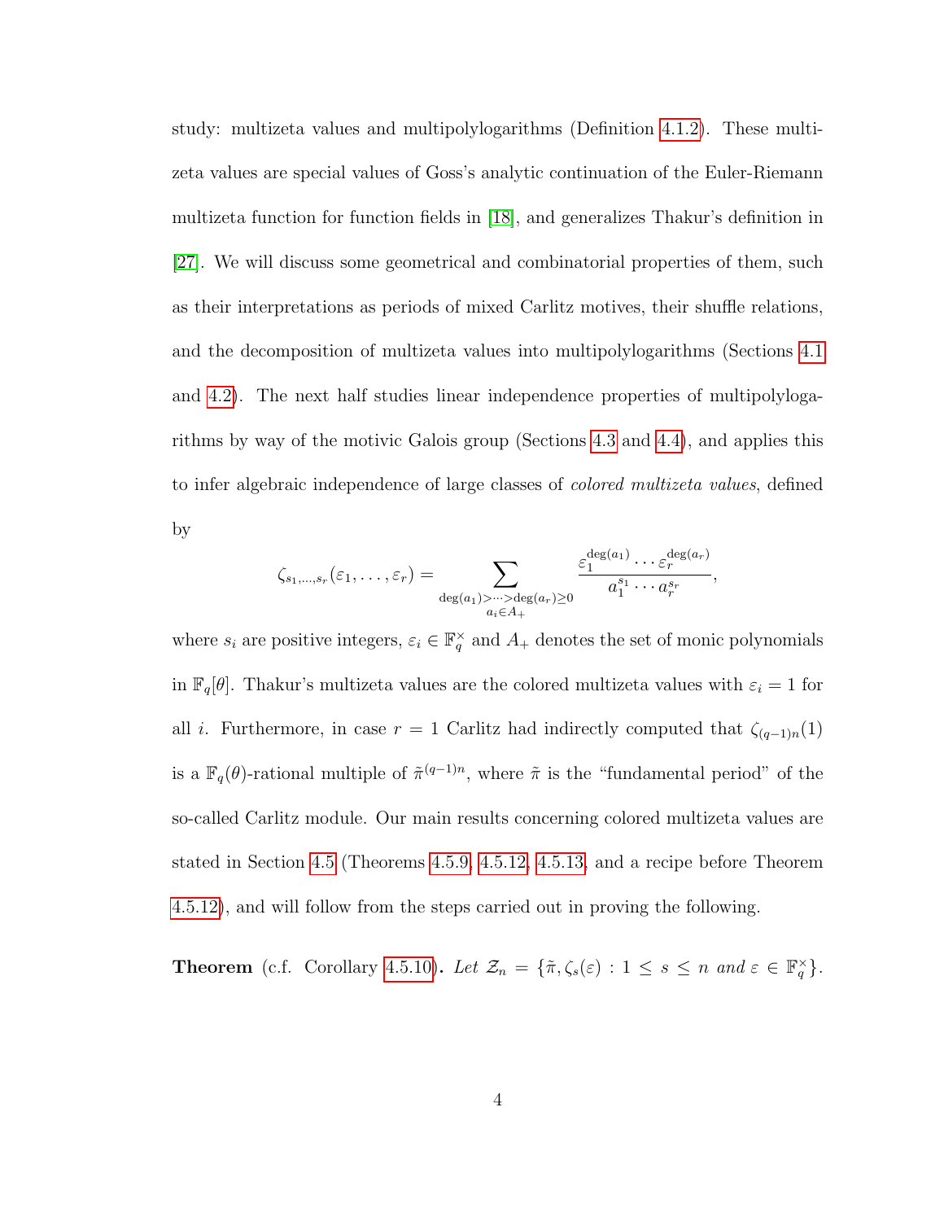study: multizeta values and multipolylogarithms (Definition 4.1.2). These multizeta values are special values of Goss's analytic continuation of the Euler-Riemann multizeta function for function fields in [18], and generalizes Thakur's definition in [27]. We will discuss some geometrical and combinatorial properties of them, such as their interpretations as periods of mixed Carlitz motives, their shuffle relations, and the decomposition of multizeta values into multipolylogarithms (Sections 4.1 and 4.2). The next half studies linear independence properties of multipolylogarithms by way of the motivic Galois group (Sections 4.3 and 4.4), and applies this to infer algebraic independence of large classes of *colored multizeta values*, defined by

$$\zeta_{s_1,\ldots,s_r}(\varepsilon_1,\ldots,\varepsilon_r) = \sum_{\substack{\deg(a_1)>\cdots>\deg(a_r)\geq 0 \\ a_i\in A_+}} \frac{\varepsilon_1^{\deg(a_1)}\cdots\varepsilon_r^{\deg(a_r)}}{a_1^{s_1}\cdots a_r^{s_r}},$$

where $s_i$ are positive integers, $\varepsilon_i \in \mathbb{F}_q^\times$ and $A_+$ denotes the set of monic polynomials in $\mathbb{F}_q[\theta]$. Thakur's multizeta values are the colored multizeta values with $\varepsilon_i = 1$ for all $i$. Furthermore, in case $r = 1$ Carlitz had indirectly computed that $\zeta_{(q-1)n}(1)$ is a $\mathbb{F}_q(\theta)$-rational multiple of $\tilde{\pi}^{(q-1)n}$, where $\tilde{\pi}$ is the "fundamental period" of the so-called Carlitz module. Our main results concerning colored multizeta values are stated in Section 4.5 (Theorems 4.5.9, 4.5.12, 4.5.13, and a recipe before Theorem 4.5.12), and will follow from the steps carried out in proving the following.

**Theorem** (c.f. Corollary 4.5.10)**.** *Let* $\mathcal{Z}_n = \{\tilde{\pi}, \zeta_s(\varepsilon) : 1 \leq s \leq n$ *and* $\varepsilon \in \mathbb{F}_q^\times\}$*.*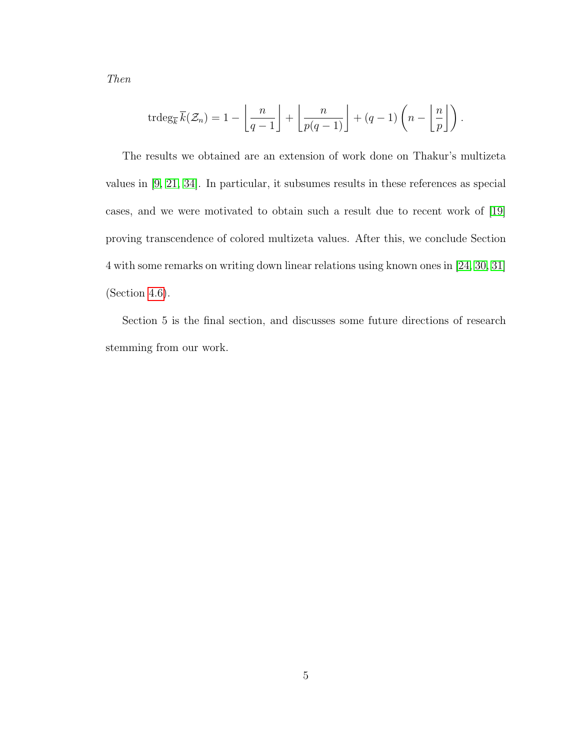*Then*

$$\operatorname{trdeg}_{\overline{k}} \overline{k}(\mathcal{Z}_n) = 1 - \left\lfloor \frac{n}{q-1} \right\rfloor + \left\lfloor \frac{n}{p(q-1)} \right\rfloor + (q-1)\left( n - \left\lfloor \frac{n}{p} \right\rfloor \right).$$

The results we obtained are an extension of work done on Thakur's multizeta values in [9, 21, 34]. In particular, it subsumes results in these references as special cases, and we were motivated to obtain such a result due to recent work of [19] proving transcendence of colored multizeta values. After this, we conclude Section 4 with some remarks on writing down linear relations using known ones in [24, 30, 31] (Section 4.6).

Section 5 is the final section, and discusses some future directions of research stemming from our work.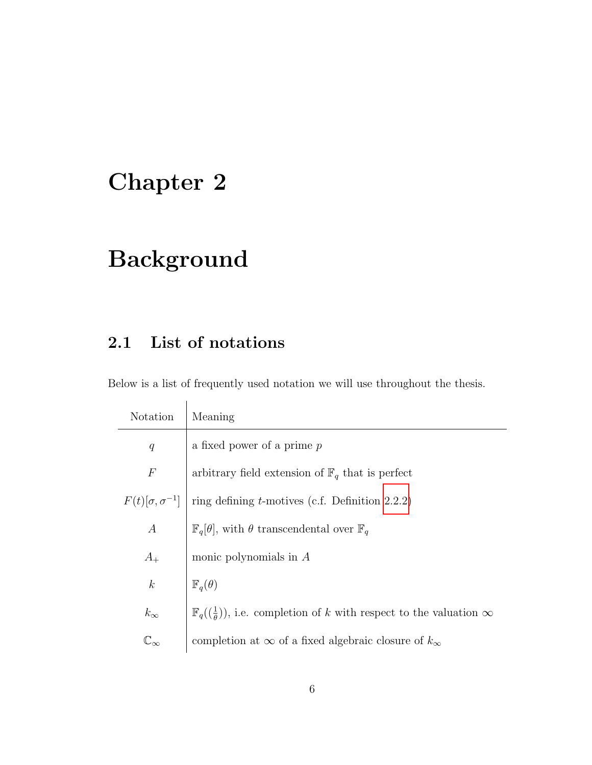# Chapter 2

# Background

## 2.1 List of notations

Below is a list of frequently used notation we will use throughout the thesis.

| Notation | Meaning |
|---|---|
| $q$ | a fixed power of a prime $p$ |
| $F$ | arbitrary field extension of $\mathbb{F}_q$ that is perfect |
| $F(t)[\sigma, \sigma^{-1}]$ | ring defining $t$-motives (c.f. Definition 2.2.2) |
| $A$ | $\mathbb{F}_q[\theta]$, with $\theta$ transcendental over $\mathbb{F}_q$ |
| $A_+$ | monic polynomials in $A$ |
| $k$ | $\mathbb{F}_q(\theta)$ |
| $k_\infty$ | $\mathbb{F}_q((\frac{1}{\theta}))$, i.e. completion of $k$ with respect to the valuation $\infty$ |
| $\mathbb{C}_\infty$ | completion at $\infty$ of a fixed algebraic closure of $k_\infty$ |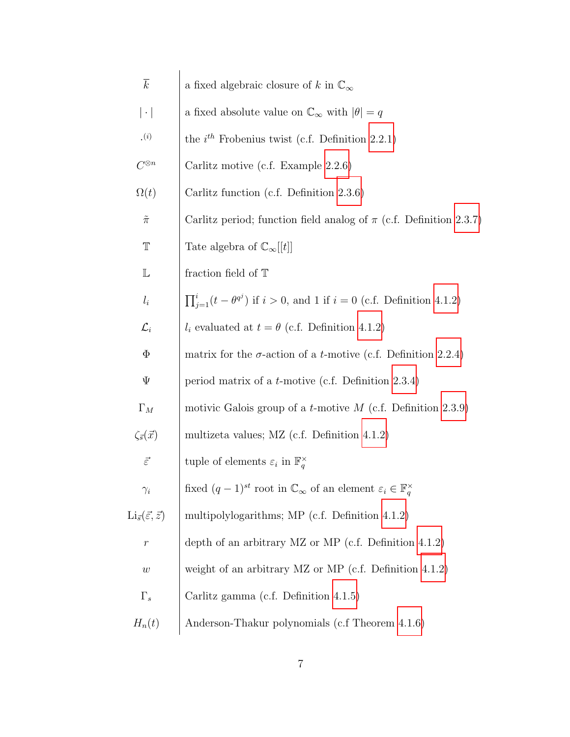| | |
|---|---|
| $\overline{k}$ | a fixed algebraic closure of $k$ in $\mathbb{C}_\infty$ |
| $\lvert \cdot \rvert$ | a fixed absolute value on $\mathbb{C}_\infty$ with $\lvert\theta\rvert = q$ |
| $.^{(i)}$ | the $i^{th}$ Frobenius twist (c.f. Definition 2.2.1) |
| $C^{\otimes n}$ | Carlitz motive (c.f. Example 2.2.6) |
| $\Omega(t)$ | Carlitz function (c.f. Definition 2.3.6) |
| $\tilde{\pi}$ | Carlitz period; function field analog of $\pi$ (c.f. Definition 2.3.7) |
| $\mathbb{T}$ | Tate algebra of $\mathbb{C}_\infty[[t]]$ |
| $\mathbb{L}$ | fraction field of $\mathbb{T}$ |
| $l_i$ | $\prod_{j=1}^{i}(t-\theta^{q^j})$ if $i>0$, and 1 if $i=0$ (c.f. Definition 4.1.2) |
| $\mathcal{L}_i$ | $l_i$ evaluated at $t=\theta$ (c.f. Definition 4.1.2) |
| $\Phi$ | matrix for the $\sigma$-action of a $t$-motive (c.f. Definition 2.2.4) |
| $\Psi$ | period matrix of a $t$-motive (c.f. Definition 2.3.4) |
| $\Gamma_M$ | motivic Galois group of a $t$-motive $M$ (c.f. Definition 2.3.9) |
| $\zeta_{\vec{s}}(\vec{x})$ | multizeta values; MZ (c.f. Definition 4.1.2) |
| $\vec{\varepsilon}$ | tuple of elements $\varepsilon_i$ in $\mathbb{F}_q^\times$ |
| $\gamma_i$ | fixed $(q-1)^{st}$ root in $\mathbb{C}_\infty$ of an element $\varepsilon_i \in \mathbb{F}_q^\times$ |
| $\mathrm{Li}_{\vec{s}}(\vec{\varepsilon},\vec{z})$ | multipolylogarithms; MP (c.f. Definition 4.1.2) |
| $r$ | depth of an arbitrary MZ or MP (c.f. Definition 4.1.2) |
| $w$ | weight of an arbitrary MZ or MP (c.f. Definition 4.1.2) |
| $\Gamma_s$ | Carlitz gamma (c.f. Definition 4.1.5) |
| $H_n(t)$ | Anderson-Thakur polynomials (c.f Theorem 4.1.6) |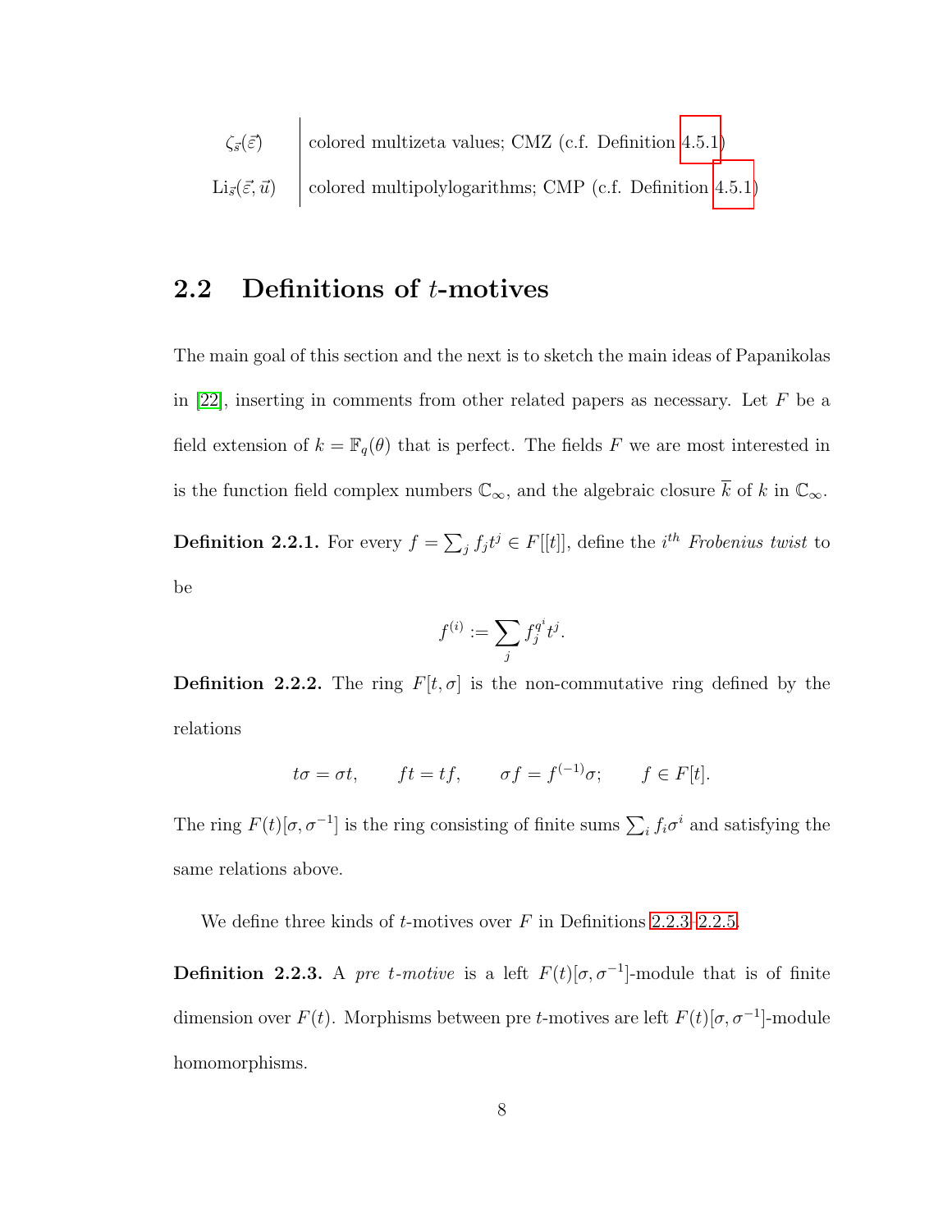| | |
|---|---|
| $\zeta_{\vec{s}}(\vec{\varepsilon})$ | colored multizeta values; CMZ (c.f. Definition 4.5.1) |
| $\mathrm{Li}_{\vec{s}}(\vec{\varepsilon}, \vec{u})$ | colored multipolylogarithms; CMP (c.f. Definition 4.5.1) |

## 2.2 Definitions of $t$-motives

The main goal of this section and the next is to sketch the main ideas of Papanikolas in [22], inserting in comments from other related papers as necessary. Let $F$ be a field extension of $k = \mathbb{F}_q(\theta)$ that is perfect. The fields $F$ we are most interested in is the function field complex numbers $\mathbb{C}_\infty$, and the algebraic closure $\overline{k}$ of $k$ in $\mathbb{C}_\infty$.

**Definition 2.2.1.** For every $f = \sum_j f_j t^j \in F[[t]]$, define the $i^{th}$ *Frobenius twist* to be

$$f^{(i)} := \sum_j f_j^{q^i} t^j.$$

**Definition 2.2.2.** The ring $F[t, \sigma]$ is the non-commutative ring defined by the relations

$$t\sigma = \sigma t, \qquad ft = tf, \qquad \sigma f = f^{(-1)}\sigma; \qquad f \in F[t].$$

The ring $F(t)[\sigma, \sigma^{-1}]$ is the ring consisting of finite sums $\sum_i f_i \sigma^i$ and satisfying the same relations above.

We define three kinds of $t$-motives over $F$ in Definitions 2.2.3–2.2.5.

**Definition 2.2.3.** A *pre $t$-motive* is a left $F(t)[\sigma, \sigma^{-1}]$-module that is of finite dimension over $F(t)$. Morphisms between pre $t$-motives are left $F(t)[\sigma, \sigma^{-1}]$-module homomorphisms.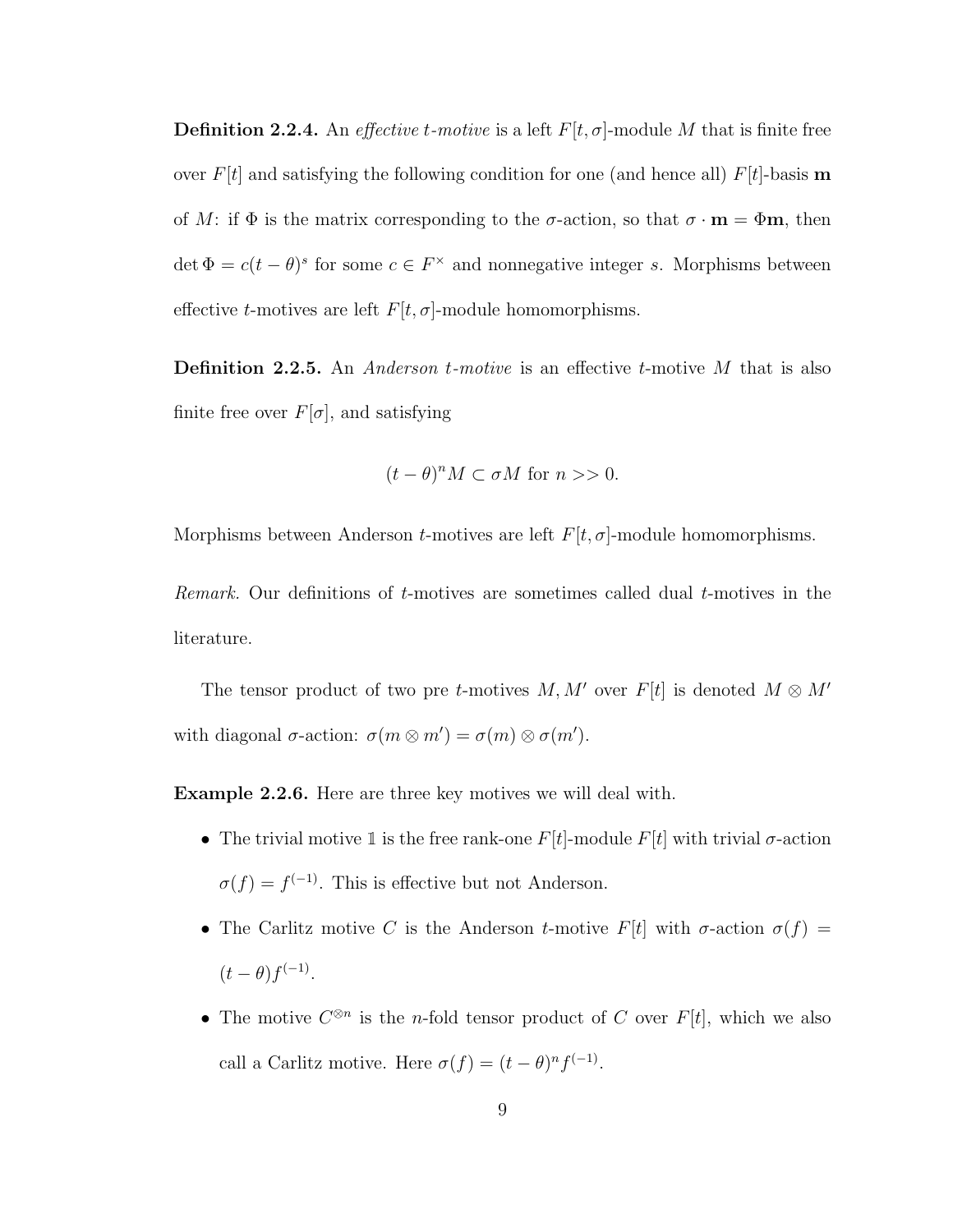**Definition 2.2.4.** An *effective t-motive* is a left $F[t, \sigma]$-module $M$ that is finite free over $F[t]$ and satisfying the following condition for one (and hence all) $F[t]$-basis $\mathbf{m}$ of $M$: if $\Phi$ is the matrix corresponding to the $\sigma$-action, so that $\sigma \cdot \mathbf{m} = \Phi \mathbf{m}$, then $\det \Phi = c(t - \theta)^s$ for some $c \in F^\times$ and nonnegative integer $s$. Morphisms between effective $t$-motives are left $F[t, \sigma]$-module homomorphisms.

**Definition 2.2.5.** An *Anderson t-motive* is an effective $t$-motive $M$ that is also finite free over $F[\sigma]$, and satisfying

$$(t - \theta)^n M \subset \sigma M \text{ for } n >> 0.$$

Morphisms between Anderson $t$-motives are left $F[t, \sigma]$-module homomorphisms.

*Remark.* Our definitions of $t$-motives are sometimes called dual $t$-motives in the literature.

The tensor product of two pre $t$-motives $M, M'$ over $F[t]$ is denoted $M \otimes M'$ with diagonal $\sigma$-action: $\sigma(m \otimes m') = \sigma(m) \otimes \sigma(m')$.

**Example 2.2.6.** Here are three key motives we will deal with.

- The trivial motive $\mathbb{1}$ is the free rank-one $F[t]$-module $F[t]$ with trivial $\sigma$-action $\sigma(f) = f^{(-1)}$. This is effective but not Anderson.
- The Carlitz motive $C$ is the Anderson $t$-motive $F[t]$ with $\sigma$-action $\sigma(f) = (t - \theta) f^{(-1)}$.
- The motive $C^{\otimes n}$ is the $n$-fold tensor product of $C$ over $F[t]$, which we also call a Carlitz motive. Here $\sigma(f) = (t - \theta)^n f^{(-1)}$.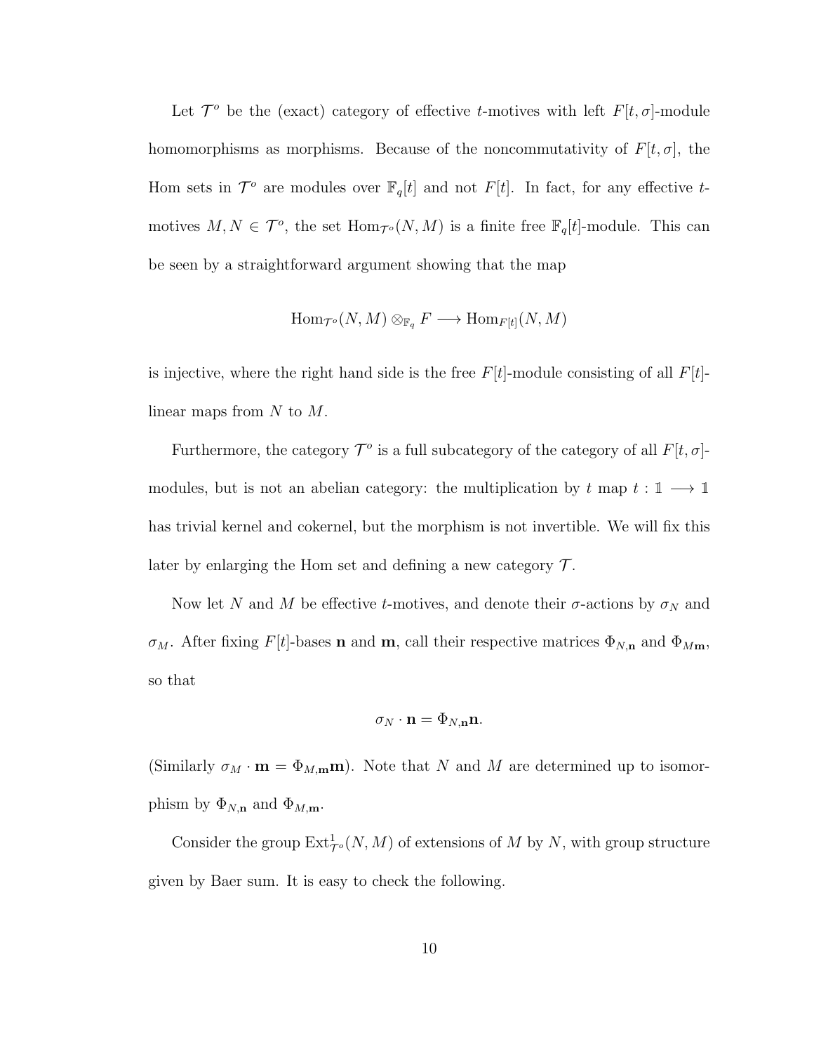Let $\mathcal{T}^o$ be the (exact) category of effective $t$-motives with left $F[t,\sigma]$-module homomorphisms as morphisms. Because of the noncommutativity of $F[t,\sigma]$, the Hom sets in $\mathcal{T}^o$ are modules over $\mathbb{F}_q[t]$ and not $F[t]$. In fact, for any effective $t$-motives $M, N \in \mathcal{T}^o$, the set $\mathrm{Hom}_{\mathcal{T}^o}(N, M)$ is a finite free $\mathbb{F}_q[t]$-module. This can be seen by a straightforward argument showing that the map

$$\mathrm{Hom}_{\mathcal{T}^o}(N, M) \otimes_{\mathbb{F}_q} F \longrightarrow \mathrm{Hom}_{F[t]}(N, M)$$

is injective, where the right hand side is the free $F[t]$-module consisting of all $F[t]$-linear maps from $N$ to $M$.

Furthermore, the category $\mathcal{T}^o$ is a full subcategory of the category of all $F[t,\sigma]$-modules, but is not an abelian category: the multiplication by $t$ map $t : \mathbb{1} \longrightarrow \mathbb{1}$ has trivial kernel and cokernel, but the morphism is not invertible. We will fix this later by enlarging the Hom set and defining a new category $\mathcal{T}$.

Now let $N$ and $M$ be effective $t$-motives, and denote their $\sigma$-actions by $\sigma_N$ and $\sigma_M$. After fixing $F[t]$-bases $\mathbf{n}$ and $\mathbf{m}$, call their respective matrices $\Phi_{N,\mathbf{n}}$ and $\Phi_{M\mathbf{m}}$, so that

$$\sigma_N \cdot \mathbf{n} = \Phi_{N,\mathbf{n}}\mathbf{n}.$$

(Similarly $\sigma_M \cdot \mathbf{m} = \Phi_{M,\mathbf{m}}\mathbf{m}$). Note that $N$ and $M$ are determined up to isomorphism by $\Phi_{N,\mathbf{n}}$ and $\Phi_{M,\mathbf{m}}$.

Consider the group $\mathrm{Ext}^1_{\mathcal{T}^o}(N, M)$ of extensions of $M$ by $N$, with group structure given by Baer sum. It is easy to check the following.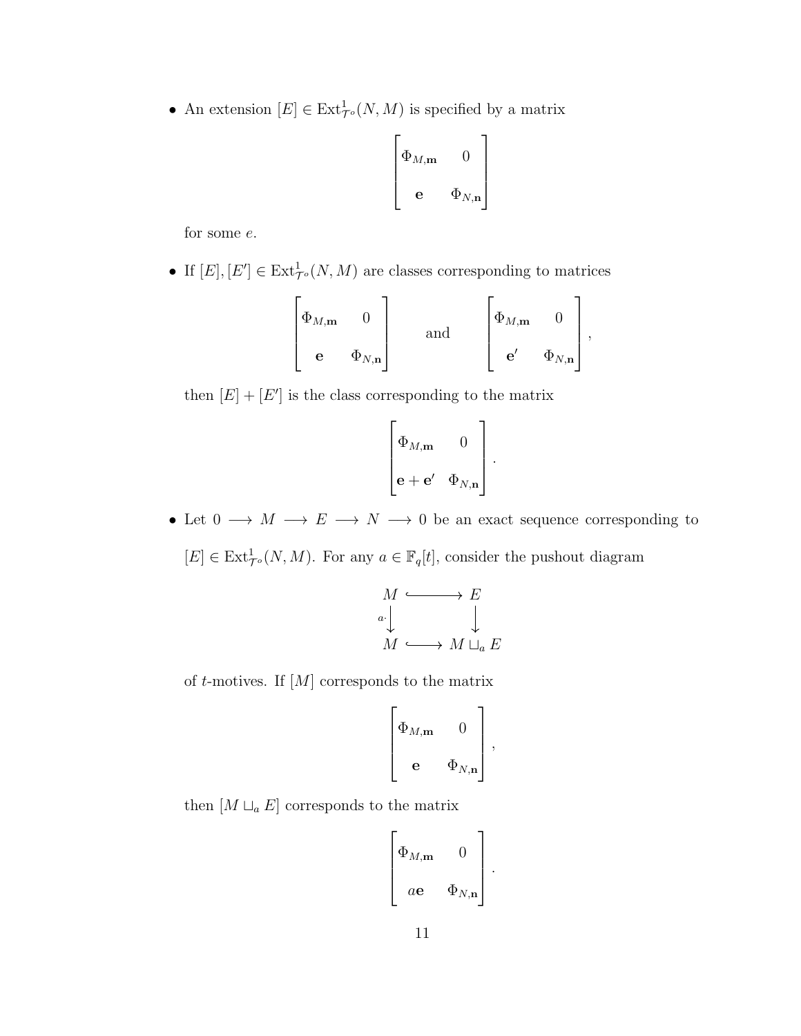- An extension $[E] \in \mathrm{Ext}^1_{\mathcal{T}^o}(N, M)$ is specified by a matrix

$$\begin{bmatrix} \Phi_{M,\mathbf{m}} & 0 \\ \mathbf{e} & \Phi_{N,\mathbf{n}} \end{bmatrix}$$

for some $e$.

- If $[E], [E'] \in \mathrm{Ext}^1_{\mathcal{T}^o}(N, M)$ are classes corresponding to matrices

$$\begin{bmatrix} \Phi_{M,\mathbf{m}} & 0 \\ \mathbf{e} & \Phi_{N,\mathbf{n}} \end{bmatrix} \quad \text{and} \quad \begin{bmatrix} \Phi_{M,\mathbf{m}} & 0 \\ \mathbf{e}' & \Phi_{N,\mathbf{n}} \end{bmatrix},$$

then $[E] + [E']$ is the class corresponding to the matrix

$$\begin{bmatrix} \Phi_{M,\mathbf{m}} & 0 \\ \mathbf{e} + \mathbf{e}' & \Phi_{N,\mathbf{n}} \end{bmatrix}.$$

- Let $0 \longrightarrow M \longrightarrow E \longrightarrow N \longrightarrow 0$ be an exact sequence corresponding to $[E] \in \mathrm{Ext}^1_{\mathcal{T}^o}(N, M)$. For any $a \in \mathbb{F}_q[t]$, consider the pushout diagram

$$\begin{array}{ccc} M & \hookrightarrow & E \\ {\scriptstyle a\cdot}\downarrow & & \downarrow \\ M & \hookrightarrow & M \sqcup_a E \end{array}$$

of $t$-motives. If $[M]$ corresponds to the matrix

$$\begin{bmatrix} \Phi_{M,\mathbf{m}} & 0 \\ \mathbf{e} & \Phi_{N,\mathbf{n}} \end{bmatrix},$$

then $[M \sqcup_a E]$ corresponds to the matrix

$$\begin{bmatrix} \Phi_{M,\mathbf{m}} & 0 \\ a\mathbf{e} & \Phi_{N,\mathbf{n}} \end{bmatrix}.$$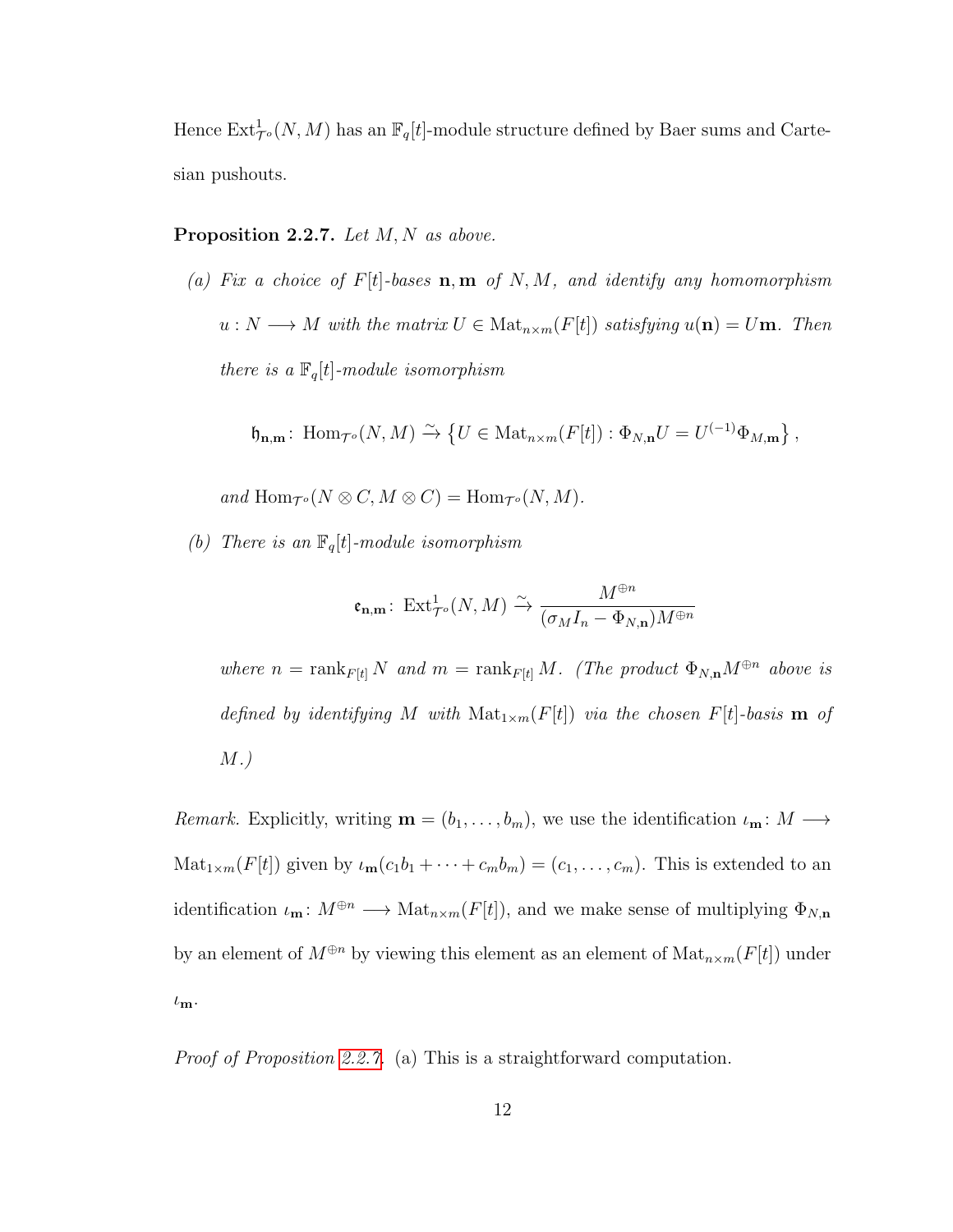Hence $\mathrm{Ext}^1_{\mathcal{T}^\circ}(N, M)$ has an $\mathbb{F}_q[t]$-module structure defined by Baer sums and Cartesian pushouts.

**Proposition 2.2.7.** *Let $M, N$ as above.*

*(a) Fix a choice of $F[t]$-bases $\mathbf{n}, \mathbf{m}$ of $N, M$, and identify any homomorphism $u : N \longrightarrow M$ with the matrix $U \in \mathrm{Mat}_{n\times m}(F[t])$ satisfying $u(\mathbf{n}) = U\mathbf{m}$. Then there is a $\mathbb{F}_q[t]$-module isomorphism*

$$\mathfrak{h}_{\mathbf{n},\mathbf{m}} \colon \mathrm{Hom}_{\mathcal{T}^\circ}(N, M) \xrightarrow{\sim} \left\{ U \in \mathrm{Mat}_{n\times m}(F[t]) : \Phi_{N,\mathbf{n}} U = U^{(-1)} \Phi_{M,\mathbf{m}} \right\},$$

*and $\mathrm{Hom}_{\mathcal{T}^\circ}(N \otimes C, M \otimes C) = \mathrm{Hom}_{\mathcal{T}^\circ}(N, M)$.*

*(b) There is an $\mathbb{F}_q[t]$-module isomorphism*

$$\mathfrak{e}_{\mathbf{n},\mathbf{m}} \colon \mathrm{Ext}^1_{\mathcal{T}^\circ}(N, M) \xrightarrow{\sim} \frac{M^{\oplus n}}{(\sigma_M I_n - \Phi_{N,\mathbf{n}})M^{\oplus n}}$$

*where $n = \mathrm{rank}_{F[t]} N$ and $m = \mathrm{rank}_{F[t]} M$. (The product $\Phi_{N,\mathbf{n}} M^{\oplus n}$ above is defined by identifying $M$ with $\mathrm{Mat}_{1\times m}(F[t])$ via the chosen $F[t]$-basis $\mathbf{m}$ of $M$.)*

*Remark.* Explicitly, writing $\mathbf{m} = (b_1, \ldots, b_m)$, we use the identification $\iota_{\mathbf{m}} \colon M \longrightarrow \mathrm{Mat}_{1\times m}(F[t])$ given by $\iota_{\mathbf{m}}(c_1 b_1 + \cdots + c_m b_m) = (c_1, \ldots, c_m)$. This is extended to an identification $\iota_{\mathbf{m}} \colon M^{\oplus n} \longrightarrow \mathrm{Mat}_{n\times m}(F[t])$, and we make sense of multiplying $\Phi_{N,\mathbf{n}}$ by an element of $M^{\oplus n}$ by viewing this element as an element of $\mathrm{Mat}_{n\times m}(F[t])$ under $\iota_{\mathbf{m}}$.

*Proof of Proposition 2.2.7.* (a) This is a straightforward computation.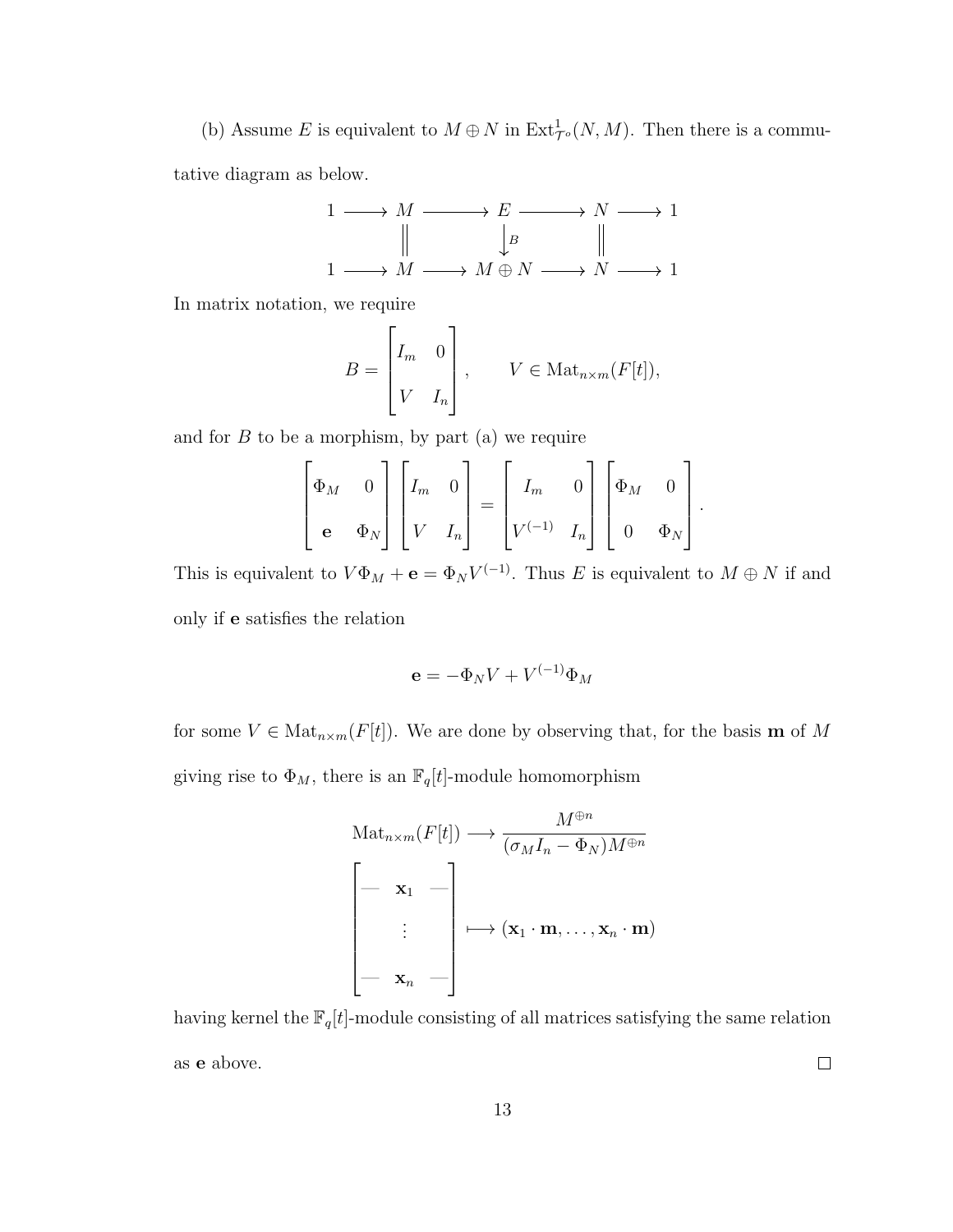(b) Assume $E$ is equivalent to $M \oplus N$ in $\operatorname{Ext}^1_{\mathcal{T}^o}(N, M)$. Then there is a commutative diagram as below.

$$
\begin{array}{ccccccccc}
1 & \longrightarrow & M & \longrightarrow & E & \longrightarrow & N & \longrightarrow & 1 \\
 & & \| & & \downarrow{\scriptstyle B} & & \| & & \\
1 & \longrightarrow & M & \longrightarrow & M \oplus N & \longrightarrow & N & \longrightarrow & 1
\end{array}
$$

In matrix notation, we require

$$
B = \begin{bmatrix} I_m & 0 \\ V & I_n \end{bmatrix}, \qquad V \in \operatorname{Mat}_{n \times m}(F[t]),
$$

and for $B$ to be a morphism, by part (a) we require

$$
\begin{bmatrix} \Phi_M & 0 \\ \mathbf{e} & \Phi_N \end{bmatrix} \begin{bmatrix} I_m & 0 \\ V & I_n \end{bmatrix} = \begin{bmatrix} I_m & 0 \\ V^{(-1)} & I_n \end{bmatrix} \begin{bmatrix} \Phi_M & 0 \\ 0 & \Phi_N \end{bmatrix}.
$$

This is equivalent to $V\Phi_M + \mathbf{e} = \Phi_N V^{(-1)}$. Thus $E$ is equivalent to $M \oplus N$ if and only if $\mathbf{e}$ satisfies the relation

$$
\mathbf{e} = -\Phi_N V + V^{(-1)} \Phi_M
$$

for some $V \in \operatorname{Mat}_{n \times m}(F[t])$. We are done by observing that, for the basis $\mathbf{m}$ of $M$ giving rise to $\Phi_M$, there is an $\mathbb{F}_q[t]$-module homomorphism

$$
\operatorname{Mat}_{n \times m}(F[t]) \longrightarrow \frac{M^{\oplus n}}{(\sigma_M I_n - \Phi_N) M^{\oplus n}}
$$

$$
\begin{bmatrix} \text{—} & \mathbf{x}_1 & \text{—} \\ & \vdots & \\ \text{—} & \mathbf{x}_n & \text{—} \end{bmatrix} \longmapsto (\mathbf{x}_1 \cdot \mathbf{m}, \ldots, \mathbf{x}_n \cdot \mathbf{m})
$$

having kernel the $\mathbb{F}_q[t]$-module consisting of all matrices satisfying the same relation as $\mathbf{e}$ above. $\square$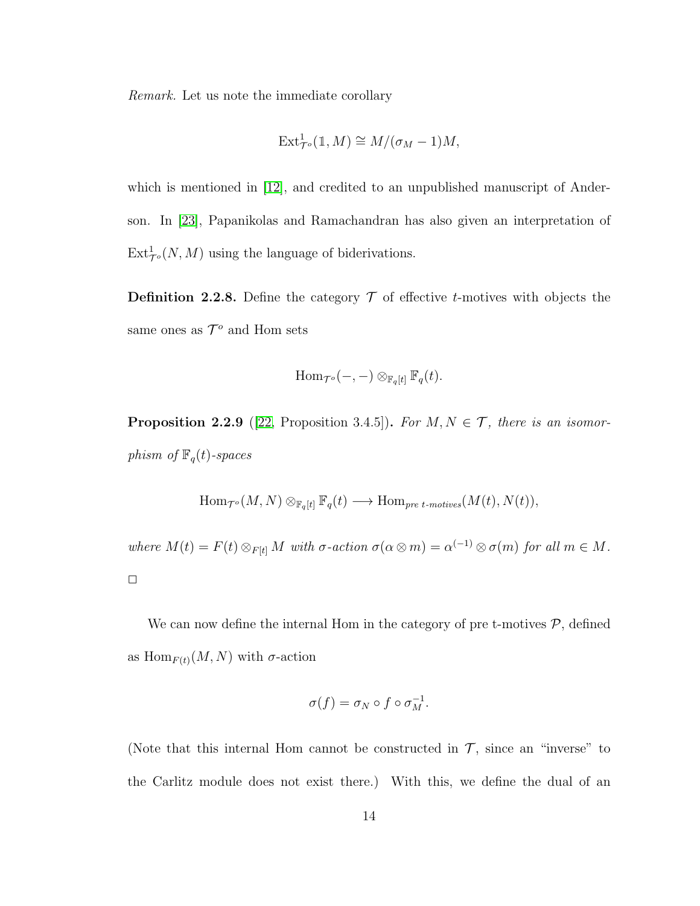*Remark.* Let us note the immediate corollary

$$\operatorname{Ext}^1_{\mathcal{T}^o}(\mathbb{1}, M) \cong M/(\sigma_M - 1)M,$$

which is mentioned in [12], and credited to an unpublished manuscript of Anderson. In [23], Papanikolas and Ramachandran has also given an interpretation of $\operatorname{Ext}^1_{\mathcal{T}^o}(N, M)$ using the language of biderivations.

**Definition 2.2.8.** Define the category $\mathcal{T}$ of effective $t$-motives with objects the same ones as $\mathcal{T}^o$ and Hom sets

$$\operatorname{Hom}_{\mathcal{T}^o}(-,-) \otimes_{\mathbb{F}_q[t]} \mathbb{F}_q(t).$$

**Proposition 2.2.9** ([22, Proposition 3.4.5])**.** *For $M, N \in \mathcal{T}$, there is an isomorphism of $\mathbb{F}_q(t)$-spaces*

$$\operatorname{Hom}_{\mathcal{T}^o}(M, N) \otimes_{\mathbb{F}_q[t]} \mathbb{F}_q(t) \longrightarrow \operatorname{Hom}_{\textit{pre t-motives}}(M(t), N(t)),$$

*where $M(t) = F(t) \otimes_{F[t]} M$ with $\sigma$-action $\sigma(\alpha \otimes m) = \alpha^{(-1)} \otimes \sigma(m)$ for all $m \in M$.* □

We can now define the internal Hom in the category of pre t-motives $\mathcal{P}$, defined as $\operatorname{Hom}_{F(t)}(M, N)$ with $\sigma$-action

$$\sigma(f) = \sigma_N \circ f \circ \sigma_M^{-1}.$$

(Note that this internal Hom cannot be constructed in $\mathcal{T}$, since an "inverse" to the Carlitz module does not exist there.) With this, we define the dual of an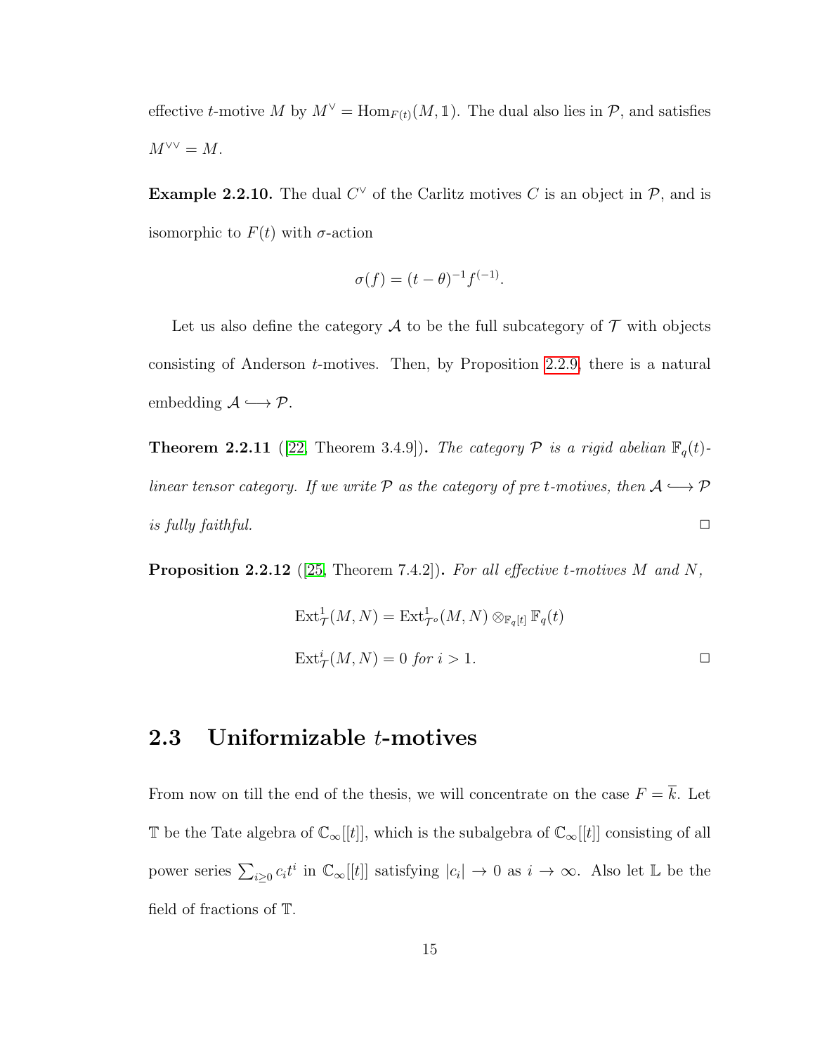effective $t$-motive $M$ by $M^\vee = \mathrm{Hom}_{F(t)}(M, \mathbb{1})$. The dual also lies in $\mathcal{P}$, and satisfies $M^{\vee\vee} = M$.

**Example 2.2.10.** The dual $C^\vee$ of the Carlitz motives $C$ is an object in $\mathcal{P}$, and is isomorphic to $F(t)$ with $\sigma$-action

$$\sigma(f) = (t-\theta)^{-1} f^{(-1)}.$$

Let us also define the category $\mathcal{A}$ to be the full subcategory of $\mathcal{T}$ with objects consisting of Anderson $t$-motives. Then, by Proposition 2.2.9, there is a natural embedding $\mathcal{A} \hookrightarrow \mathcal{P}$.

**Theorem 2.2.11** ([22, Theorem 3.4.9])**.** *The category $\mathcal{P}$ is a rigid abelian $\mathbb{F}_q(t)$-linear tensor category. If we write $\mathcal{P}$ as the category of pre $t$-motives, then $\mathcal{A} \hookrightarrow \mathcal{P}$ is fully faithful.* □

**Proposition 2.2.12** ([25, Theorem 7.4.2])**.** *For all effective $t$-motives $M$ and $N$,*

$$\mathrm{Ext}^1_{\mathcal{T}}(M,N) = \mathrm{Ext}^1_{\mathcal{T}^o}(M,N) \otimes_{\mathbb{F}_q[t]} \mathbb{F}_q(t)$$

$$\mathrm{Ext}^i_{\mathcal{T}}(M,N) = 0 \text{ for } i > 1.$$

□

## 2.3 Uniformizable $t$-motives

From now on till the end of the thesis, we will concentrate on the case $F = \overline{k}$. Let $\mathbb{T}$ be the Tate algebra of $\mathbb{C}_\infty[[t]]$, which is the subalgebra of $\mathbb{C}_\infty[[t]]$ consisting of all power series $\sum_{i\geq 0} c_i t^i$ in $\mathbb{C}_\infty[[t]]$ satisfying $|c_i| \to 0$ as $i \to \infty$. Also let $\mathbb{L}$ be the field of fractions of $\mathbb{T}$.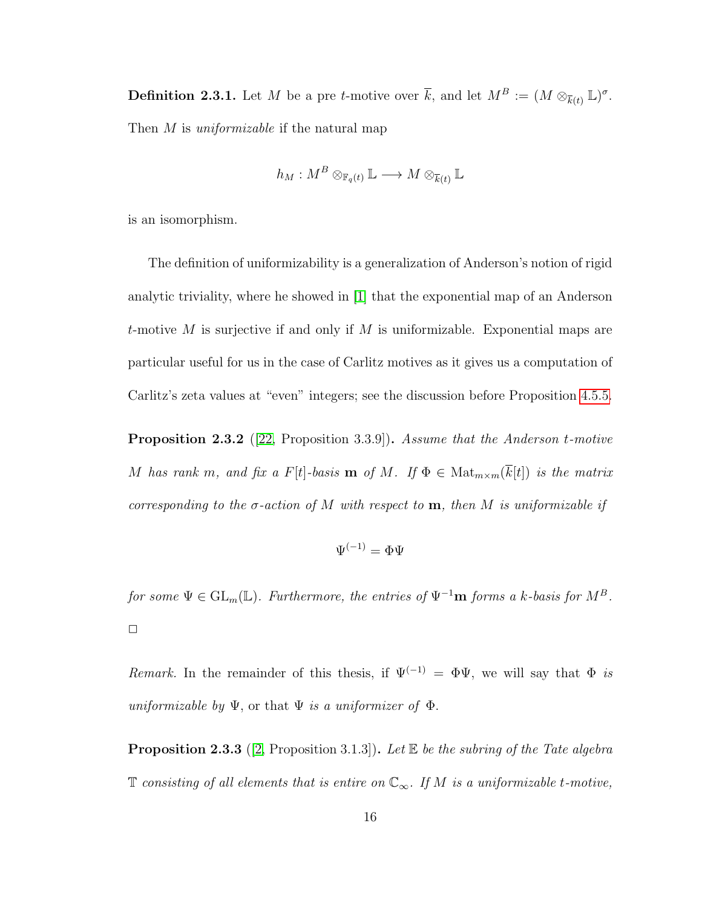**Definition 2.3.1.** Let $M$ be a pre $t$-motive over $\overline{k}$, and let $M^B := (M \otimes_{\overline{k}(t)} \mathbb{L})^\sigma$. Then $M$ is *uniformizable* if the natural map

$$h_M : M^B \otimes_{\mathbb{F}_q(t)} \mathbb{L} \longrightarrow M \otimes_{\overline{k}(t)} \mathbb{L}$$

is an isomorphism.

The definition of uniformizability is a generalization of Anderson's notion of rigid analytic triviality, where he showed in [1] that the exponential map of an Anderson $t$-motive $M$ is surjective if and only if $M$ is uniformizable. Exponential maps are particular useful for us in the case of Carlitz motives as it gives us a computation of Carlitz's zeta values at "even" integers; see the discussion before Proposition 4.5.5.

**Proposition 2.3.2** ([22, Proposition 3.3.9])**.** *Assume that the Anderson $t$-motive $M$ has rank $m$, and fix a $F[t]$-basis $\mathbf{m}$ of $M$. If $\Phi \in \mathrm{Mat}_{m\times m}(\overline{k}[t])$ is the matrix corresponding to the $\sigma$-action of $M$ with respect to $\mathbf{m}$, then $M$ is uniformizable if*

$$\Psi^{(-1)} = \Phi\Psi$$

*for some $\Psi \in \mathrm{GL}_m(\mathbb{L})$. Furthermore, the entries of $\Psi^{-1}\mathbf{m}$ forms a $k$-basis for $M^B$.*
□

*Remark.* In the remainder of this thesis, if $\Psi^{(-1)} = \Phi\Psi$, we will say that $\Phi$ *is uniformizable by* $\Psi$, or that $\Psi$ *is a uniformizer of* $\Phi$.

**Proposition 2.3.3** ([2, Proposition 3.1.3])**.** *Let $\mathbb{E}$ be the subring of the Tate algebra $\mathbb{T}$ consisting of all elements that is entire on $\mathbb{C}_\infty$. If $M$ is a uniformizable $t$-motive,*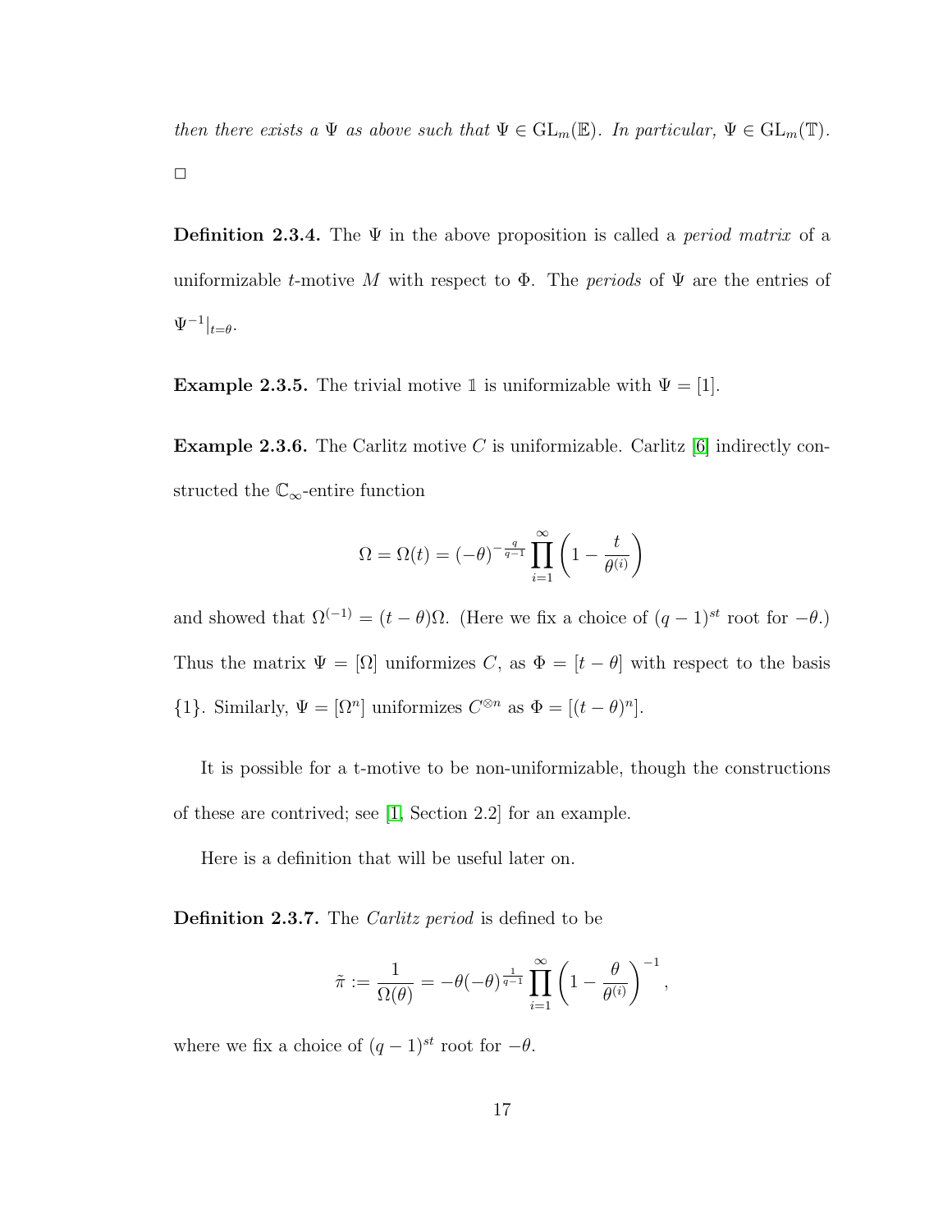*then there exists a $\Psi$ as above such that $\Psi \in \mathrm{GL}_m(\mathbb{E})$. In particular, $\Psi \in \mathrm{GL}_m(\mathbb{T})$.*

□

**Definition 2.3.4.** The $\Psi$ in the above proposition is called a *period matrix* of a uniformizable $t$-motive $M$ with respect to $\Phi$. The *periods* of $\Psi$ are the entries of $\Psi^{-1}|_{t=\theta}$.

**Example 2.3.5.** The trivial motive $\mathbb{1}$ is uniformizable with $\Psi = [1]$.

**Example 2.3.6.** The Carlitz motive $C$ is uniformizable. Carlitz [6] indirectly constructed the $\mathbb{C}_\infty$-entire function

$$\Omega = \Omega(t) = (-\theta)^{-\frac{q}{q-1}} \prod_{i=1}^{\infty} \left(1 - \frac{t}{\theta^{(i)}}\right)$$

and showed that $\Omega^{(-1)} = (t - \theta)\Omega$. (Here we fix a choice of $(q-1)^{st}$ root for $-\theta$.) Thus the matrix $\Psi = [\Omega]$ uniformizes $C$, as $\Phi = [t - \theta]$ with respect to the basis $\{1\}$. Similarly, $\Psi = [\Omega^n]$ uniformizes $C^{\otimes n}$ as $\Phi = [(t-\theta)^n]$.

It is possible for a t-motive to be non-uniformizable, though the constructions of these are contrived; see [1, Section 2.2] for an example.

Here is a definition that will be useful later on.

**Definition 2.3.7.** The *Carlitz period* is defined to be

$$\tilde{\pi} := \frac{1}{\Omega(\theta)} = -\theta(-\theta)^{\frac{1}{q-1}} \prod_{i=1}^{\infty} \left(1 - \frac{\theta}{\theta^{(i)}}\right)^{-1},$$

where we fix a choice of $(q-1)^{st}$ root for $-\theta$.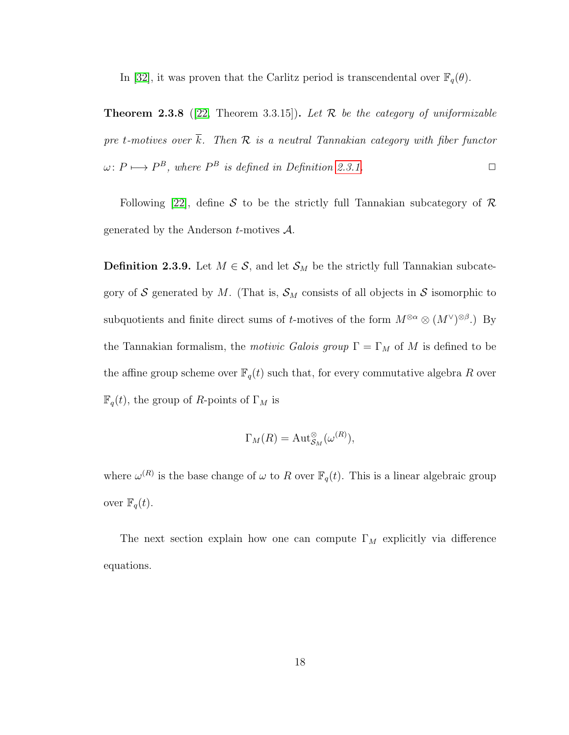In [32], it was proven that the Carlitz period is transcendental over $\mathbb{F}_q(\theta)$.

**Theorem 2.3.8** ([22, Theorem 3.3.15])**.** *Let $\mathcal{R}$ be the category of uniformizable pre t-motives over $\overline{k}$. Then $\mathcal{R}$ is a neutral Tannakian category with fiber functor $\omega\colon P \longmapsto P^B$, where $P^B$ is defined in Definition 2.3.1.* □

Following [22], define $\mathcal{S}$ to be the strictly full Tannakian subcategory of $\mathcal{R}$ generated by the Anderson $t$-motives $\mathcal{A}$.

**Definition 2.3.9.** Let $M \in \mathcal{S}$, and let $\mathcal{S}_M$ be the strictly full Tannakian subcategory of $\mathcal{S}$ generated by $M$. (That is, $\mathcal{S}_M$ consists of all objects in $\mathcal{S}$ isomorphic to subquotients and finite direct sums of $t$-motives of the form $M^{\otimes \alpha} \otimes (M^\vee)^{\otimes \beta}$.) By the Tannakian formalism, the *motivic Galois group* $\Gamma = \Gamma_M$ of $M$ is defined to be the affine group scheme over $\mathbb{F}_q(t)$ such that, for every commutative algebra $R$ over $\mathbb{F}_q(t)$, the group of $R$-points of $\Gamma_M$ is

$$\Gamma_M(R) = \mathrm{Aut}^{\otimes}_{\mathcal{S}_M}(\omega^{(R)}),$$

where $\omega^{(R)}$ is the base change of $\omega$ to $R$ over $\mathbb{F}_q(t)$. This is a linear algebraic group over $\mathbb{F}_q(t)$.

The next section explain how one can compute $\Gamma_M$ explicitly via difference equations.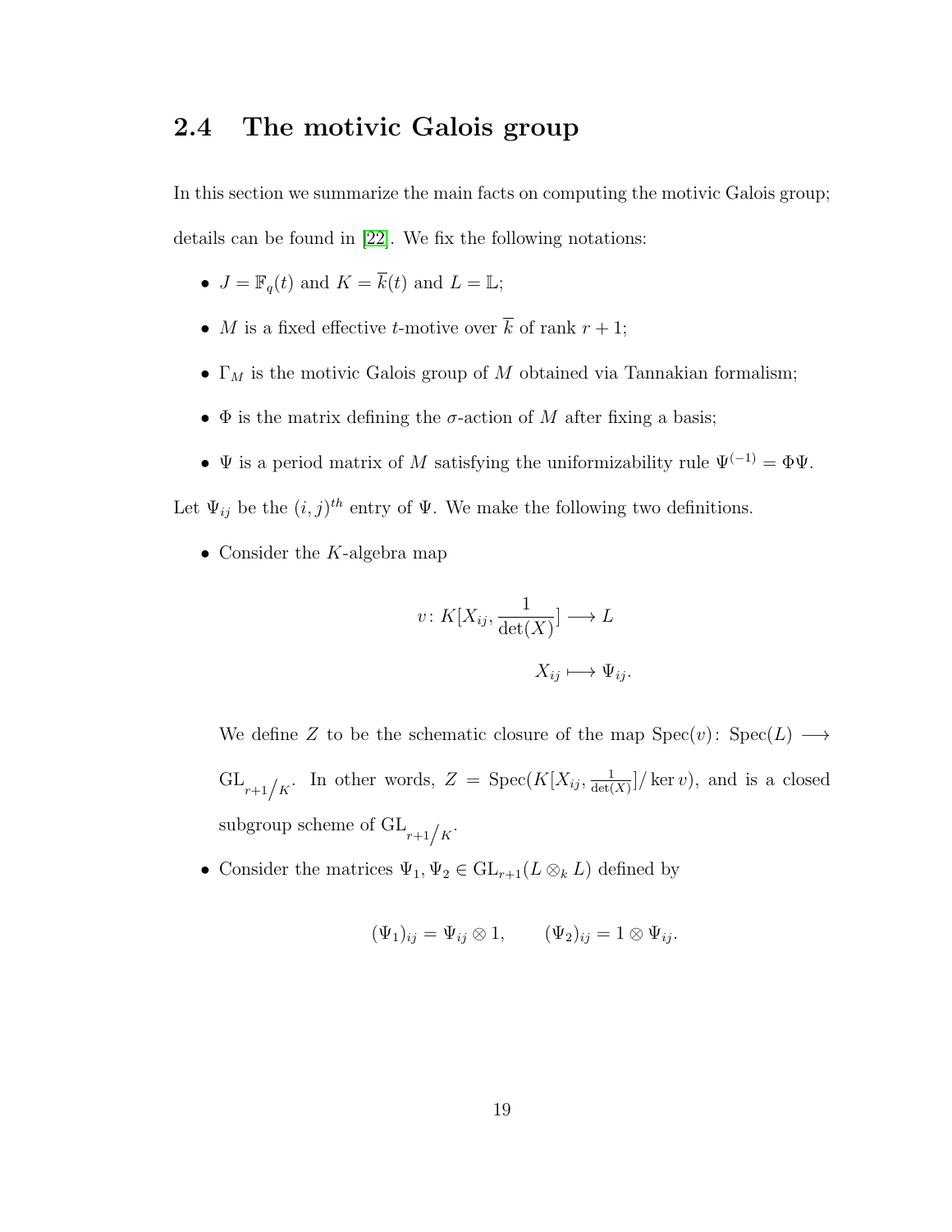## 2.4 The motivic Galois group

In this section we summarize the main facts on computing the motivic Galois group; details can be found in [22]. We fix the following notations:

- $J = \mathbb{F}_q(t)$ and $K = \overline{k}(t)$ and $L = \mathbb{L}$;
- $M$ is a fixed effective $t$-motive over $\overline{k}$ of rank $r+1$;
- $\Gamma_M$ is the motivic Galois group of $M$ obtained via Tannakian formalism;
- $\Phi$ is the matrix defining the $\sigma$-action of $M$ after fixing a basis;
- $\Psi$ is a period matrix of $M$ satisfying the uniformizability rule $\Psi^{(-1)} = \Phi\Psi$.

Let $\Psi_{ij}$ be the $(i,j)^{th}$ entry of $\Psi$. We make the following two definitions.

- Consider the $K$-algebra map

$$v\colon K[X_{ij}, \frac{1}{\det(X)}] \longrightarrow L$$

$$X_{ij} \longmapsto \Psi_{ij}.$$

  We define $Z$ to be the schematic closure of the map $\mathrm{Spec}(v)\colon \mathrm{Spec}(L) \longrightarrow \mathrm{GL}_{r+1/K}$. In other words, $Z = \mathrm{Spec}(K[X_{ij}, \frac{1}{\det(X)}]/\ker v)$, and is a closed subgroup scheme of $\mathrm{GL}_{r+1/K}$.

- Consider the matrices $\Psi_1, \Psi_2 \in \mathrm{GL}_{r+1}(L \otimes_k L)$ defined by

$$(\Psi_1)_{ij} = \Psi_{ij} \otimes 1, \qquad (\Psi_2)_{ij} = 1 \otimes \Psi_{ij}.$$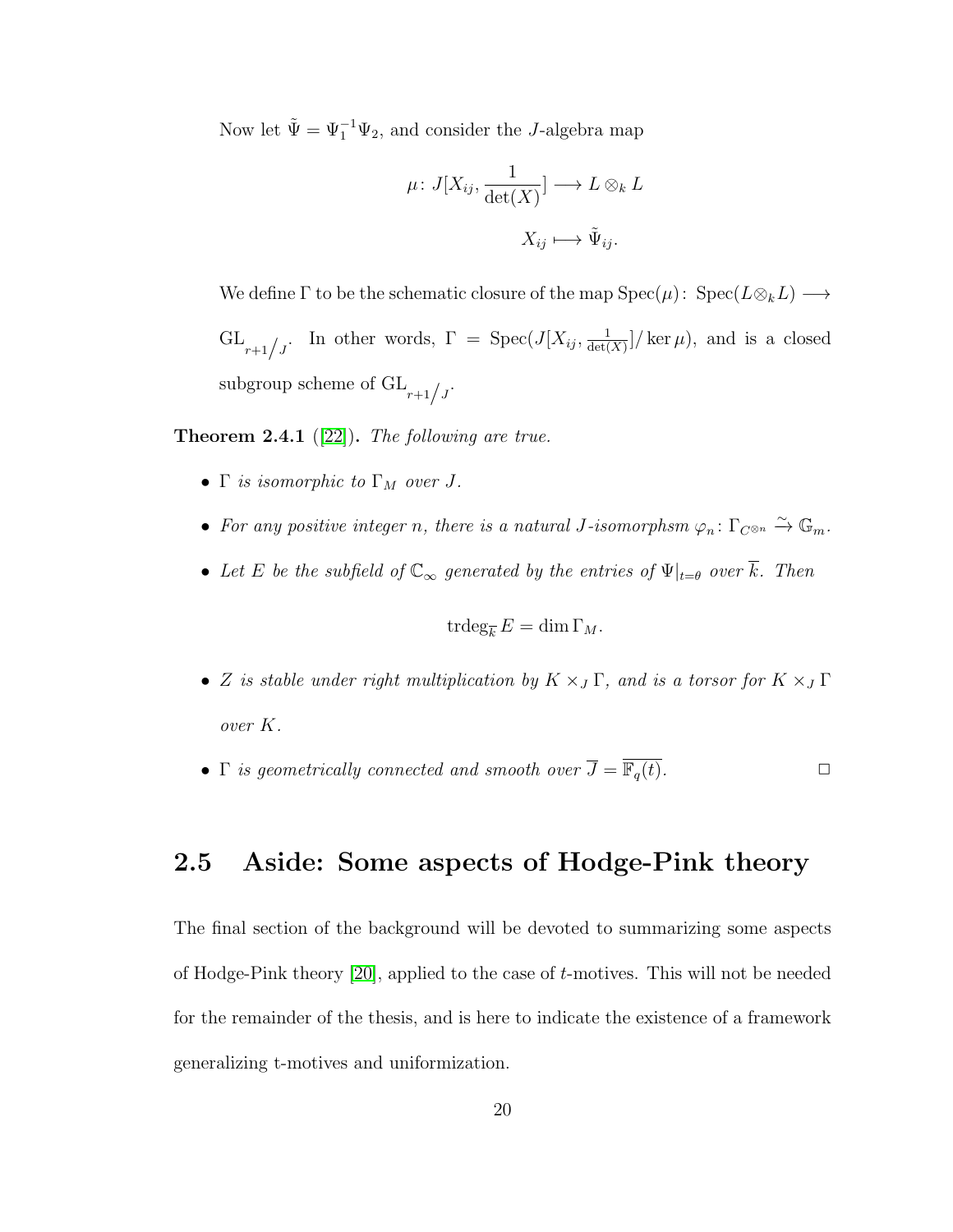Now let $\tilde{\Psi} = \Psi_1^{-1}\Psi_2$, and consider the $J$-algebra map

$$\mu\colon J[X_{ij}, \frac{1}{\det(X)}] \longrightarrow L \otimes_k L$$
$$X_{ij} \longmapsto \tilde{\Psi}_{ij}.$$

We define $\Gamma$ to be the schematic closure of the map $\operatorname{Spec}(\mu)\colon \operatorname{Spec}(L \otimes_k L) \longrightarrow \operatorname{GL}_{r+1}/_J$. In other words, $\Gamma = \operatorname{Spec}(J[X_{ij}, \frac{1}{\det(X)}]/\ker\mu)$, and is a closed subgroup scheme of $\operatorname{GL}_{r+1}/_J$.

**Theorem 2.4.1** ([22]). *The following are true.*

- *$\Gamma$ is isomorphic to $\Gamma_M$ over $J$.*
- *For any positive integer $n$, there is a natural $J$-isomorphsm $\varphi_n\colon \Gamma_{C^{\otimes n}} \xrightarrow{\sim} \mathbb{G}_m$.*
- *Let $E$ be the subfield of $\mathbb{C}_\infty$ generated by the entries of $\Psi|_{t=\theta}$ over $\overline{k}$. Then*

$$\operatorname{trdeg}_{\overline{k}} E = \dim \Gamma_M.$$

- *$Z$ is stable under right multiplication by $K \times_J \Gamma$, and is a torsor for $K \times_J \Gamma$ over $K$.*
- *$\Gamma$ is geometrically connected and smooth over $\overline{J} = \overline{\mathbb{F}_q(t)}$.* □

## 2.5 Aside: Some aspects of Hodge-Pink theory

The final section of the background will be devoted to summarizing some aspects of Hodge-Pink theory [20], applied to the case of $t$-motives. This will not be needed for the remainder of the thesis, and is here to indicate the existence of a framework generalizing t-motives and uniformization.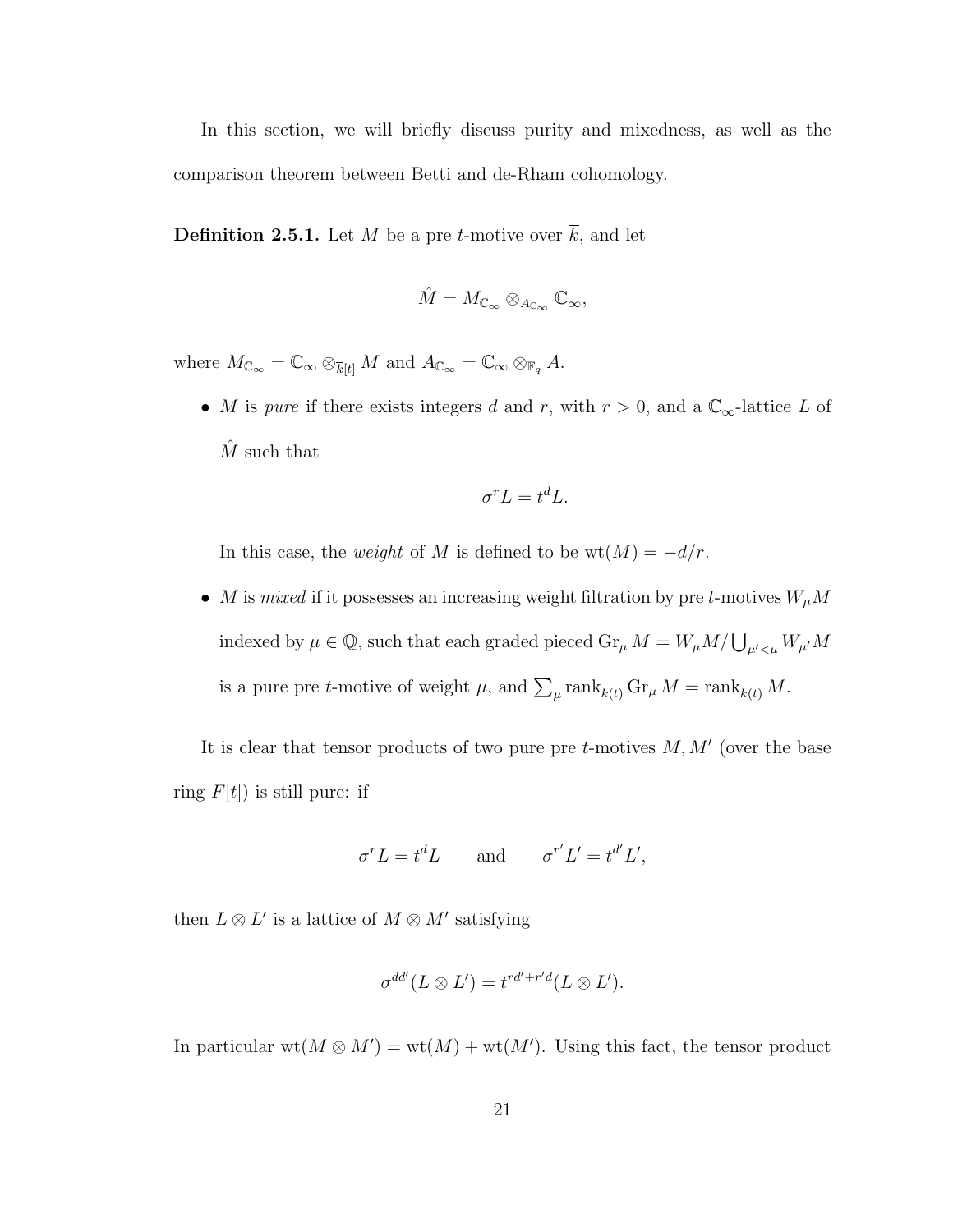In this section, we will briefly discuss purity and mixedness, as well as the comparison theorem between Betti and de-Rham cohomology.

**Definition 2.5.1.** Let $M$ be a pre $t$-motive over $\overline{k}$, and let

$$\hat{M} = M_{\mathbb{C}_\infty} \otimes_{A_{\mathbb{C}_\infty}} \mathbb{C}_\infty,$$

where $M_{\mathbb{C}_\infty} = \mathbb{C}_\infty \otimes_{\overline{k}[t]} M$ and $A_{\mathbb{C}_\infty} = \mathbb{C}_\infty \otimes_{\mathbb{F}_q} A$.

- $M$ is *pure* if there exists integers $d$ and $r$, with $r > 0$, and a $\mathbb{C}_\infty$-lattice $L$ of $\hat{M}$ such that

  $$\sigma^r L = t^d L.$$

  In this case, the *weight* of $M$ is defined to be $\mathrm{wt}(M) = -d/r$.

- $M$ is *mixed* if it possesses an increasing weight filtration by pre $t$-motives $W_\mu M$ indexed by $\mu \in \mathbb{Q}$, such that each graded pieced $\mathrm{Gr}_\mu M = W_\mu M / \bigcup_{\mu' < \mu} W_{\mu'} M$ is a pure pre $t$-motive of weight $\mu$, and $\sum_\mu \mathrm{rank}_{\overline{k}(t)} \mathrm{Gr}_\mu M = \mathrm{rank}_{\overline{k}(t)} M$.

It is clear that tensor products of two pure pre $t$-motives $M, M'$ (over the base ring $F[t]$) is still pure: if

$$\sigma^r L = t^d L \qquad \text{and} \qquad \sigma^{r'} L' = t^{d'} L',$$

then $L \otimes L'$ is a lattice of $M \otimes M'$ satisfying

$$\sigma^{dd'}(L \otimes L') = t^{rd' + r'd}(L \otimes L').$$

In particular $\mathrm{wt}(M \otimes M') = \mathrm{wt}(M) + \mathrm{wt}(M')$. Using this fact, the tensor product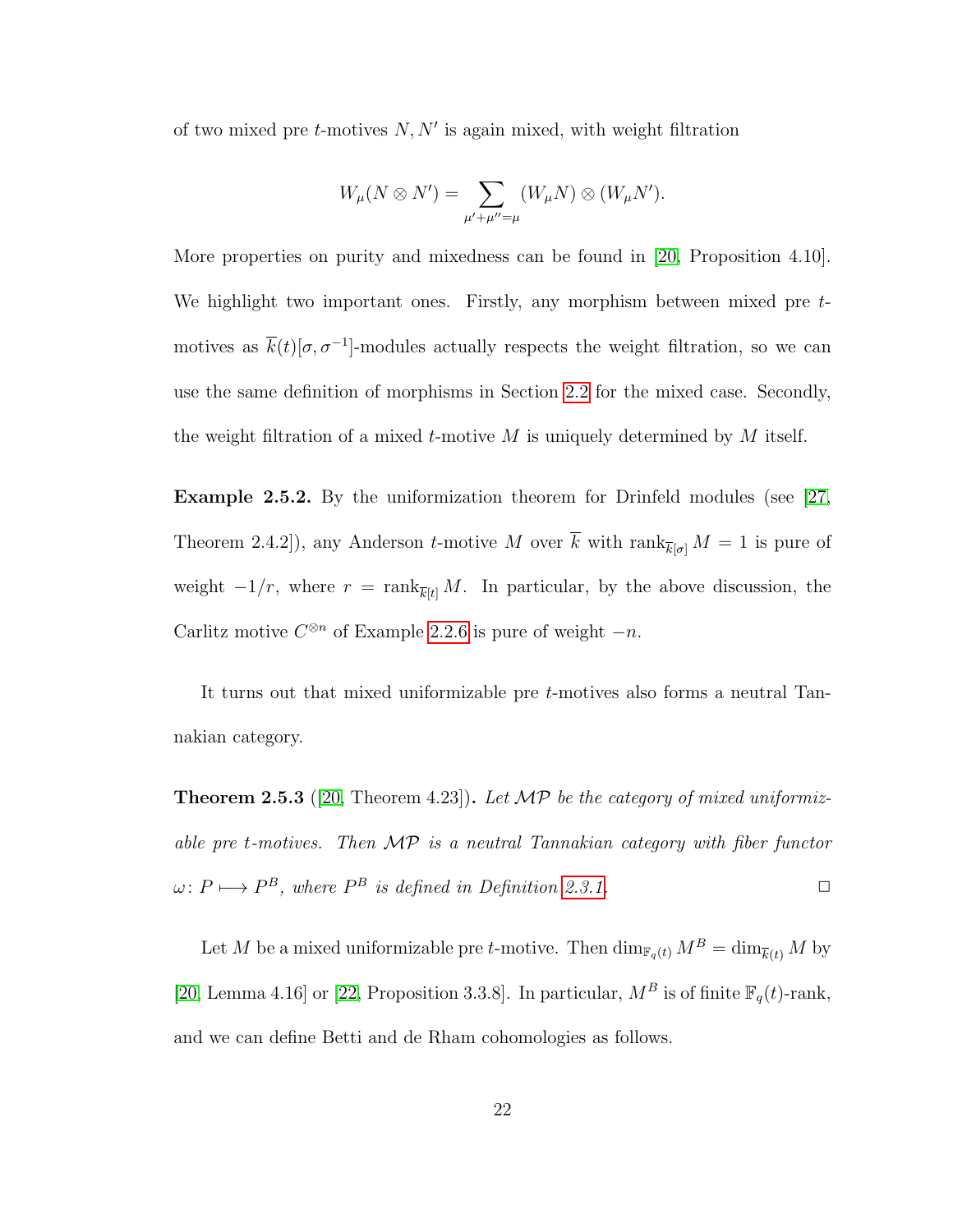of two mixed pre $t$-motives $N, N'$ is again mixed, with weight filtration

$$W_\mu(N \otimes N') = \sum_{\mu'+\mu''=\mu} (W_\mu N) \otimes (W_\mu N').$$

More properties on purity and mixedness can be found in [20, Proposition 4.10]. We highlight two important ones. Firstly, any morphism between mixed pre $t$-motives as $\overline{k}(t)[\sigma, \sigma^{-1}]$-modules actually respects the weight filtration, so we can use the same definition of morphisms in Section 2.2 for the mixed case. Secondly, the weight filtration of a mixed $t$-motive $M$ is uniquely determined by $M$ itself.

**Example 2.5.2.** By the uniformization theorem for Drinfeld modules (see [27, Theorem 2.4.2]), any Anderson $t$-motive $M$ over $\overline{k}$ with $\operatorname{rank}_{\overline{k}[\sigma]} M = 1$ is pure of weight $-1/r$, where $r = \operatorname{rank}_{\overline{k}[t]} M$. In particular, by the above discussion, the Carlitz motive $C^{\otimes n}$ of Example 2.2.6 is pure of weight $-n$.

It turns out that mixed uniformizable pre $t$-motives also forms a neutral Tannakian category.

**Theorem 2.5.3** ([20, Theorem 4.23])**.** *Let $\mathcal{MP}$ be the category of mixed uniformizable pre $t$-motives. Then $\mathcal{MP}$ is a neutral Tannakian category with fiber functor $\omega\colon P \longmapsto P^B$, where $P^B$ is defined in Definition 2.3.1.* □

Let $M$ be a mixed uniformizable pre $t$-motive. Then $\dim_{\mathbb{F}_q(t)} M^B = \dim_{\overline{k}(t)} M$ by [20, Lemma 4.16] or [22, Proposition 3.3.8]. In particular, $M^B$ is of finite $\mathbb{F}_q(t)$-rank, and we can define Betti and de Rham cohomologies as follows.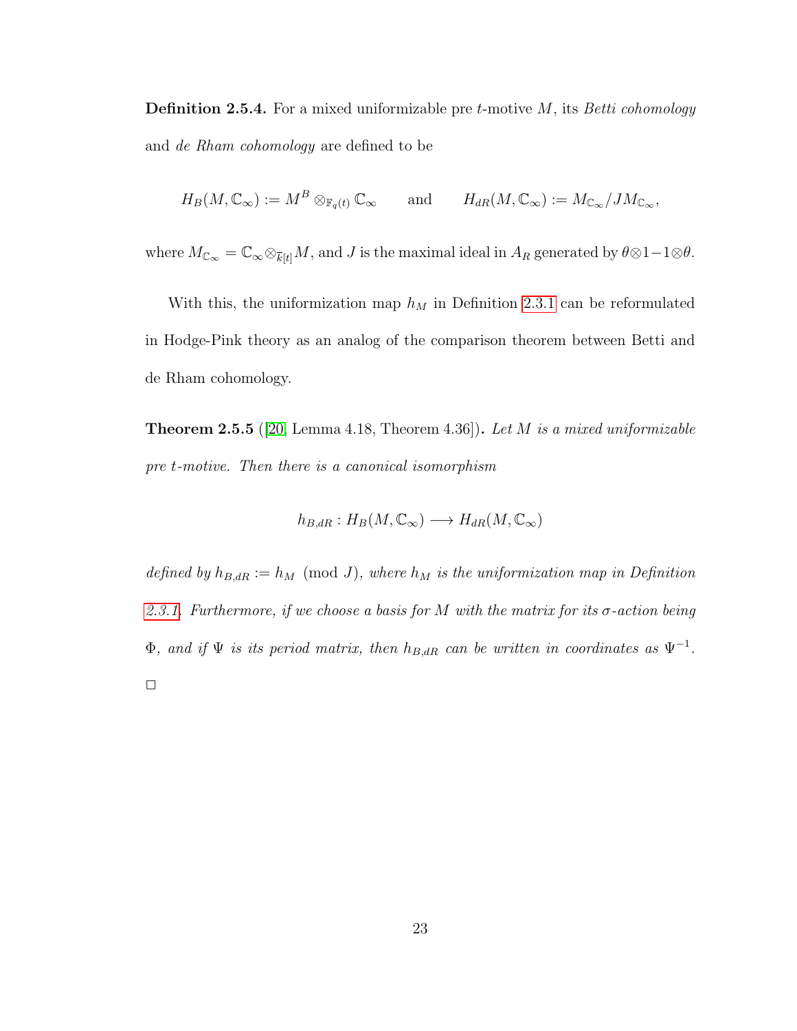**Definition 2.5.4.** For a mixed uniformizable pre $t$-motive $M$, its *Betti cohomology* and *de Rham cohomology* are defined to be

$$H_B(M, \mathbb{C}_\infty) := M^B \otimes_{\mathbb{F}_q(t)} \mathbb{C}_\infty \qquad \text{and} \qquad H_{dR}(M, \mathbb{C}_\infty) := M_{\mathbb{C}_\infty}/JM_{\mathbb{C}_\infty},$$

where $M_{\mathbb{C}_\infty} = \mathbb{C}_\infty \otimes_{\overline{k}[t]} M$, and $J$ is the maximal ideal in $A_R$ generated by $\theta \otimes 1 - 1 \otimes \theta$.

With this, the uniformization map $h_M$ in Definition 2.3.1 can be reformulated in Hodge-Pink theory as an analog of the comparison theorem between Betti and de Rham cohomology.

**Theorem 2.5.5** ([20, Lemma 4.18, Theorem 4.36])**.** *Let $M$ is a mixed uniformizable pre $t$-motive. Then there is a canonical isomorphism*

$$h_{B,dR} : H_B(M, \mathbb{C}_\infty) \longrightarrow H_{dR}(M, \mathbb{C}_\infty)$$

*defined by $h_{B,dR} := h_M \pmod{J}$, where $h_M$ is the uniformization map in Definition 2.3.1. Furthermore, if we choose a basis for $M$ with the matrix for its $\sigma$-action being $\Phi$, and if $\Psi$ is its period matrix, then $h_{B,dR}$ can be written in coordinates as $\Psi^{-1}$.*

□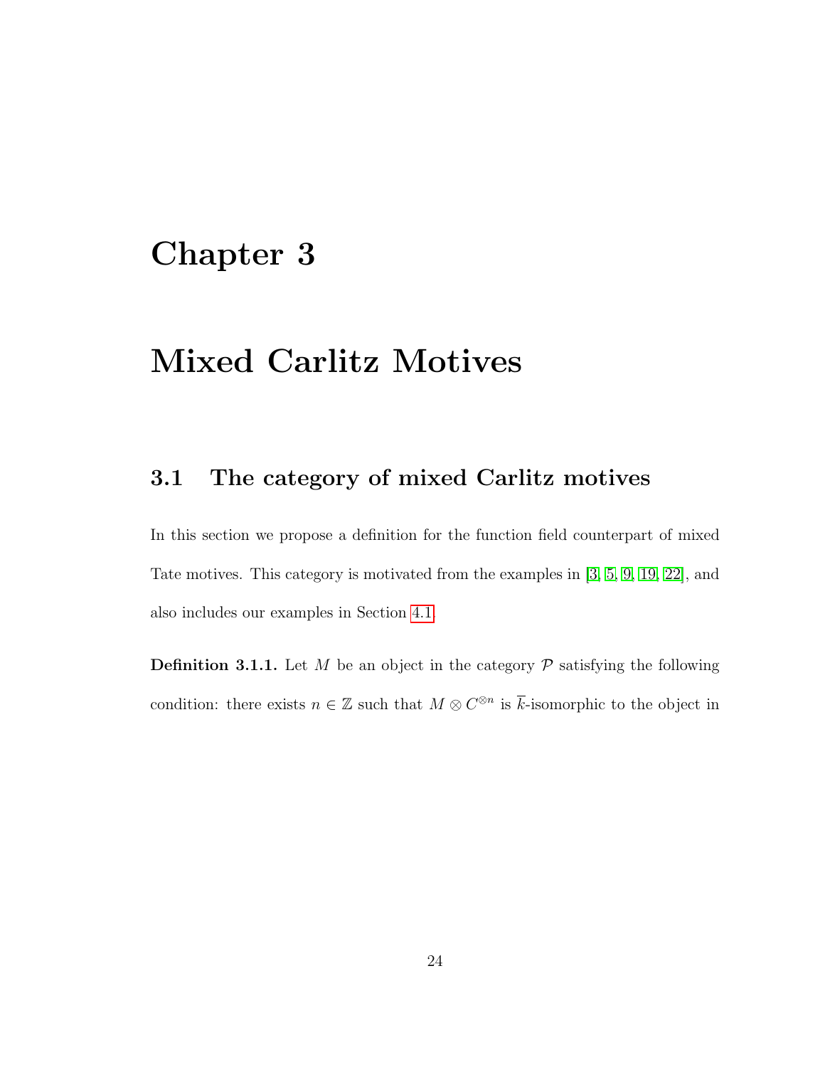# Chapter 3

# Mixed Carlitz Motives

## 3.1 The category of mixed Carlitz motives

In this section we propose a definition for the function field counterpart of mixed Tate motives. This category is motivated from the examples in [3, 5, 9, 19, 22], and also includes our examples in Section 4.1.

**Definition 3.1.1.** Let $M$ be an object in the category $\mathcal{P}$ satisfying the following condition: there exists $n \in \mathbb{Z}$ such that $M \otimes C^{\otimes n}$ is $\overline{k}$-isomorphic to the object in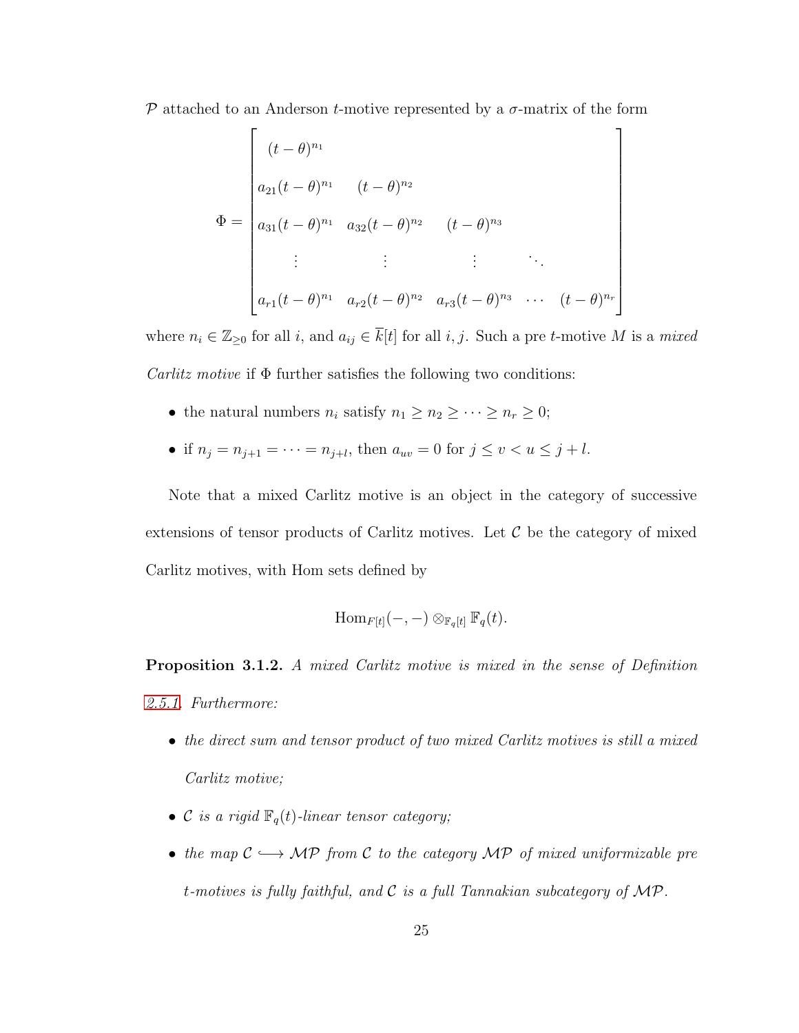$\mathcal{P}$ attached to an Anderson $t$-motive represented by a $\sigma$-matrix of the form

$$\Phi = \begin{bmatrix} (t-\theta)^{n_1} & & & & \\ a_{21}(t-\theta)^{n_1} & (t-\theta)^{n_2} & & & \\ a_{31}(t-\theta)^{n_1} & a_{32}(t-\theta)^{n_2} & (t-\theta)^{n_3} & & \\ \vdots & \vdots & \vdots & \ddots & \\ a_{r1}(t-\theta)^{n_1} & a_{r2}(t-\theta)^{n_2} & a_{r3}(t-\theta)^{n_3} & \cdots & (t-\theta)^{n_r} \end{bmatrix}$$

where $n_i \in \mathbb{Z}_{\geq 0}$ for all $i$, and $a_{ij} \in \overline{k}[t]$ for all $i, j$. Such a pre $t$-motive $M$ is a *mixed Carlitz motive* if $\Phi$ further satisfies the following two conditions:

- the natural numbers $n_i$ satisfy $n_1 \geq n_2 \geq \cdots \geq n_r \geq 0$;
- if $n_j = n_{j+1} = \cdots = n_{j+l}$, then $a_{uv} = 0$ for $j \leq v < u \leq j+l$.

Note that a mixed Carlitz motive is an object in the category of successive extensions of tensor products of Carlitz motives. Let $\mathcal{C}$ be the category of mixed Carlitz motives, with Hom sets defined by

$$\mathrm{Hom}_{F[t]}(-,-) \otimes_{\mathbb{F}_q[t]} \mathbb{F}_q(t).$$

**Proposition 3.1.2.** *A mixed Carlitz motive is mixed in the sense of Definition 2.5.1. Furthermore:*

- *the direct sum and tensor product of two mixed Carlitz motives is still a mixed Carlitz motive;*
- *$\mathcal{C}$ is a rigid $\mathbb{F}_q(t)$-linear tensor category;*
- *the map $\mathcal{C} \longrightarrow \mathcal{MP}$ from $\mathcal{C}$ to the category $\mathcal{MP}$ of mixed uniformizable pre $t$-motives is fully faithful, and $\mathcal{C}$ is a full Tannakian subcategory of $\mathcal{MP}$.*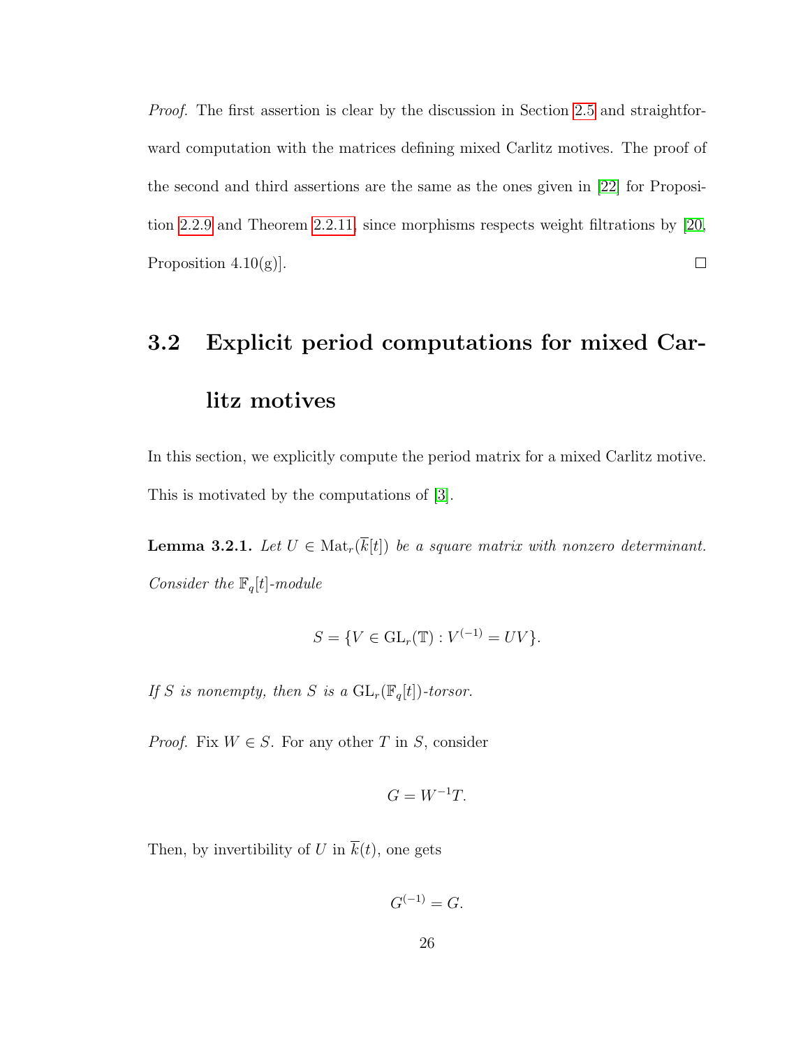*Proof.* The first assertion is clear by the discussion in Section 2.5 and straightforward computation with the matrices defining mixed Carlitz motives. The proof of the second and third assertions are the same as the ones given in [22] for Proposition 2.2.9 and Theorem 2.2.11, since morphisms respects weight filtrations by [20, Proposition 4.10(g)]. □

## 3.2 Explicit period computations for mixed Carlitz motives

In this section, we explicitly compute the period matrix for a mixed Carlitz motive. This is motivated by the computations of [3].

**Lemma 3.2.1.** *Let $U \in \mathrm{Mat}_r(\overline{k}[t])$ be a square matrix with nonzero determinant. Consider the $\mathbb{F}_q[t]$-module*

$$S = \{V \in \mathrm{GL}_r(\mathbb{T}) : V^{(-1)} = UV\}.$$

*If $S$ is nonempty, then $S$ is a $\mathrm{GL}_r(\mathbb{F}_q[t])$-torsor.*

*Proof.* Fix $W \in S$. For any other $T$ in $S$, consider

$$G = W^{-1}T.$$

Then, by invertibility of $U$ in $\overline{k}(t)$, one gets

$$G^{(-1)} = G.$$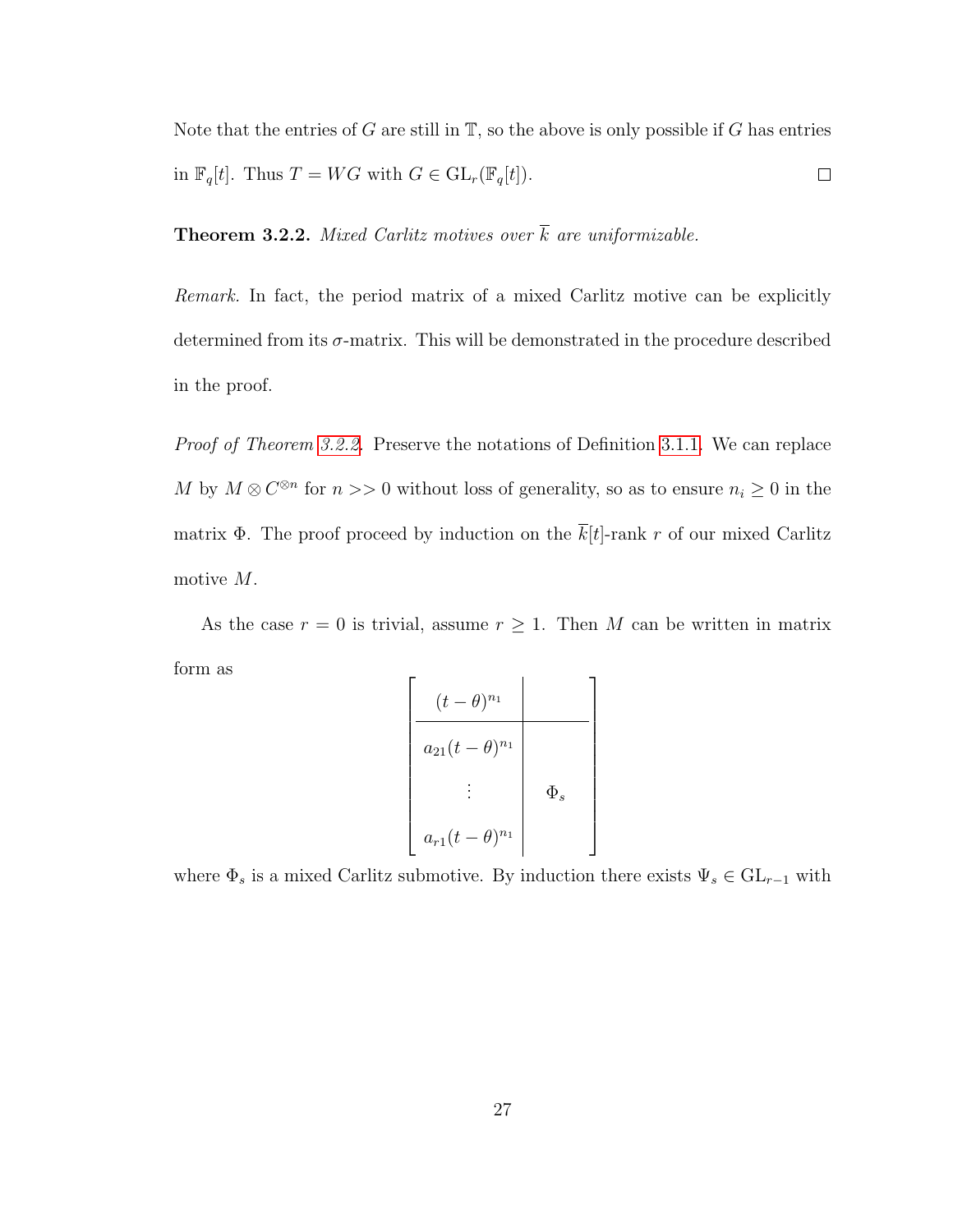Note that the entries of $G$ are still in $\mathbb{T}$, so the above is only possible if $G$ has entries in $\mathbb{F}_q[t]$. Thus $T = WG$ with $G \in \mathrm{GL}_r(\mathbb{F}_q[t])$. $\square$

**Theorem 3.2.2.** *Mixed Carlitz motives over $\overline{k}$ are uniformizable.*

*Remark.* In fact, the period matrix of a mixed Carlitz motive can be explicitly determined from its $\sigma$-matrix. This will be demonstrated in the procedure described in the proof.

*Proof of Theorem 3.2.2.* Preserve the notations of Definition 3.1.1. We can replace $M$ by $M \otimes C^{\otimes n}$ for $n >> 0$ without loss of generality, so as to ensure $n_i \geq 0$ in the matrix $\Phi$. The proof proceed by induction on the $\overline{k}[t]$-rank $r$ of our mixed Carlitz motive $M$.

As the case $r = 0$ is trivial, assume $r \geq 1$. Then $M$ can be written in matrix form as

$$\left[\begin{array}{c|c} (t-\theta)^{n_1} & \\ \hline a_{21}(t-\theta)^{n_1} & \\ \vdots & \Phi_s \\ a_{r1}(t-\theta)^{n_1} & \end{array}\right]$$

where $\Phi_s$ is a mixed Carlitz submotive. By induction there exists $\Psi_s \in \mathrm{GL}_{r-1}$ with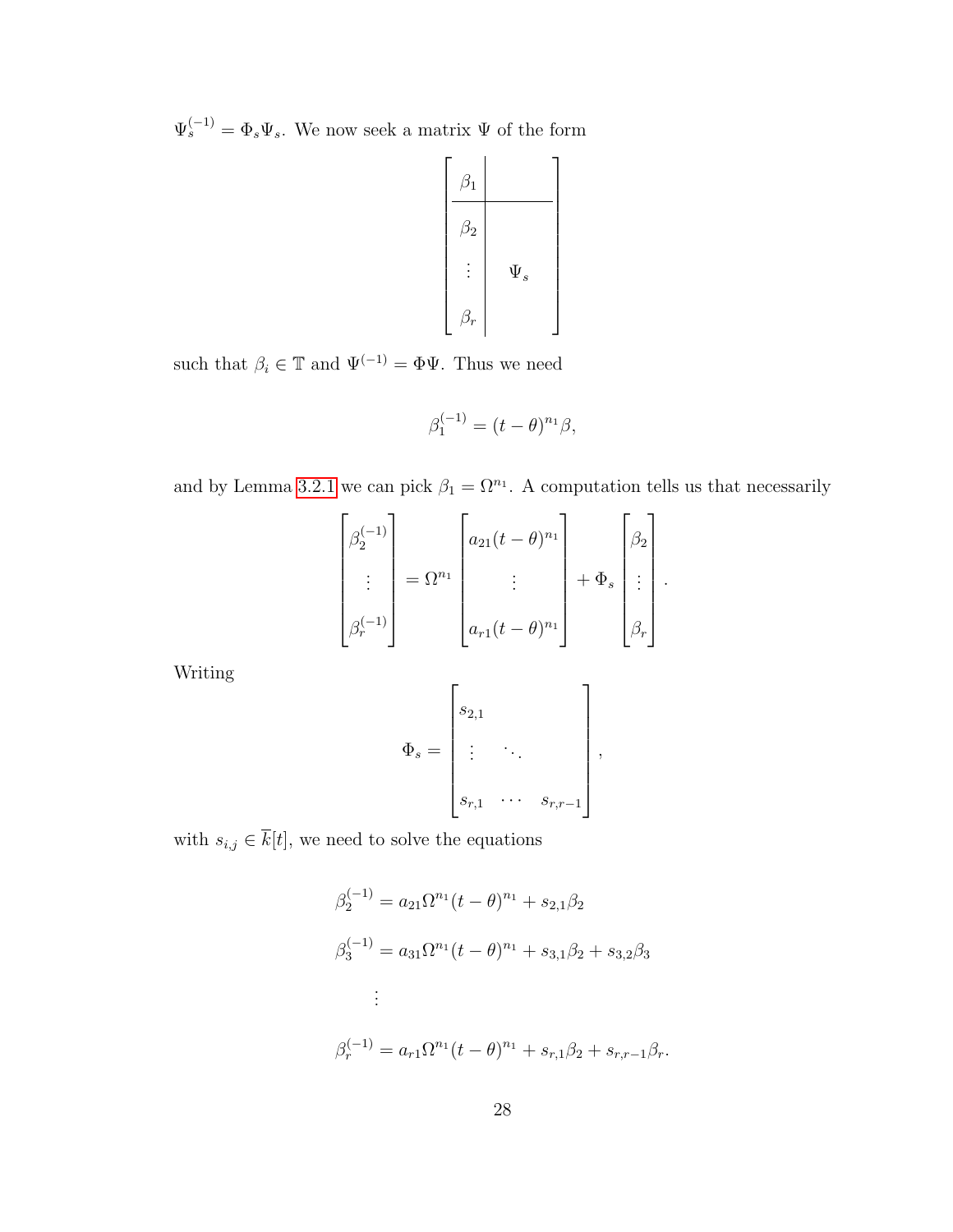$\Psi_s^{(-1)} = \Phi_s \Psi_s$. We now seek a matrix $\Psi$ of the form

$$\left[\begin{array}{c|c} \beta_1 & \\ \hline \beta_2 & \\ \vdots & \Psi_s \\ \beta_r & \end{array}\right]$$

such that $\beta_i \in \mathbb{T}$ and $\Psi^{(-1)} = \Phi\Psi$. Thus we need

$$\beta_1^{(-1)} = (t-\theta)^{n_1}\beta,$$

and by Lemma 3.2.1 we can pick $\beta_1 = \Omega^{n_1}$. A computation tells us that necessarily

$$\begin{bmatrix} \beta_2^{(-1)} \\ \vdots \\ \beta_r^{(-1)} \end{bmatrix} = \Omega^{n_1} \begin{bmatrix} a_{21}(t-\theta)^{n_1} \\ \vdots \\ a_{r1}(t-\theta)^{n_1} \end{bmatrix} + \Phi_s \begin{bmatrix} \beta_2 \\ \vdots \\ \beta_r \end{bmatrix}.$$

Writing

$$\Phi_s = \begin{bmatrix} s_{2,1} & & \\ \vdots & \ddots & \\ s_{r,1} & \cdots & s_{r,r-1} \end{bmatrix},$$

with $s_{i,j} \in \overline{k}[t]$, we need to solve the equations

$$\begin{aligned}
\beta_2^{(-1)} &= a_{21}\Omega^{n_1}(t-\theta)^{n_1} + s_{2,1}\beta_2 \\
\beta_3^{(-1)} &= a_{31}\Omega^{n_1}(t-\theta)^{n_1} + s_{3,1}\beta_2 + s_{3,2}\beta_3 \\
&\vdots \\
\beta_r^{(-1)} &= a_{r1}\Omega^{n_1}(t-\theta)^{n_1} + s_{r,1}\beta_2 + s_{r,r-1}\beta_r.
\end{aligned}$$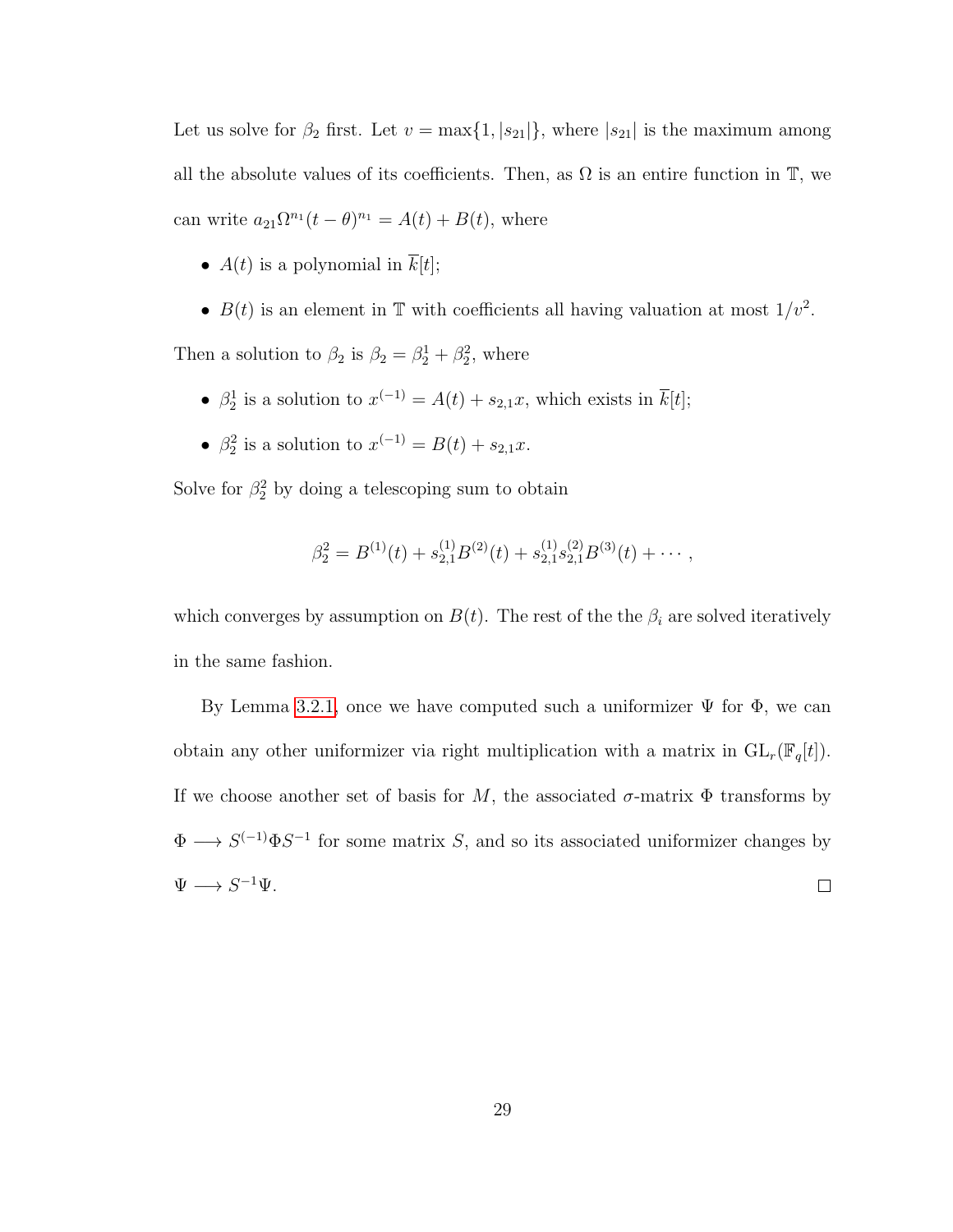Let us solve for $\beta_2$ first. Let $v = \max\{1, |s_{21}|\}$, where $|s_{21}|$ is the maximum among all the absolute values of its coefficients. Then, as $\Omega$ is an entire function in $\mathbb{T}$, we can write $a_{21}\Omega^{n_1}(t-\theta)^{n_1} = A(t) + B(t)$, where

- $A(t)$ is a polynomial in $\overline{k}[t]$;
- $B(t)$ is an element in $\mathbb{T}$ with coefficients all having valuation at most $1/v^2$.

Then a solution to $\beta_2$ is $\beta_2 = \beta_2^1 + \beta_2^2$, where

- $\beta_2^1$ is a solution to $x^{(-1)} = A(t) + s_{2,1}x$, which exists in $\overline{k}[t]$;
- $\beta_2^2$ is a solution to $x^{(-1)} = B(t) + s_{2,1}x$.

Solve for $\beta_2^2$ by doing a telescoping sum to obtain

$$\beta_2^2 = B^{(1)}(t) + s_{2,1}^{(1)}B^{(2)}(t) + s_{2,1}^{(1)}s_{2,1}^{(2)}B^{(3)}(t) + \cdots,$$

which converges by assumption on $B(t)$. The rest of the the $\beta_i$ are solved iteratively in the same fashion.

By Lemma 3.2.1, once we have computed such a uniformizer $\Psi$ for $\Phi$, we can obtain any other uniformizer via right multiplication with a matrix in $\mathrm{GL}_r(\mathbb{F}_q[t])$. If we choose another set of basis for $M$, the associated $\sigma$-matrix $\Phi$ transforms by $\Phi \longrightarrow S^{(-1)}\Phi S^{-1}$ for some matrix $S$, and so its associated uniformizer changes by $\Psi \longrightarrow S^{-1}\Psi$. $\square$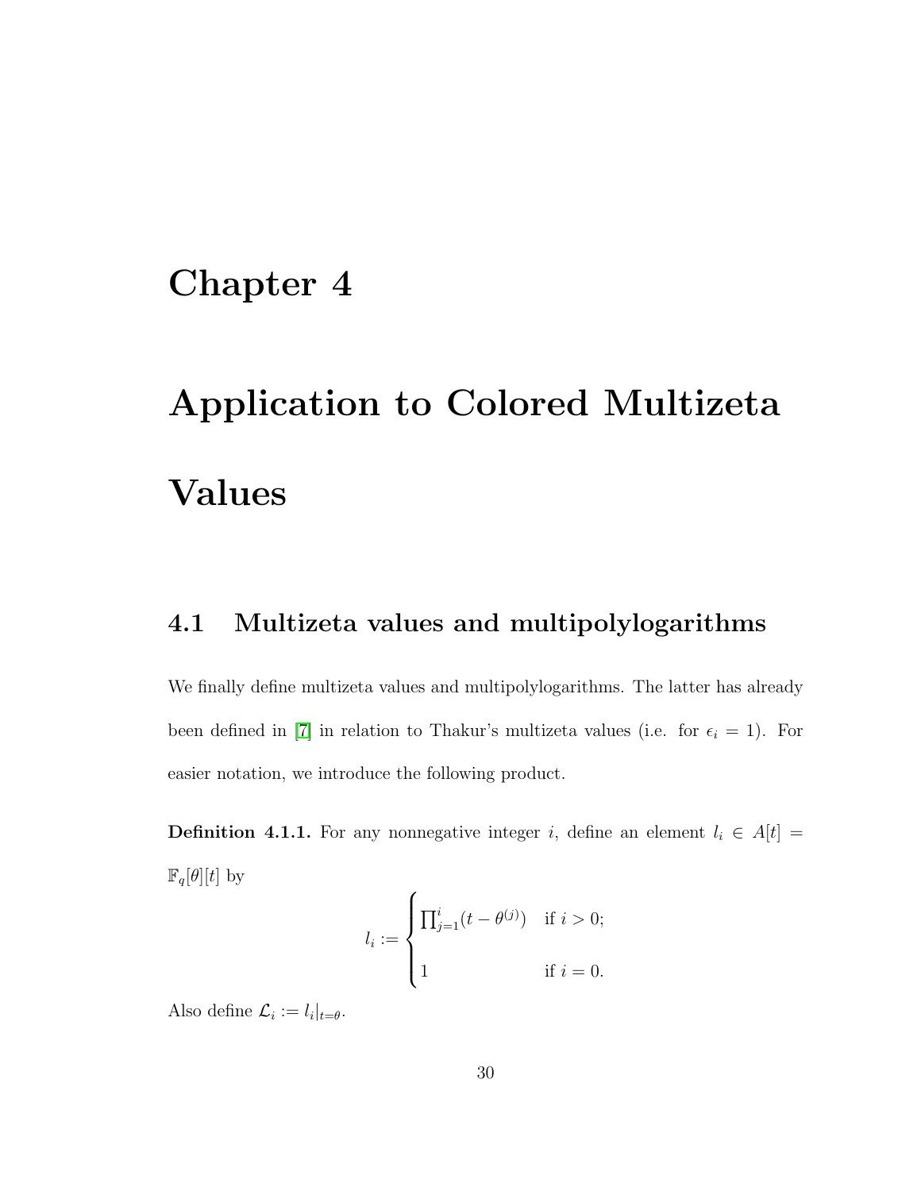# Chapter 4

# Application to Colored Multizeta Values

## 4.1 Multizeta values and multipolylogarithms

We finally define multizeta values and multipolylogarithms. The latter has already been defined in [7] in relation to Thakur's multizeta values (i.e. for $\epsilon_i = 1$). For easier notation, we introduce the following product.

**Definition 4.1.1.** For any nonnegative integer $i$, define an element $l_i \in A[t] = \mathbb{F}_q[\theta][t]$ by

$$l_i := \begin{cases} \prod_{j=1}^{i}(t - \theta^{(j)}) & \text{if } i > 0; \\ 1 & \text{if } i = 0. \end{cases}$$

Also define $\mathcal{L}_i := l_i|_{t=\theta}$.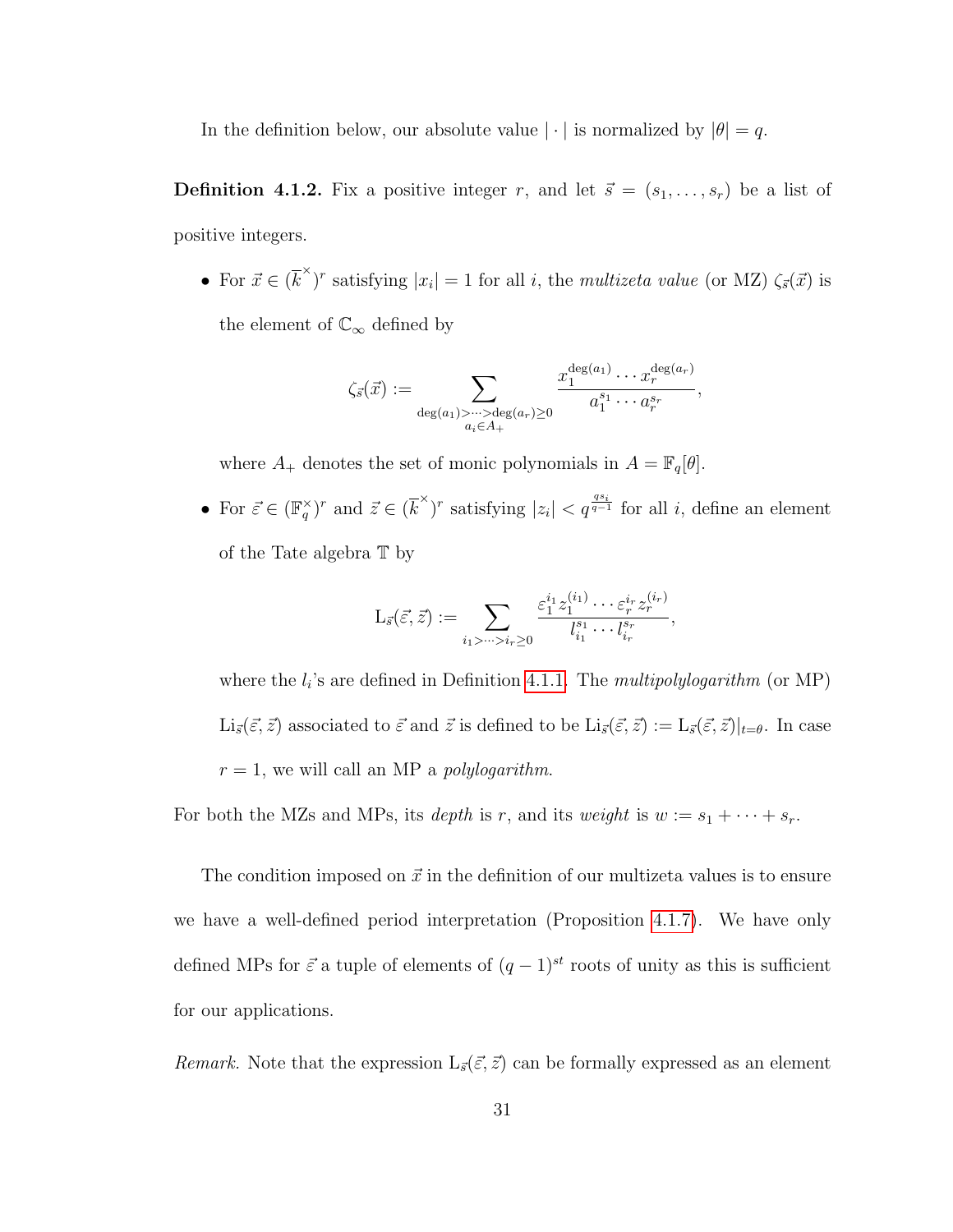In the definition below, our absolute value $|\cdot|$ is normalized by $|\theta| = q$.

**Definition 4.1.2.** Fix a positive integer $r$, and let $\vec{s} = (s_1, \ldots, s_r)$ be a list of positive integers.

- For $\vec{x} \in (\overline{k}^\times)^r$ satisfying $|x_i| = 1$ for all $i$, the *multizeta value* (or MZ) $\zeta_{\vec{s}}(\vec{x})$ is the element of $\mathbb{C}_\infty$ defined by

$$\zeta_{\vec{s}}(\vec{x}) := \sum_{\substack{\deg(a_1) > \cdots > \deg(a_r) \geq 0 \\ a_i \in A_+}} \frac{x_1^{\deg(a_1)} \cdots x_r^{\deg(a_r)}}{a_1^{s_1} \cdots a_r^{s_r}},$$

  where $A_+$ denotes the set of monic polynomials in $A = \mathbb{F}_q[\theta]$.

- For $\vec{\varepsilon} \in (\mathbb{F}_q^\times)^r$ and $\vec{z} \in (\overline{k}^\times)^r$ satisfying $|z_i| < q^{\frac{qs_i}{q-1}}$ for all $i$, define an element of the Tate algebra $\mathbb{T}$ by

$$\mathrm{L}_{\vec{s}}(\vec{\varepsilon}, \vec{z}) := \sum_{i_1 > \cdots > i_r \geq 0} \frac{\varepsilon_1^{i_1} z_1^{(i_1)} \cdots \varepsilon_r^{i_r} z_r^{(i_r)}}{l_{i_1}^{s_1} \cdots l_{i_r}^{s_r}},$$

  where the $l_i$'s are defined in Definition 4.1.1. The *multipolylogarithm* (or MP) $\mathrm{Li}_{\vec{s}}(\vec{\varepsilon}, \vec{z})$ associated to $\vec{\varepsilon}$ and $\vec{z}$ is defined to be $\mathrm{Li}_{\vec{s}}(\vec{\varepsilon}, \vec{z}) := \mathrm{L}_{\vec{s}}(\vec{\varepsilon}, \vec{z})|_{t=\theta}$. In case $r = 1$, we will call an MP a *polylogarithm.*

For both the MZs and MPs, its *depth* is $r$, and its *weight* is $w := s_1 + \cdots + s_r$.

The condition imposed on $\vec{x}$ in the definition of our multizeta values is to ensure we have a well-defined period interpretation (Proposition 4.1.7). We have only defined MPs for $\vec{\varepsilon}$ a tuple of elements of $(q-1)^{st}$ roots of unity as this is sufficient for our applications.

*Remark.* Note that the expression $\mathrm{L}_{\vec{s}}(\vec{\varepsilon}, \vec{z})$ can be formally expressed as an element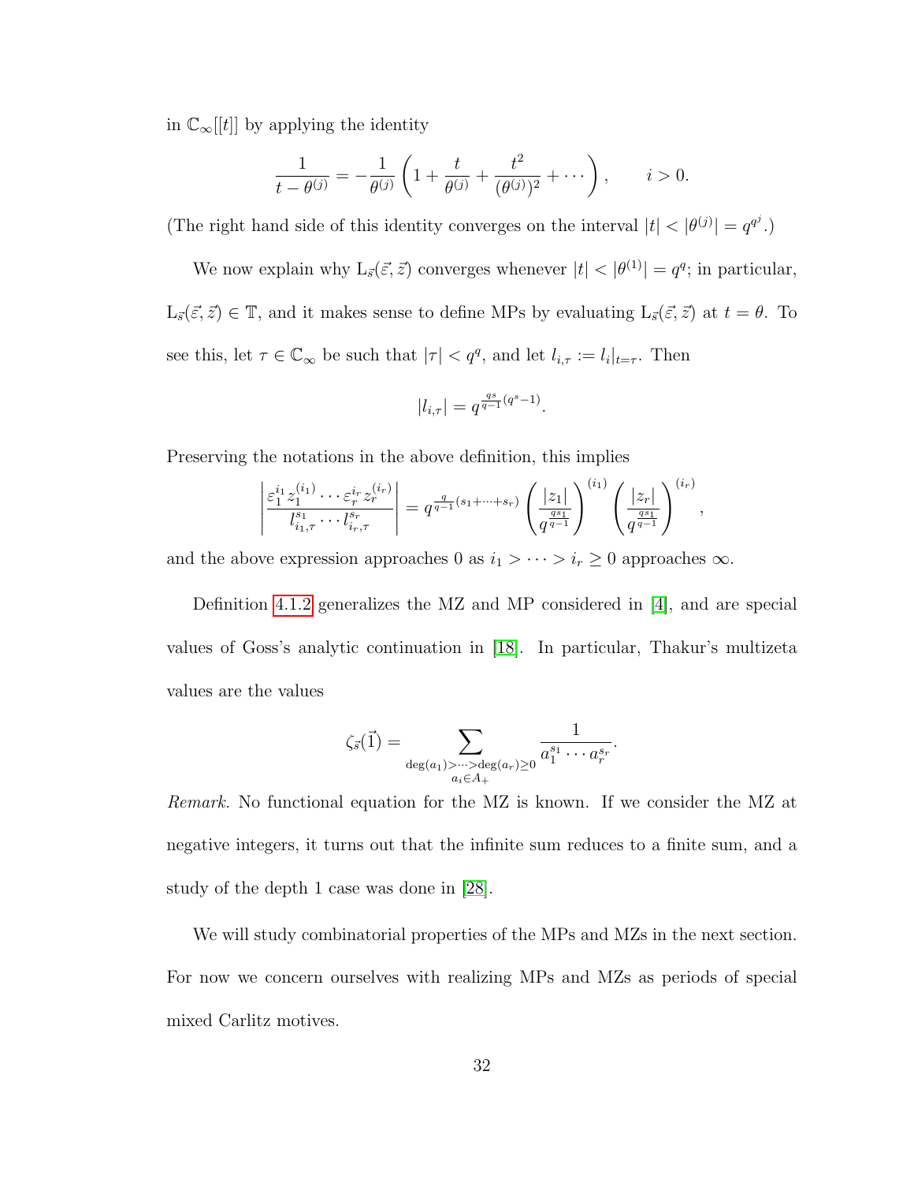in $\mathbb{C}_\infty[[t]]$ by applying the identity

$$\frac{1}{t-\theta^{(j)}} = -\frac{1}{\theta^{(j)}}\left(1 + \frac{t}{\theta^{(j)}} + \frac{t^2}{(\theta^{(j)})^2} + \cdots\right), \qquad i > 0.$$

(The right hand side of this identity converges on the interval $|t| < |\theta^{(j)}| = q^{q^j}$.)

We now explain why $\mathrm{L}_{\vec{s}}(\vec{\varepsilon}, \vec{z})$ converges whenever $|t| < |\theta^{(1)}| = q^q$; in particular, $\mathrm{L}_{\vec{s}}(\vec{\varepsilon}, \vec{z}) \in \mathbb{T}$, and it makes sense to define MPs by evaluating $\mathrm{L}_{\vec{s}}(\vec{\varepsilon}, \vec{z})$ at $t = \theta$. To see this, let $\tau \in \mathbb{C}_\infty$ be such that $|\tau| < q^q$, and let $l_{i,\tau} := l_i|_{t=\tau}$. Then

$$|l_{i,\tau}| = q^{\frac{qs}{q-1}(q^s-1)}.$$

Preserving the notations in the above definition, this implies

$$\left|\frac{\varepsilon_1^{i_1} z_1^{(i_1)} \cdots \varepsilon_r^{i_r} z_r^{(i_r)}}{l_{i_1,\tau}^{s_1} \cdots l_{i_r,\tau}^{s_r}}\right| = q^{\frac{q}{q-1}(s_1+\cdots+s_r)} \left(\frac{|z_1|}{q^{\frac{qs_1}{q-1}}}\right)^{(i_1)} \left(\frac{|z_r|}{q^{\frac{qs_1}{q-1}}}\right)^{(i_r)},$$

and the above expression approaches 0 as $i_1 > \cdots > i_r \geq 0$ approaches $\infty$.

Definition 4.1.2 generalizes the MZ and MP considered in [4], and are special values of Goss's analytic continuation in [18]. In particular, Thakur's multizeta values are the values

$$\zeta_{\vec{s}}(\vec{1}) = \sum_{\substack{\deg(a_1) > \cdots > \deg(a_r) \geq 0 \\ a_i \in A_+}} \frac{1}{a_1^{s_1} \cdots a_r^{s_r}}.$$

*Remark.* No functional equation for the MZ is known. If we consider the MZ at negative integers, it turns out that the infinite sum reduces to a finite sum, and a study of the depth 1 case was done in [28].

We will study combinatorial properties of the MPs and MZs in the next section. For now we concern ourselves with realizing MPs and MZs as periods of special mixed Carlitz motives.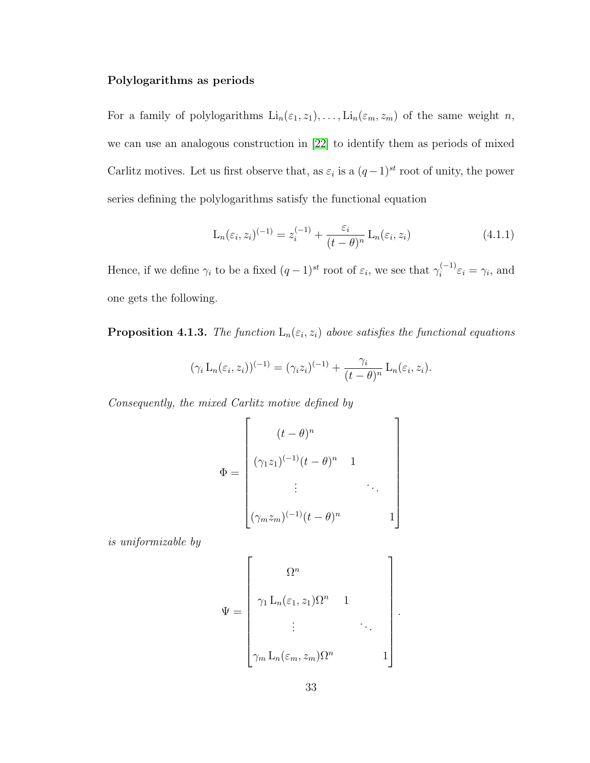**Polylogarithms as periods**

For a family of polylogarithms $\mathrm{Li}_n(\varepsilon_1, z_1), \ldots, \mathrm{Li}_n(\varepsilon_m, z_m)$ of the same weight $n$, we can use an analogous construction in [22] to identify them as periods of mixed Carlitz motives. Let us first observe that, as $\varepsilon_i$ is a $(q-1)^{st}$ root of unity, the power series defining the polylogarithms satisfy the functional equation

$$\mathrm{L}_n(\varepsilon_i, z_i)^{(-1)} = z_i^{(-1)} + \frac{\varepsilon_i}{(t-\theta)^n} \mathrm{L}_n(\varepsilon_i, z_i) \tag{4.1.1}$$

Hence, if we define $\gamma_i$ to be a fixed $(q-1)^{st}$ root of $\varepsilon_i$, we see that $\gamma_i^{(-1)}\varepsilon_i = \gamma_i$, and one gets the following.

**Proposition 4.1.3.** *The function $\mathrm{L}_n(\varepsilon_i, z_i)$ above satisfies the functional equations*

$$(\gamma_i \mathrm{L}_n(\varepsilon_i, z_i))^{(-1)} = (\gamma_i z_i)^{(-1)} + \frac{\gamma_i}{(t-\theta)^n} \mathrm{L}_n(\varepsilon_i, z_i).$$

*Consequently, the mixed Carlitz motive defined by*

$$\Phi = \begin{bmatrix} (t-\theta)^n & & & \\ (\gamma_1 z_1)^{(-1)}(t-\theta)^n & 1 & & \\ \vdots & & \ddots & \\ (\gamma_m z_m)^{(-1)}(t-\theta)^n & & & 1 \end{bmatrix}$$

*is uniformizable by*

$$\Psi = \begin{bmatrix} \Omega^n & & & \\ \gamma_1 \mathrm{L}_n(\varepsilon_1, z_1)\Omega^n & 1 & & \\ \vdots & & \ddots & \\ \gamma_m \mathrm{L}_n(\varepsilon_m, z_m)\Omega^n & & & 1 \end{bmatrix}.$$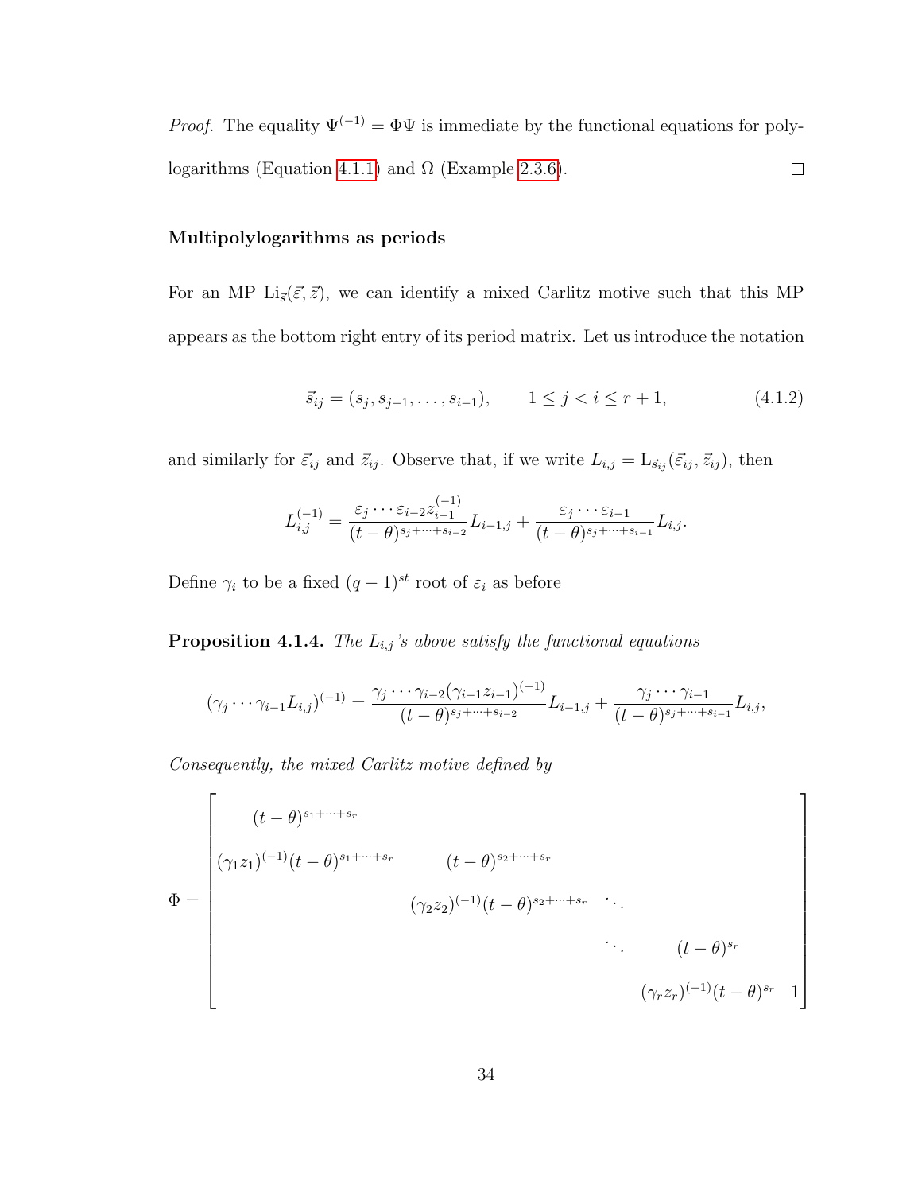*Proof.* The equality $\Psi^{(-1)} = \Phi\Psi$ is immediate by the functional equations for polylogarithms (Equation 4.1.1) and $\Omega$ (Example 2.3.6). $\square$

**Multipolylogarithms as periods**

For an MP $\mathrm{Li}_{\vec{s}}(\vec{\varepsilon}, \vec{z})$, we can identify a mixed Carlitz motive such that this MP appears as the bottom right entry of its period matrix. Let us introduce the notation

$$\vec{s}_{ij} = (s_j, s_{j+1}, \ldots, s_{i-1}), \qquad 1 \le j < i \le r+1, \tag{4.1.2}$$

and similarly for $\vec{\varepsilon}_{ij}$ and $\vec{z}_{ij}$. Observe that, if we write $L_{i,j} = \mathrm{L}_{\vec{s}_{ij}}(\vec{\varepsilon}_{ij}, \vec{z}_{ij})$, then

$$L_{i,j}^{(-1)} = \frac{\varepsilon_j \cdots \varepsilon_{i-2} z_{i-1}^{(-1)}}{(t-\theta)^{s_j + \cdots + s_{i-2}}} L_{i-1,j} + \frac{\varepsilon_j \cdots \varepsilon_{i-1}}{(t-\theta)^{s_j + \cdots + s_{i-1}}} L_{i,j}.$$

Define $\gamma_i$ to be a fixed $(q-1)^{st}$ root of $\varepsilon_i$ as before

**Proposition 4.1.4.** *The $L_{i,j}$'s above satisfy the functional equations*

$$(\gamma_j \cdots \gamma_{i-1} L_{i,j})^{(-1)} = \frac{\gamma_j \cdots \gamma_{i-2} (\gamma_{i-1} z_{i-1})^{(-1)}}{(t-\theta)^{s_j + \cdots + s_{i-2}}} L_{i-1,j} + \frac{\gamma_j \cdots \gamma_{i-1}}{(t-\theta)^{s_j + \cdots + s_{i-1}}} L_{i,j},$$

*Consequently, the mixed Carlitz motive defined by*

$$\Phi = \begin{bmatrix} (t-\theta)^{s_1 + \cdots + s_r} & & & & \\ (\gamma_1 z_1)^{(-1)} (t-\theta)^{s_1 + \cdots + s_r} & (t-\theta)^{s_2 + \cdots + s_r} & & & \\ & (\gamma_2 z_2)^{(-1)} (t-\theta)^{s_2 + \cdots + s_r} & \ddots & & \\ & & \ddots & (t-\theta)^{s_r} & \\ & & & (\gamma_r z_r)^{(-1)} (t-\theta)^{s_r} & 1 \end{bmatrix}$$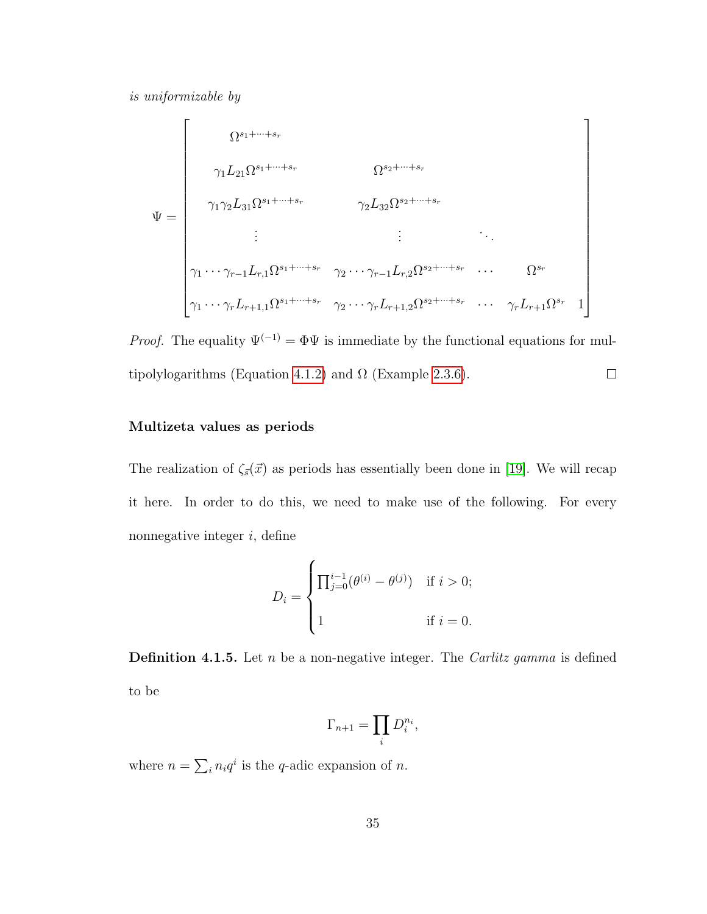*is uniformizable by*

$$\Psi = \begin{bmatrix} \Omega^{s_1+\cdots+s_r} & & & & \\ \gamma_1 L_{21}\Omega^{s_1+\cdots+s_r} & \Omega^{s_2+\cdots+s_r} & & & \\ \gamma_1\gamma_2 L_{31}\Omega^{s_1+\cdots+s_r} & \gamma_2 L_{32}\Omega^{s_2+\cdots+s_r} & & & \\ \vdots & \vdots & \ddots & & \\ \gamma_1\cdots\gamma_{r-1}L_{r,1}\Omega^{s_1+\cdots+s_r} & \gamma_2\cdots\gamma_{r-1}L_{r,2}\Omega^{s_2+\cdots+s_r} & \cdots & \Omega^{s_r} & \\ \gamma_1\cdots\gamma_r L_{r+1,1}\Omega^{s_1+\cdots+s_r} & \gamma_2\cdots\gamma_r L_{r+1,2}\Omega^{s_2+\cdots+s_r} & \cdots & \gamma_r L_{r+1}\Omega^{s_r} & 1 \end{bmatrix}$$

*Proof.* The equality $\Psi^{(-1)} = \Phi\Psi$ is immediate by the functional equations for multipolylogarithms (Equation 4.1.2) and $\Omega$ (Example 2.3.6). $\square$

**Multizeta values as periods**

The realization of $\zeta_{\vec{s}}(\vec{x})$ as periods has essentially been done in [19]. We will recap it here. In order to do this, we need to make use of the following. For every nonnegative integer $i$, define

$$D_i = \begin{cases} \prod_{j=0}^{i-1}(\theta^{(i)} - \theta^{(j)}) & \text{if } i > 0; \\ 1 & \text{if } i = 0. \end{cases}$$

**Definition 4.1.5.** Let $n$ be a non-negative integer. The *Carlitz gamma* is defined to be

$$\Gamma_{n+1} = \prod_i D_i^{n_i},$$

where $n = \sum_i n_i q^i$ is the $q$-adic expansion of $n$.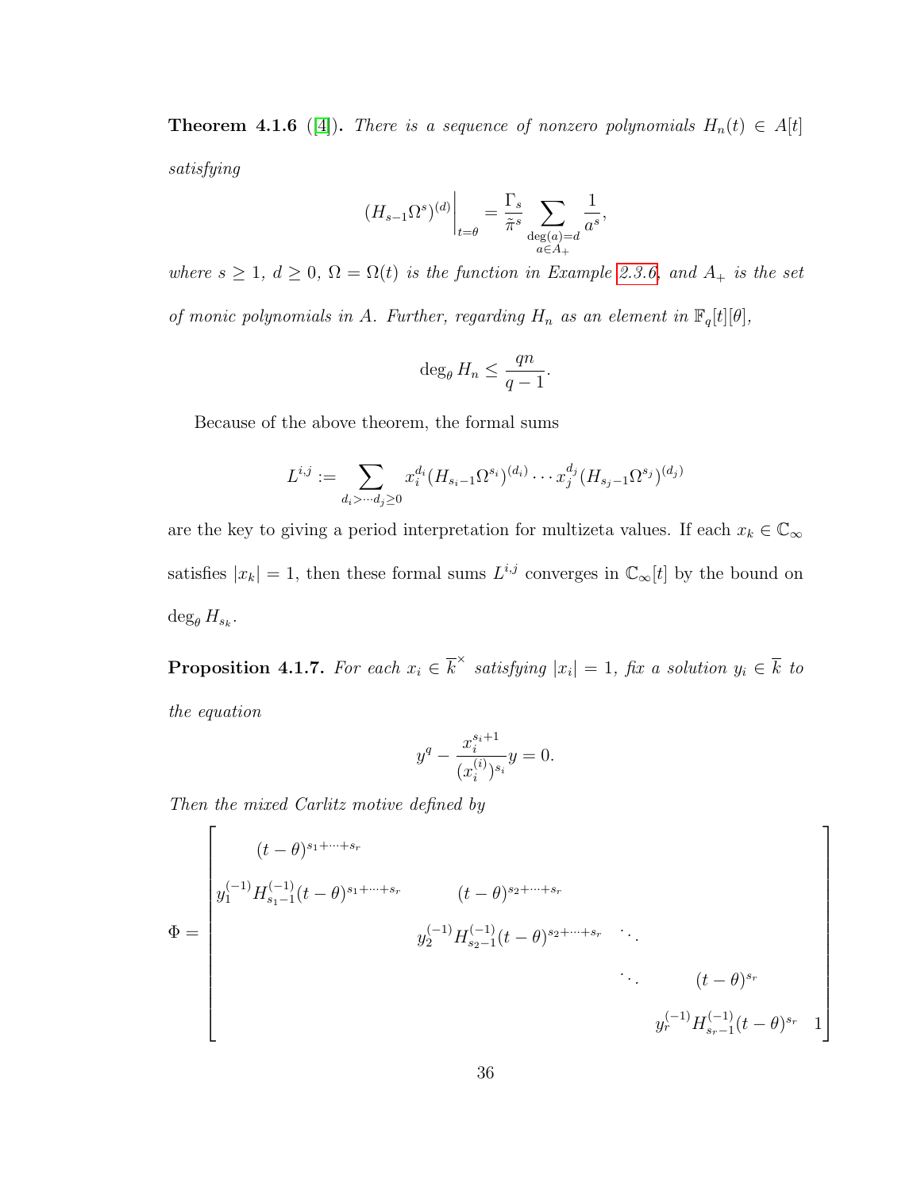**Theorem 4.1.6** ([4]). *There is a sequence of nonzero polynomials $H_n(t) \in A[t]$ satisfying*

$$(H_{s-1}\Omega^s)^{(d)}\Big|_{t=\theta} = \frac{\Gamma_s}{\tilde{\pi}^s} \sum_{\substack{\deg(a)=d \\ a \in A_+}} \frac{1}{a^s},$$

*where $s \geq 1$, $d \geq 0$, $\Omega = \Omega(t)$ is the function in Example 2.3.6, and $A_+$ is the set of monic polynomials in $A$. Further, regarding $H_n$ as an element in $\mathbb{F}_q[t][\theta]$,*

$$\deg_\theta H_n \leq \frac{qn}{q-1}.$$

Because of the above theorem, the formal sums

$$L^{i,j} := \sum_{d_i > \cdots d_j \geq 0} x_i^{d_i}(H_{s_i-1}\Omega^{s_i})^{(d_i)} \cdots x_j^{d_j}(H_{s_j-1}\Omega^{s_j})^{(d_j)}$$

are the key to giving a period interpretation for multizeta values. If each $x_k \in \mathbb{C}_\infty$ satisfies $|x_k| = 1$, then these formal sums $L^{i,j}$ converges in $\mathbb{C}_\infty[t]$ by the bound on $\deg_\theta H_{s_k}$.

**Proposition 4.1.7.** *For each $x_i \in \overline{k}^\times$ satisfying $|x_i| = 1$, fix a solution $y_i \in \overline{k}$ to the equation*

$$y^q - \frac{x_i^{s_i+1}}{(x_i^{(i)})^{s_i}} y = 0.$$

*Then the mixed Carlitz motive defined by*

$$\Phi = \begin{bmatrix} (t-\theta)^{s_1+\cdots+s_r} & & & & \\ y_1^{(-1)}H_{s_1-1}^{(-1)}(t-\theta)^{s_1+\cdots+s_r} & (t-\theta)^{s_2+\cdots+s_r} & & & \\ & y_2^{(-1)}H_{s_2-1}^{(-1)}(t-\theta)^{s_2+\cdots+s_r} & \ddots & & \\ & & \ddots & (t-\theta)^{s_r} & \\ & & & y_r^{(-1)}H_{s_r-1}^{(-1)}(t-\theta)^{s_r} & 1 \end{bmatrix}$$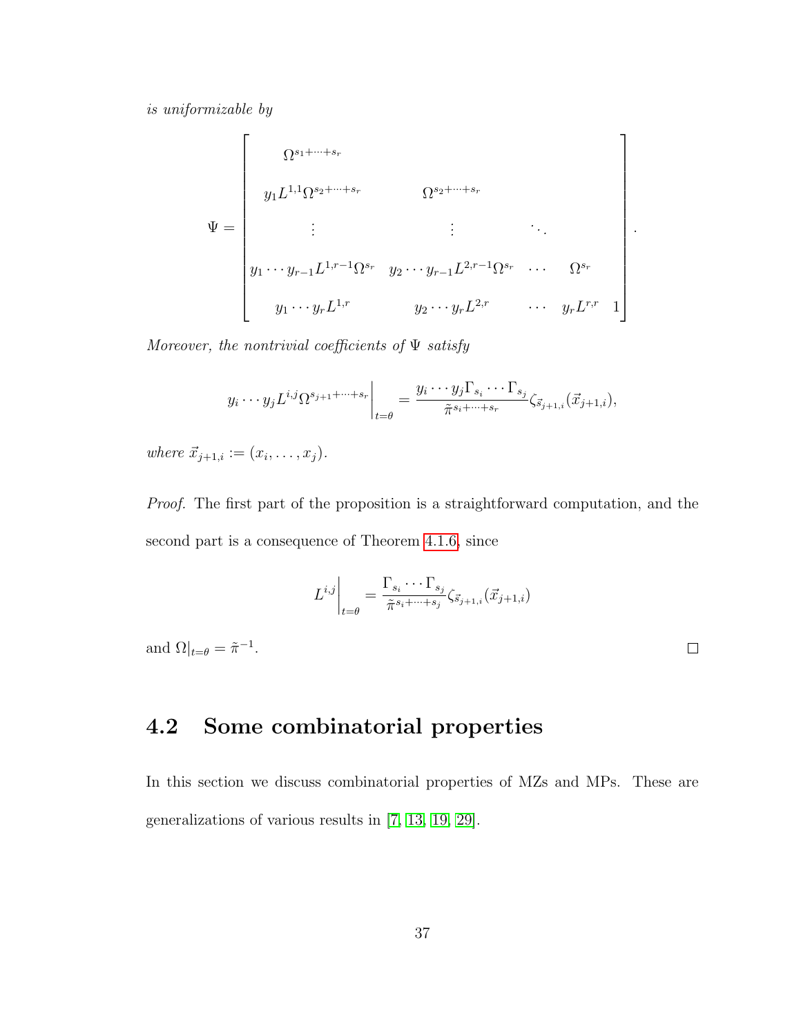*is uniformizable by*

$$\Psi = \begin{bmatrix} \Omega^{s_1+\cdots+s_r} & & & & \\ y_1 L^{1,1}\Omega^{s_2+\cdots+s_r} & \Omega^{s_2+\cdots+s_r} & & & \\ \vdots & \vdots & \ddots & & \\ y_1\cdots y_{r-1}L^{1,r-1}\Omega^{s_r} & y_2\cdots y_{r-1}L^{2,r-1}\Omega^{s_r} & \cdots & \Omega^{s_r} & \\ y_1\cdots y_r L^{1,r} & y_2\cdots y_r L^{2,r} & \cdots & y_r L^{r,r} & 1 \end{bmatrix}.$$

*Moreover, the nontrivial coefficients of* $\Psi$ *satisfy*

$$y_i\cdots y_j L^{i,j}\Omega^{s_{j+1}+\cdots+s_r}\Big|_{t=\theta} = \frac{y_i\cdots y_j\Gamma_{s_i}\cdots\Gamma_{s_j}}{\tilde{\pi}^{s_i+\cdots+s_r}}\zeta_{\vec{s}_{j+1,i}}(\vec{x}_{j+1,i}),$$

*where* $\vec{x}_{j+1,i} := (x_i,\ldots,x_j)$.

*Proof.* The first part of the proposition is a straightforward computation, and the second part is a consequence of Theorem 4.1.6, since

$$L^{i,j}\Big|_{t=\theta} = \frac{\Gamma_{s_i}\cdots\Gamma_{s_j}}{\tilde{\pi}^{s_i+\cdots+s_j}}\zeta_{\vec{s}_{j+1,i}}(\vec{x}_{j+1,i})$$

and $\Omega|_{t=\theta} = \tilde{\pi}^{-1}$. □

## 4.2 Some combinatorial properties

In this section we discuss combinatorial properties of MZs and MPs. These are generalizations of various results in [7, 13, 19, 29].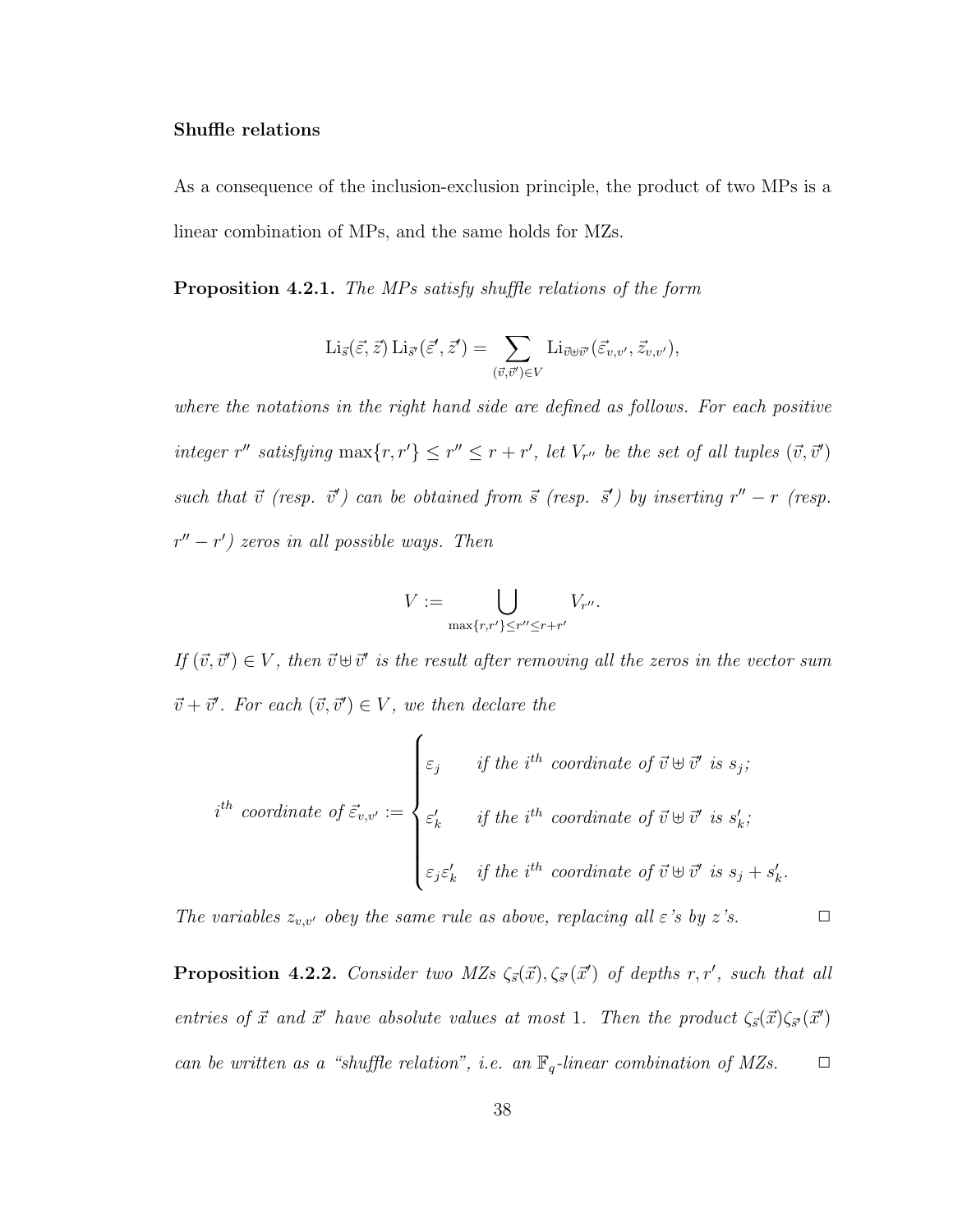**Shuffle relations**

As a consequence of the inclusion-exclusion principle, the product of two MPs is a linear combination of MPs, and the same holds for MZs.

**Proposition 4.2.1.** *The MPs satisfy shuffle relations of the form*

$$\mathrm{Li}_{\vec{s}}(\vec{\varepsilon},\vec{z})\,\mathrm{Li}_{\vec{s}'}(\vec{\varepsilon}',\vec{z}') = \sum_{(\vec{v},\vec{v}')\in V} \mathrm{Li}_{\vec{v}\uplus\vec{v}'}(\vec{\varepsilon}_{v,v'},\vec{z}_{v,v'}),$$

*where the notations in the right hand side are defined as follows. For each positive integer $r''$ satisfying $\max\{r,r'\} \le r'' \le r+r'$, let $V_{r''}$ be the set of all tuples $(\vec{v},\vec{v}')$ such that $\vec{v}$ (resp. $\vec{v}'$) can be obtained from $\vec{s}$ (resp. $\vec{s}'$) by inserting $r''-r$ (resp. $r''-r'$) zeros in all possible ways. Then*

$$V := \bigcup_{\max\{r,r'\}\le r''\le r+r'} V_{r''}.$$

*If $(\vec{v},\vec{v}')\in V$, then $\vec{v}\uplus\vec{v}'$ is the result after removing all the zeros in the vector sum $\vec{v}+\vec{v}'$. For each $(\vec{v},\vec{v}')\in V$, we then declare the*

$$i^{th} \text{ coordinate of } \vec{\varepsilon}_{v,v'} := \begin{cases} \varepsilon_j & \text{if the } i^{th} \text{ coordinate of } \vec{v}\uplus\vec{v}' \text{ is } s_j; \\ \varepsilon'_k & \text{if the } i^{th} \text{ coordinate of } \vec{v}\uplus\vec{v}' \text{ is } s'_k; \\ \varepsilon_j\varepsilon'_k & \text{if the } i^{th} \text{ coordinate of } \vec{v}\uplus\vec{v}' \text{ is } s_j+s'_k. \end{cases}$$

*The variables $z_{v,v'}$ obey the same rule as above, replacing all $\varepsilon$'s by $z$'s.* □

**Proposition 4.2.2.** *Consider two MZs $\zeta_{\vec{s}}(\vec{x}), \zeta_{\vec{s}'}(\vec{x}')$ of depths $r, r'$, such that all entries of $\vec{x}$ and $\vec{x}'$ have absolute values at most 1. Then the product $\zeta_{\vec{s}}(\vec{x})\zeta_{\vec{s}'}(\vec{x}')$ can be written as a "shuffle relation", i.e. an $\mathbb{F}_q$-linear combination of MZs.* □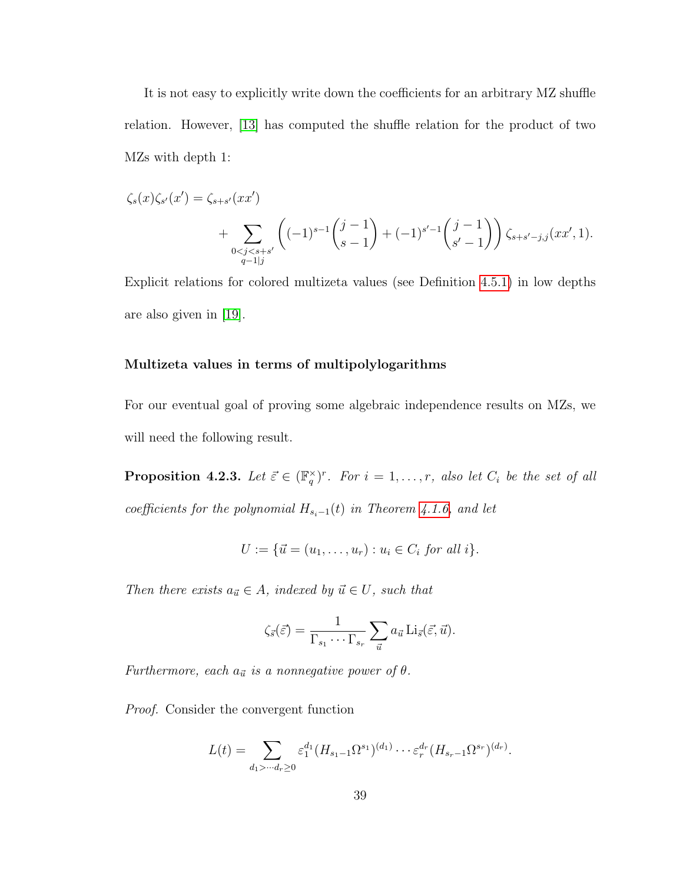It is not easy to explicitly write down the coefficients for an arbitrary MZ shuffle relation. However, [13] has computed the shuffle relation for the product of two MZs with depth 1:

$$\zeta_s(x)\zeta_{s'}(x') = \zeta_{s+s'}(xx') + \sum_{\substack{0<j<s+s' \\ q-1|j}} \left( (-1)^{s-1}\binom{j-1}{s-1} + (-1)^{s'-1}\binom{j-1}{s'-1} \right) \zeta_{s+s'-j,j}(xx',1).$$

Explicit relations for colored multizeta values (see Definition 4.5.1) in low depths are also given in [19].

**Multizeta values in terms of multipolylogarithms**

For our eventual goal of proving some algebraic independence results on MZs, we will need the following result.

**Proposition 4.2.3.** *Let $\vec{\varepsilon} \in (\mathbb{F}_q^\times)^r$. For $i = 1, \ldots, r$, also let $C_i$ be the set of all coefficients for the polynomial $H_{s_i-1}(t)$ in Theorem 4.1.6, and let*

$$U := \{\vec{u} = (u_1, \ldots, u_r) : u_i \in C_i \text{ for all } i\}.$$

*Then there exists $a_{\vec{u}} \in A$, indexed by $\vec{u} \in U$, such that*

$$\zeta_{\vec{s}}(\vec{\varepsilon}) = \frac{1}{\Gamma_{s_1} \cdots \Gamma_{s_r}} \sum_{\vec{u}} a_{\vec{u}} \operatorname{Li}_{\vec{s}}(\vec{\varepsilon}, \vec{u}).$$

*Furthermore, each $a_{\vec{u}}$ is a nonnegative power of $\theta$.*

*Proof.* Consider the convergent function

$$L(t) = \sum_{d_1 > \cdots d_r \geq 0} \varepsilon_1^{d_1} (H_{s_1-1}\Omega^{s_1})^{(d_1)} \cdots \varepsilon_r^{d_r} (H_{s_r-1}\Omega^{s_r})^{(d_r)}.$$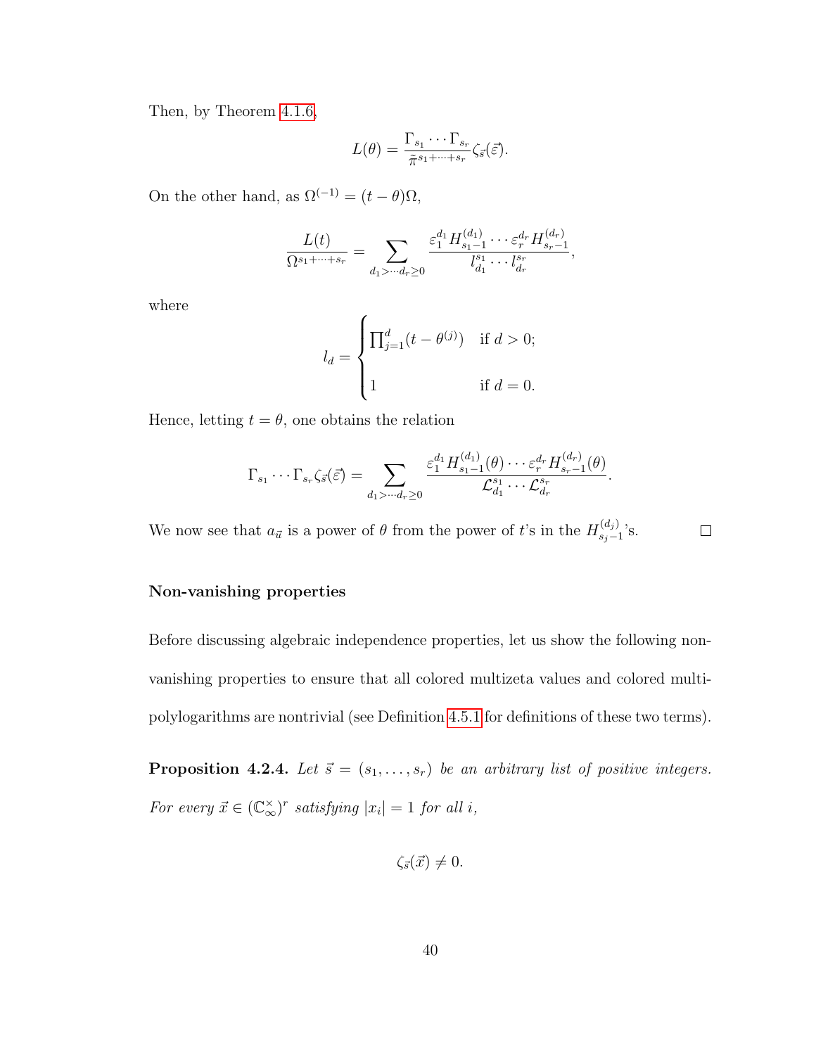Then, by Theorem 4.1.6,

$$L(\theta) = \frac{\Gamma_{s_1} \cdots \Gamma_{s_r}}{\tilde{\pi}^{s_1 + \cdots + s_r}} \zeta_{\vec{s}}(\vec{\varepsilon}).$$

On the other hand, as $\Omega^{(-1)} = (t-\theta)\Omega$,

$$\frac{L(t)}{\Omega^{s_1 + \cdots + s_r}} = \sum_{d_1 > \cdots d_r \geq 0} \frac{\varepsilon_1^{d_1} H_{s_1 - 1}^{(d_1)} \cdots \varepsilon_r^{d_r} H_{s_r - 1}^{(d_r)}}{l_{d_1}^{s_1} \cdots l_{d_r}^{s_r}},$$

where

$$l_d = \begin{cases} \prod_{j=1}^{d} (t - \theta^{(j)}) & \text{if } d > 0; \\ 1 & \text{if } d = 0. \end{cases}$$

Hence, letting $t = \theta$, one obtains the relation

$$\Gamma_{s_1} \cdots \Gamma_{s_r} \zeta_{\vec{s}}(\vec{\varepsilon}) = \sum_{d_1 > \cdots d_r \geq 0} \frac{\varepsilon_1^{d_1} H_{s_1 - 1}^{(d_1)}(\theta) \cdots \varepsilon_r^{d_r} H_{s_r - 1}^{(d_r)}(\theta)}{\mathcal{L}_{d_1}^{s_1} \cdots \mathcal{L}_{d_r}^{s_r}}.$$

We now see that $a_{\vec{u}}$ is a power of $\theta$ from the power of $t$'s in the $H_{s_j - 1}^{(d_j)}$'s. $\square$

**Non-vanishing properties**

Before discussing algebraic independence properties, let us show the following non-vanishing properties to ensure that all colored multizeta values and colored multi-polylogarithms are nontrivial (see Definition 4.5.1 for definitions of these two terms).

**Proposition 4.2.4.** *Let $\vec{s} = (s_1, \ldots, s_r)$ be an arbitrary list of positive integers. For every $\vec{x} \in (\mathbb{C}_\infty^\times)^r$ satisfying $|x_i| = 1$ for all $i$,*

$$\zeta_{\vec{s}}(\vec{x}) \neq 0.$$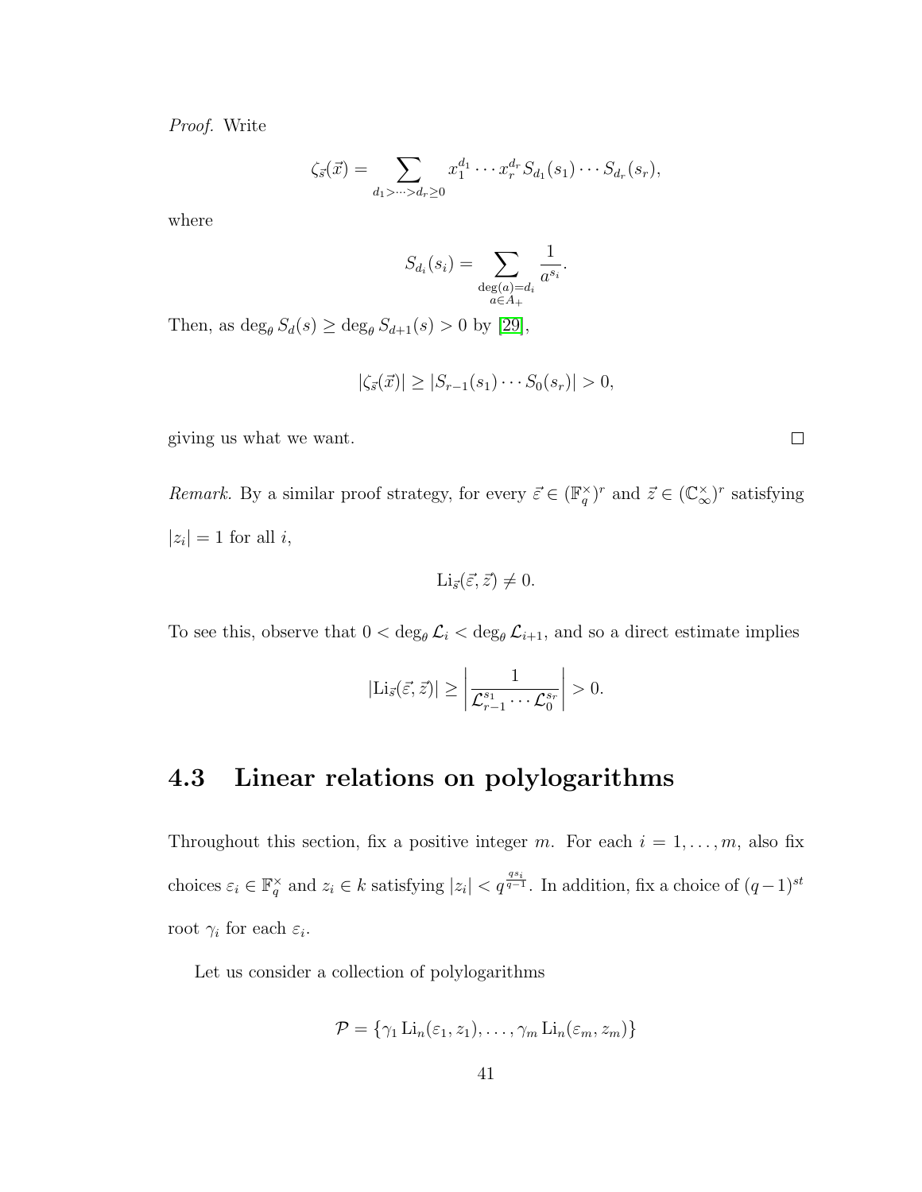*Proof.* Write

$$\zeta_{\vec{s}}(\vec{x}) = \sum_{d_1 > \cdots > d_r \geq 0} x_1^{d_1} \cdots x_r^{d_r} S_{d_1}(s_1) \cdots S_{d_r}(s_r),$$

where

$$S_{d_i}(s_i) = \sum_{\substack{\deg(a) = d_i \\ a \in A_+}} \frac{1}{a^{s_i}}.$$

Then, as $\deg_\theta S_d(s) \geq \deg_\theta S_{d+1}(s) > 0$ by [29],

$$|\zeta_{\vec{s}}(\vec{x})| \geq |S_{r-1}(s_1) \cdots S_0(s_r)| > 0,$$

giving us what we want. $\square$

*Remark.* By a similar proof strategy, for every $\vec{\varepsilon} \in (\mathbb{F}_q^\times)^r$ and $\vec{z} \in (\mathbb{C}_\infty^\times)^r$ satisfying $|z_i| = 1$ for all $i$,

$$\mathrm{Li}_{\vec{s}}(\vec{\varepsilon}, \vec{z}) \neq 0.$$

To see this, observe that $0 < \deg_\theta \mathcal{L}_i < \deg_\theta \mathcal{L}_{i+1}$, and so a direct estimate implies

$$|\mathrm{Li}_{\vec{s}}(\vec{\varepsilon}, \vec{z})| \geq \left| \frac{1}{\mathcal{L}_{r-1}^{s_1} \cdots \mathcal{L}_0^{s_r}} \right| > 0.$$

## 4.3 Linear relations on polylogarithms

Throughout this section, fix a positive integer $m$. For each $i = 1, \ldots, m$, also fix choices $\varepsilon_i \in \mathbb{F}_q^\times$ and $z_i \in k$ satisfying $|z_i| < q^{\frac{qs_i}{q-1}}$. In addition, fix a choice of $(q-1)^{st}$ root $\gamma_i$ for each $\varepsilon_i$.

Let us consider a collection of polylogarithms

$$\mathcal{P} = \{\gamma_1 \mathrm{Li}_n(\varepsilon_1, z_1), \ldots, \gamma_m \mathrm{Li}_n(\varepsilon_m, z_m)\}$$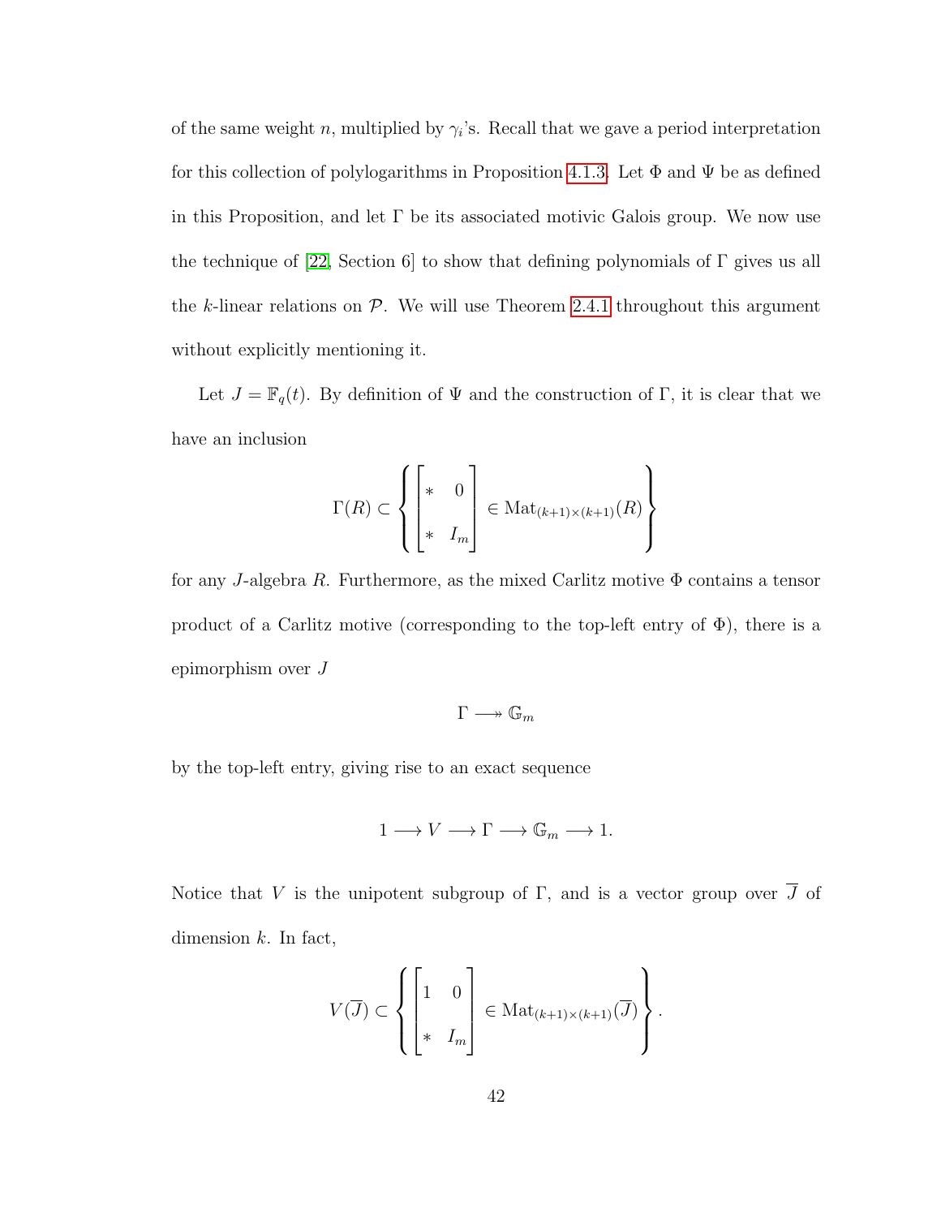of the same weight $n$, multiplied by $\gamma_i$'s. Recall that we gave a period interpretation for this collection of polylogarithms in Proposition 4.1.3. Let $\Phi$ and $\Psi$ be as defined in this Proposition, and let $\Gamma$ be its associated motivic Galois group. We now use the technique of [22, Section 6] to show that defining polynomials of $\Gamma$ gives us all the $k$-linear relations on $\mathcal{P}$. We will use Theorem 2.4.1 throughout this argument without explicitly mentioning it.

Let $J = \mathbb{F}_q(t)$. By definition of $\Psi$ and the construction of $\Gamma$, it is clear that we have an inclusion

$$\Gamma(R) \subset \left\{ \begin{bmatrix} * & 0 \\ * & I_m \end{bmatrix} \in \mathrm{Mat}_{(k+1)\times(k+1)}(R) \right\}$$

for any $J$-algebra $R$. Furthermore, as the mixed Carlitz motive $\Phi$ contains a tensor product of a Carlitz motive (corresponding to the top-left entry of $\Phi$), there is a epimorphism over $J$

$$\Gamma \twoheadrightarrow \mathbb{G}_m$$

by the top-left entry, giving rise to an exact sequence

$$1 \longrightarrow V \longrightarrow \Gamma \longrightarrow \mathbb{G}_m \longrightarrow 1.$$

Notice that $V$ is the unipotent subgroup of $\Gamma$, and is a vector group over $\overline{J}$ of dimension $k$. In fact,

$$V(\overline{J}) \subset \left\{ \begin{bmatrix} 1 & 0 \\ * & I_m \end{bmatrix} \in \mathrm{Mat}_{(k+1)\times(k+1)}(\overline{J}) \right\}.$$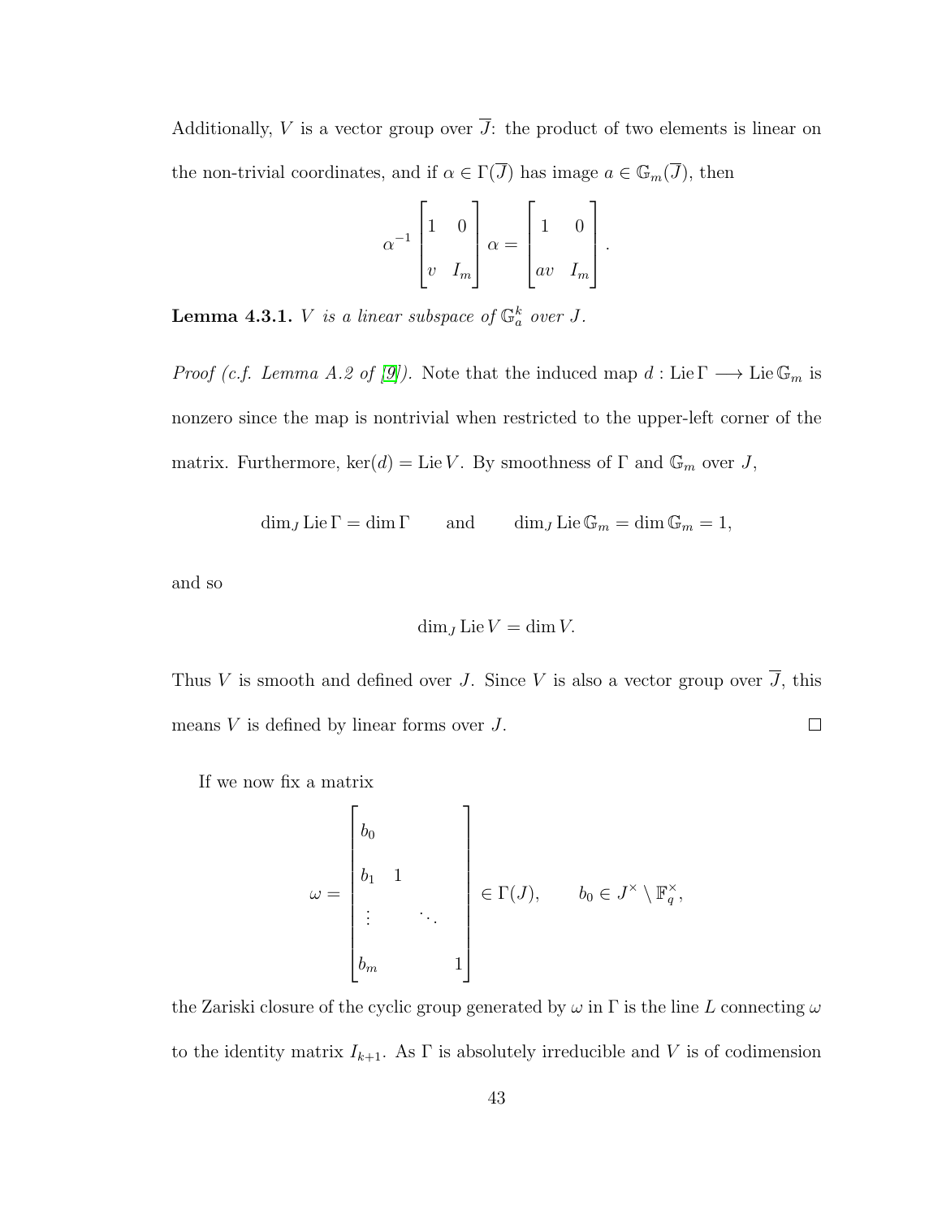Additionally, $V$ is a vector group over $\overline{J}$: the product of two elements is linear on the non-trivial coordinates, and if $\alpha \in \Gamma(\overline{J})$ has image $a \in \mathbb{G}_m(\overline{J})$, then

$$\alpha^{-1} \begin{bmatrix} 1 & 0 \\ v & I_m \end{bmatrix} \alpha = \begin{bmatrix} 1 & 0 \\ av & I_m \end{bmatrix}.$$

**Lemma 4.3.1.** *$V$ is a linear subspace of $\mathbb{G}_a^k$ over $J$.*

*Proof (c.f. Lemma A.2 of [9]).* Note that the induced map $d : \operatorname{Lie} \Gamma \longrightarrow \operatorname{Lie} \mathbb{G}_m$ is nonzero since the map is nontrivial when restricted to the upper-left corner of the matrix. Furthermore, $\ker(d) = \operatorname{Lie} V$. By smoothness of $\Gamma$ and $\mathbb{G}_m$ over $J$,

$$\dim_J \operatorname{Lie} \Gamma = \dim \Gamma \qquad \text{and} \qquad \dim_J \operatorname{Lie} \mathbb{G}_m = \dim \mathbb{G}_m = 1,$$

and so

$$\dim_J \operatorname{Lie} V = \dim V.$$

Thus $V$ is smooth and defined over $J$. Since $V$ is also a vector group over $\overline{J}$, this means $V$ is defined by linear forms over $J$. $\square$

If we now fix a matrix

$$\omega = \begin{bmatrix} b_0 & & & \\ b_1 & 1 & & \\ \vdots & & \ddots & \\ b_m & & & 1 \end{bmatrix} \in \Gamma(J), \qquad b_0 \in J^\times \setminus \mathbb{F}_q^\times,$$

the Zariski closure of the cyclic group generated by $\omega$ in $\Gamma$ is the line $L$ connecting $\omega$ to the identity matrix $I_{k+1}$. As $\Gamma$ is absolutely irreducible and $V$ is of codimension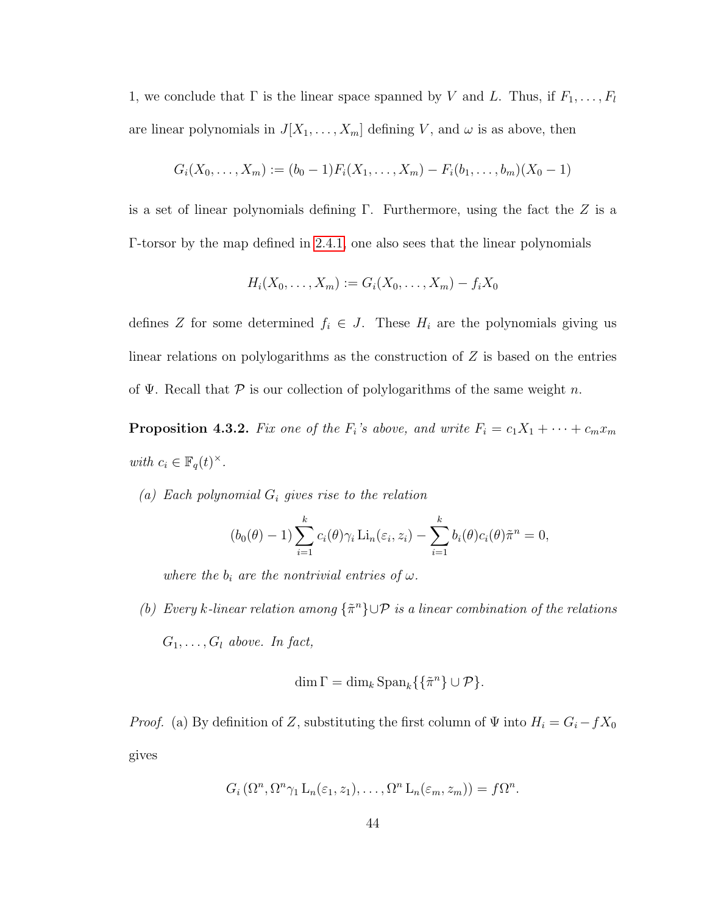1, we conclude that $\Gamma$ is the linear space spanned by $V$ and $L$. Thus, if $F_1, \dots, F_l$ are linear polynomials in $J[X_1, \dots, X_m]$ defining $V$, and $\omega$ is as above, then

$$G_i(X_0, \dots, X_m) := (b_0 - 1)F_i(X_1, \dots, X_m) - F_i(b_1, \dots, b_m)(X_0 - 1)$$

is a set of linear polynomials defining $\Gamma$. Furthermore, using the fact the $Z$ is a $\Gamma$-torsor by the map defined in 2.4.1, one also sees that the linear polynomials

$$H_i(X_0, \dots, X_m) := G_i(X_0, \dots, X_m) - f_i X_0$$

defines $Z$ for some determined $f_i \in J$. These $H_i$ are the polynomials giving us linear relations on polylogarithms as the construction of $Z$ is based on the entries of $\Psi$. Recall that $\mathcal{P}$ is our collection of polylogarithms of the same weight $n$.

**Proposition 4.3.2.** *Fix one of the $F_i$'s above, and write $F_i = c_1 X_1 + \cdots + c_m x_m$ with $c_i \in \mathbb{F}_q(t)^\times$.*

*(a) Each polynomial $G_i$ gives rise to the relation*

$$(b_0(\theta) - 1) \sum_{i=1}^{k} c_i(\theta) \gamma_i \operatorname{Li}_n(\varepsilon_i, z_i) - \sum_{i=1}^{k} b_i(\theta) c_i(\theta) \tilde{\pi}^n = 0,$$

*where the $b_i$ are the nontrivial entries of $\omega$.*

*(b) Every $k$-linear relation among $\{\tilde{\pi}^n\} \cup \mathcal{P}$ is a linear combination of the relations $G_1, \dots, G_l$ above. In fact,*

$$\dim \Gamma = \dim_k \operatorname{Span}_k \{\{\tilde{\pi}^n\} \cup \mathcal{P}\}.$$

*Proof.* (a) By definition of $Z$, substituting the first column of $\Psi$ into $H_i = G_i - f X_0$ gives

$$G_i\left(\Omega^n, \Omega^n \gamma_1 \operatorname{L}_n(\varepsilon_1, z_1), \dots, \Omega^n \operatorname{L}_n(\varepsilon_m, z_m)\right) = f \Omega^n.$$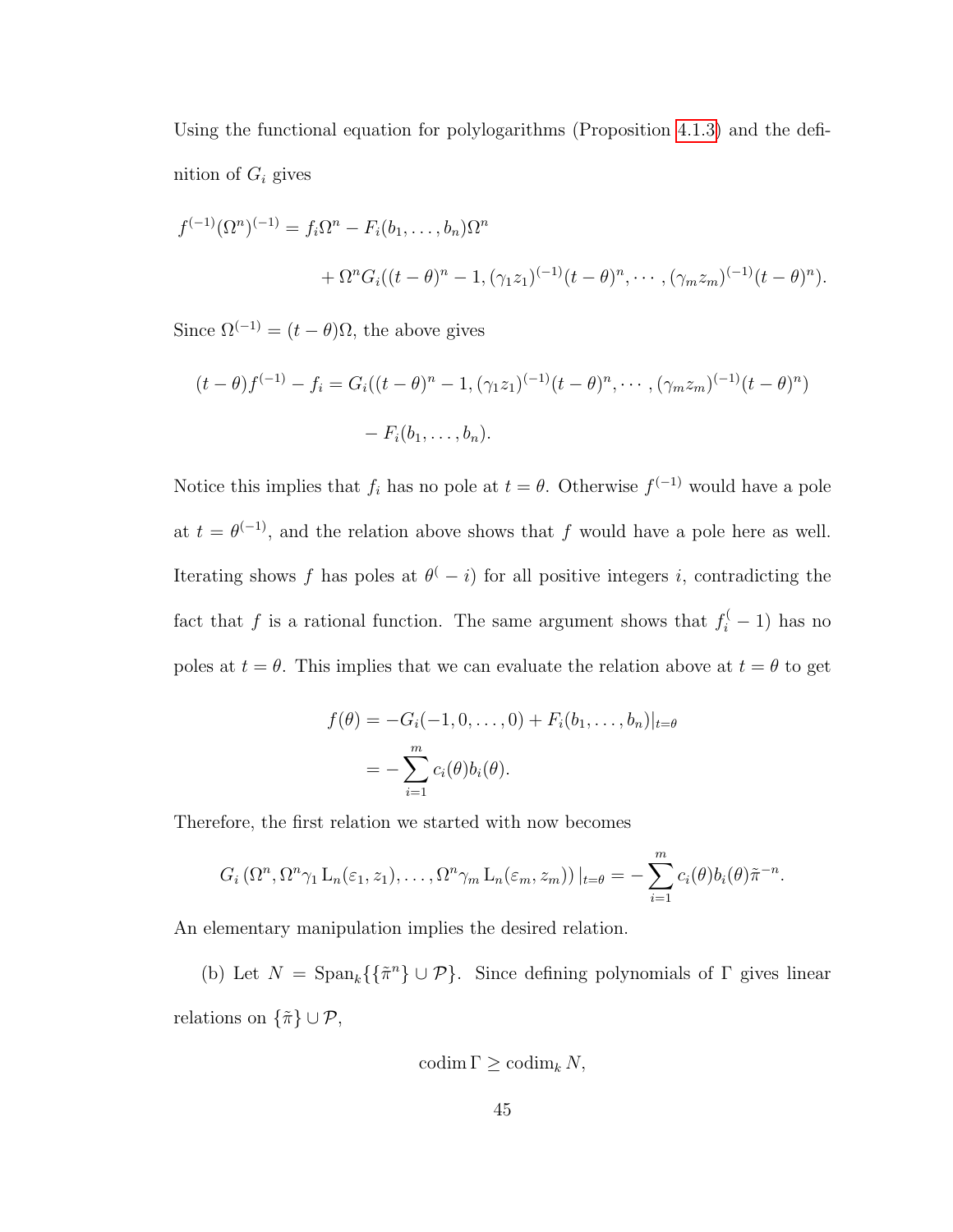Using the functional equation for polylogarithms (Proposition 4.1.3) and the definition of $G_i$ gives

$$
\begin{aligned}
f^{(-1)}(\Omega^n)^{(-1)} = f_i\Omega^n - F_i(b_1,\ldots,b_n)\Omega^n \\
+ \Omega^n G_i((t-\theta)^n - 1, (\gamma_1 z_1)^{(-1)}(t-\theta)^n, \cdots, (\gamma_m z_m)^{(-1)}(t-\theta)^n).
\end{aligned}
$$

Since $\Omega^{(-1)} = (t-\theta)\Omega$, the above gives

$$
\begin{aligned}
(t-\theta)f^{(-1)} - f_i = G_i((t-\theta)^n - 1, (\gamma_1 z_1)^{(-1)}(t-\theta)^n, \cdots, (\gamma_m z_m)^{(-1)}(t-\theta)^n) \\
- F_i(b_1,\ldots,b_n).
\end{aligned}
$$

Notice this implies that $f_i$ has no pole at $t = \theta$. Otherwise $f^{(-1)}$ would have a pole at $t = \theta^{(-1)}$, and the relation above shows that $f$ would have a pole here as well. Iterating shows $f$ has poles at $\theta^( - i)$ for all positive integers $i$, contradicting the fact that $f$ is a rational function. The same argument shows that $f_i^( - 1)$ has no poles at $t = \theta$. This implies that we can evaluate the relation above at $t = \theta$ to get

$$
\begin{aligned}
f(\theta) &= -G_i(-1, 0, \ldots, 0) + F_i(b_1,\ldots,b_n)|_{t=\theta} \\
&= -\sum_{i=1}^{m} c_i(\theta)b_i(\theta).
\end{aligned}
$$

Therefore, the first relation we started with now becomes

$$
G_i\left(\Omega^n, \Omega^n\gamma_1 \operatorname{L}_n(\varepsilon_1, z_1), \ldots, \Omega^n\gamma_m \operatorname{L}_n(\varepsilon_m, z_m)\right)|_{t=\theta} = -\sum_{i=1}^{m} c_i(\theta)b_i(\theta)\tilde{\pi}^{-n}.
$$

An elementary manipulation implies the desired relation.

(b) Let $N = \operatorname{Span}_k\{\{\tilde{\pi}^n\} \cup \mathcal{P}\}$. Since defining polynomials of $\Gamma$ gives linear relations on $\{\tilde{\pi}\} \cup \mathcal{P}$,

$$
\operatorname{codim}\Gamma \geq \operatorname{codim}_k N,
$$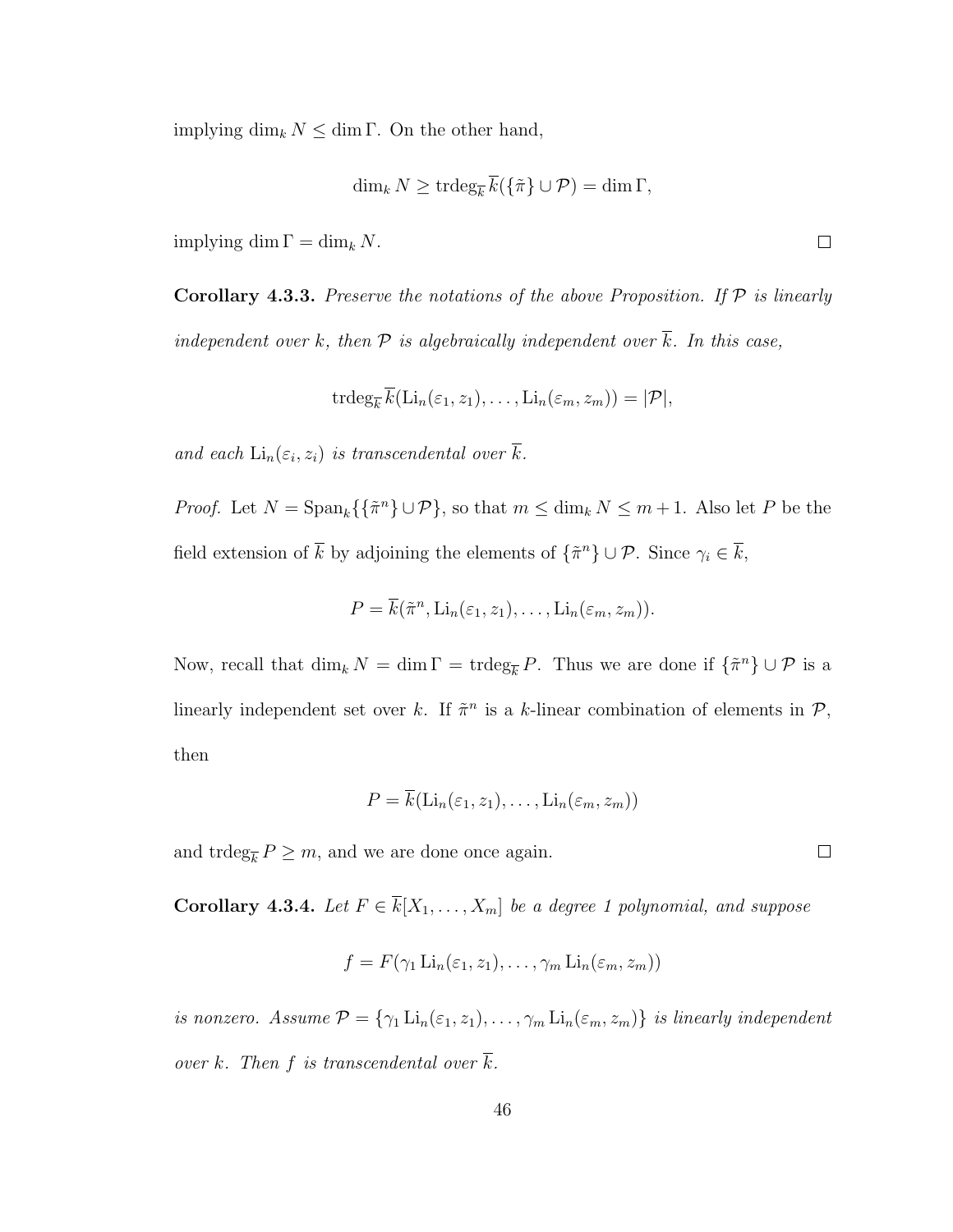implying $\dim_k N \leq \dim \Gamma$. On the other hand,

$$\dim_k N \geq \operatorname{trdeg}_{\overline{k}} \overline{k}(\{\tilde{\pi}\} \cup \mathcal{P}) = \dim \Gamma,$$

implying $\dim \Gamma = \dim_k N$. $\square$

**Corollary 4.3.3.** *Preserve the notations of the above Proposition. If $\mathcal{P}$ is linearly independent over $k$, then $\mathcal{P}$ is algebraically independent over $\overline{k}$. In this case,*

$$\operatorname{trdeg}_{\overline{k}} \overline{k}(\operatorname{Li}_n(\varepsilon_1, z_1), \ldots, \operatorname{Li}_n(\varepsilon_m, z_m)) = |\mathcal{P}|,$$

*and each $\operatorname{Li}_n(\varepsilon_i, z_i)$ is transcendental over $\overline{k}$.*

*Proof.* Let $N = \operatorname{Span}_k\{\{\tilde{\pi}^n\} \cup \mathcal{P}\}$, so that $m \leq \dim_k N \leq m+1$. Also let $P$ be the field extension of $\overline{k}$ by adjoining the elements of $\{\tilde{\pi}^n\} \cup \mathcal{P}$. Since $\gamma_i \in \overline{k}$,

$$P = \overline{k}(\tilde{\pi}^n, \operatorname{Li}_n(\varepsilon_1, z_1), \ldots, \operatorname{Li}_n(\varepsilon_m, z_m)).$$

Now, recall that $\dim_k N = \dim \Gamma = \operatorname{trdeg}_{\overline{k}} P$. Thus we are done if $\{\tilde{\pi}^n\} \cup \mathcal{P}$ is a linearly independent set over $k$. If $\tilde{\pi}^n$ is a $k$-linear combination of elements in $\mathcal{P}$, then

$$P = \overline{k}(\operatorname{Li}_n(\varepsilon_1, z_1), \ldots, \operatorname{Li}_n(\varepsilon_m, z_m))$$

and $\operatorname{trdeg}_{\overline{k}} P \geq m$, and we are done once again. $\square$

**Corollary 4.3.4.** *Let $F \in \overline{k}[X_1, \ldots, X_m]$ be a degree 1 polynomial, and suppose*

$$f = F(\gamma_1 \operatorname{Li}_n(\varepsilon_1, z_1), \ldots, \gamma_m \operatorname{Li}_n(\varepsilon_m, z_m))$$

*is nonzero. Assume $\mathcal{P} = \{\gamma_1 \operatorname{Li}_n(\varepsilon_1, z_1), \ldots, \gamma_m \operatorname{Li}_n(\varepsilon_m, z_m)\}$ is linearly independent over $k$. Then $f$ is transcendental over $\overline{k}$.*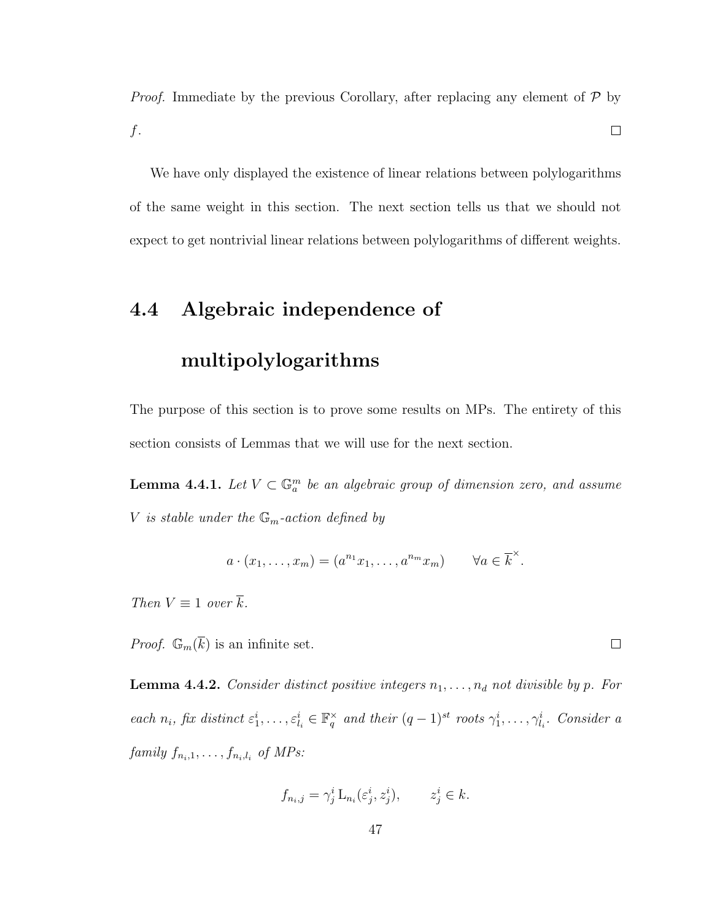*Proof.* Immediate by the previous Corollary, after replacing any element of $\mathcal{P}$ by $f$. $\square$

We have only displayed the existence of linear relations between polylogarithms of the same weight in this section. The next section tells us that we should not expect to get nontrivial linear relations between polylogarithms of different weights.

## 4.4 Algebraic independence of multipolylogarithms

The purpose of this section is to prove some results on MPs. The entirety of this section consists of Lemmas that we will use for the next section.

**Lemma 4.4.1.** *Let $V \subset \mathbb{G}_a^m$ be an algebraic group of dimension zero, and assume $V$ is stable under the $\mathbb{G}_m$-action defined by*

$$a \cdot (x_1, \ldots, x_m) = (a^{n_1} x_1, \ldots, a^{n_m} x_m) \qquad \forall a \in \overline{k}^{\times}.$$

*Then $V \equiv 1$ over $\overline{k}$.*

*Proof.* $\mathbb{G}_m(\overline{k})$ is an infinite set. $\square$

**Lemma 4.4.2.** *Consider distinct positive integers $n_1, \ldots, n_d$ not divisible by $p$. For each $n_i$, fix distinct $\varepsilon_1^i, \ldots, \varepsilon_{l_i}^i \in \mathbb{F}_q^\times$ and their $(q-1)^{st}$ roots $\gamma_1^i, \ldots, \gamma_{l_i}^i$. Consider a family $f_{n_i,1}, \ldots, f_{n_i,l_i}$ of MPs:*

$$f_{n_i,j} = \gamma_j^i \, \mathrm{L}_{n_i}(\varepsilon_j^i, z_j^i), \qquad z_j^i \in k.$$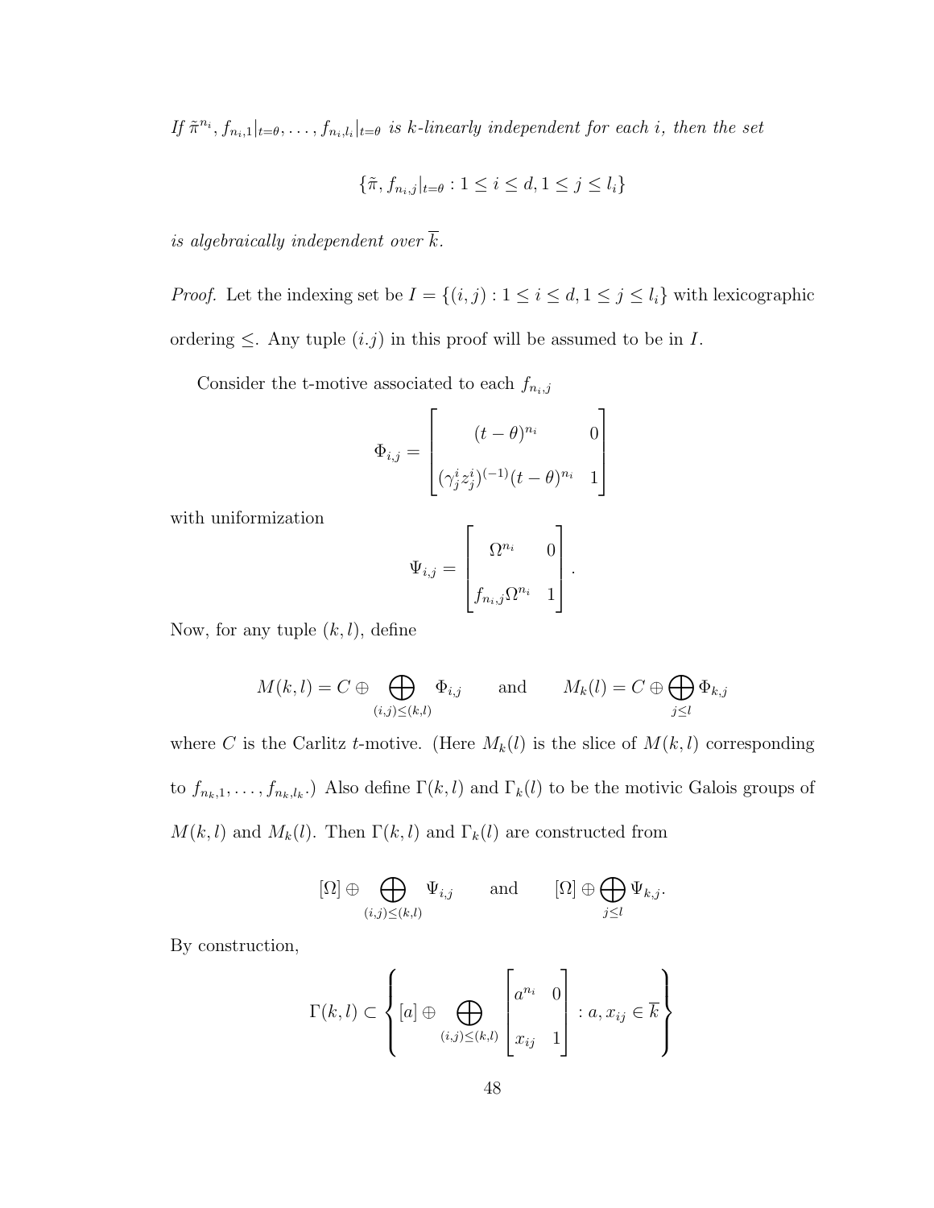*If* $\tilde{\pi}^{n_i}, f_{n_i,1}|_{t=\theta}, \ldots, f_{n_i,l_i}|_{t=\theta}$ *is* $k$*-linearly independent for each* $i$*, then the set*

$$\{\tilde{\pi}, f_{n_i,j}|_{t=\theta} : 1 \leq i \leq d, 1 \leq j \leq l_i\}$$

*is algebraically independent over* $\overline{k}$*.*

*Proof.* Let the indexing set be $I = \{(i,j) : 1 \leq i \leq d, 1 \leq j \leq l_i\}$ with lexicographic ordering $\leq$. Any tuple $(i.j)$ in this proof will be assumed to be in $I$.

Consider the t-motive associated to each $f_{n_i,j}$

$$\Phi_{i,j} = \begin{bmatrix} (t-\theta)^{n_i} & 0 \\ (\gamma^i_j z^i_j)^{(-1)}(t-\theta)^{n_i} & 1 \end{bmatrix}$$

with uniformization

$$\Psi_{i,j} = \begin{bmatrix} \Omega^{n_i} & 0 \\ f_{n_i,j}\Omega^{n_i} & 1 \end{bmatrix}.$$

Now, for any tuple $(k,l)$, define

$$M(k,l) = C \oplus \bigoplus_{(i,j) \leq (k,l)} \Phi_{i,j} \qquad \text{and} \qquad M_k(l) = C \oplus \bigoplus_{j \leq l} \Phi_{k,j}$$

where $C$ is the Carlitz $t$-motive. (Here $M_k(l)$ is the slice of $M(k,l)$ corresponding to $f_{n_k,1}, \ldots, f_{n_k,l_k}$.) Also define $\Gamma(k,l)$ and $\Gamma_k(l)$ to be the motivic Galois groups of $M(k,l)$ and $M_k(l)$. Then $\Gamma(k,l)$ and $\Gamma_k(l)$ are constructed from

$$[\Omega] \oplus \bigoplus_{(i,j) \leq (k,l)} \Psi_{i,j} \qquad \text{and} \qquad [\Omega] \oplus \bigoplus_{j \leq l} \Psi_{k,j}.$$

By construction,

$$\Gamma(k,l) \subset \left\{ [a] \oplus \bigoplus_{(i,j) \leq (k,l)} \begin{bmatrix} a^{n_i} & 0 \\ x_{ij} & 1 \end{bmatrix} : a, x_{ij} \in \overline{k} \right\}$$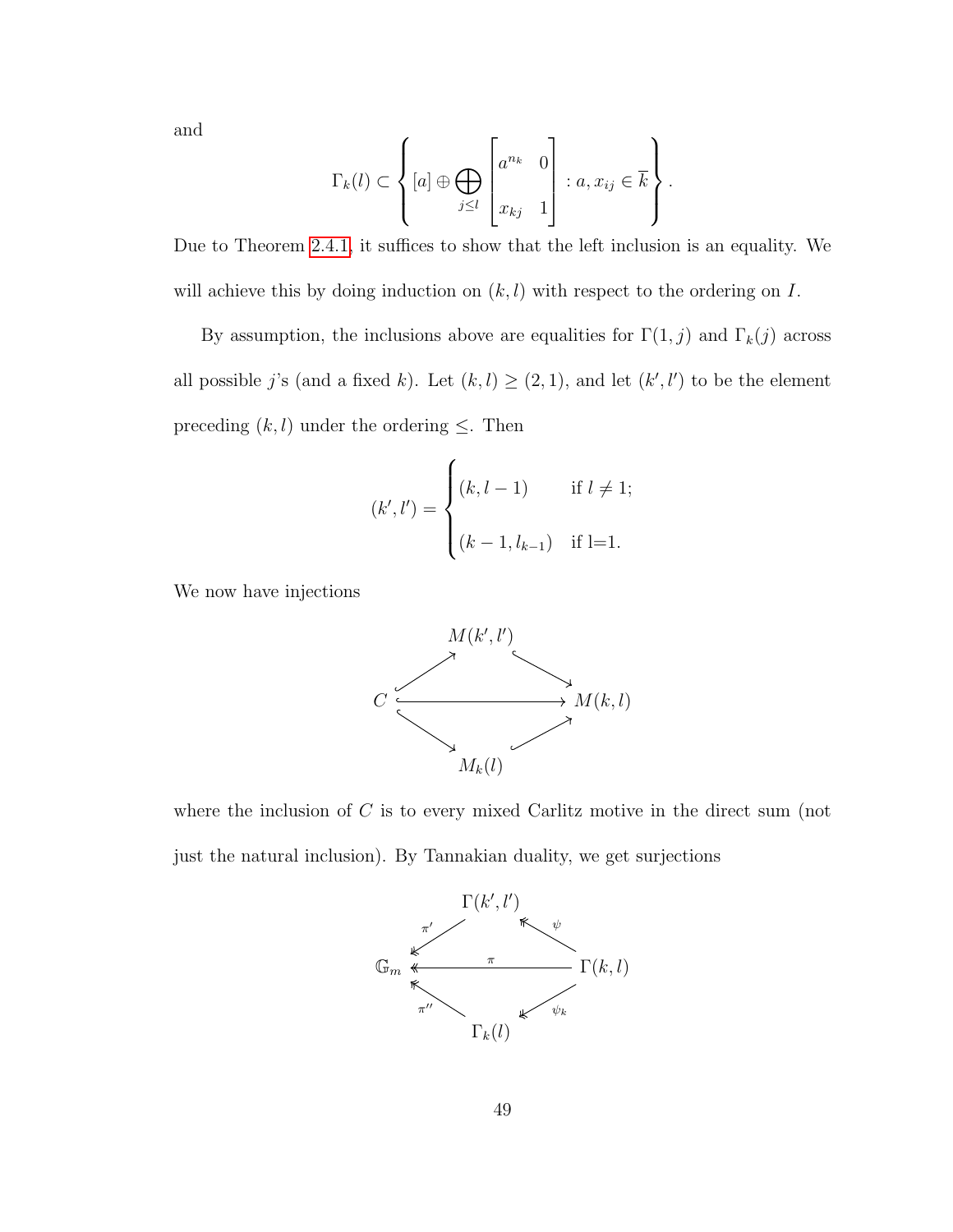and

$$\Gamma_k(l) \subset \left\{ [a] \oplus \bigoplus_{j \le l} \begin{bmatrix} a^{n_k} & 0 \\ x_{kj} & 1 \end{bmatrix} : a, x_{ij} \in \overline{k} \right\}.$$

Due to Theorem 2.4.1, it suffices to show that the left inclusion is an equality. We will achieve this by doing induction on $(k, l)$ with respect to the ordering on $I$.

By assumption, the inclusions above are equalities for $\Gamma(1, j)$ and $\Gamma_k(j)$ across all possible $j$'s (and a fixed $k$). Let $(k, l) \geq (2, 1)$, and let $(k', l')$ to be the element preceding $(k, l)$ under the ordering $\leq$. Then

$$(k', l') = \begin{cases} (k, l-1) & \text{if } l \neq 1; \\ (k-1, l_{k-1}) & \text{if l=1.} \end{cases}$$

We now have injections

$$\begin{array}{ccccc} & & M(k', l') & & \\ & \nearrow & & \searrow & \\ C & & \longrightarrow & & M(k, l) \\ & \searrow & & \nearrow & \\ & & M_k(l) & & \end{array}$$

where the inclusion of $C$ is to every mixed Carlitz motive in the direct sum (not just the natural inclusion). By Tannakian duality, we get surjections

$$\begin{array}{ccccc} & & \Gamma(k', l') & & \\ & \swarrow^{\pi'} & & \nwarrow^{\psi} & \\ \mathbb{G}_m & & \xleftarrow{\pi} & & \Gamma(k, l) \\ & \nwarrow^{\pi''} & & \swarrow_{\psi_k} & \\ & & \Gamma_k(l) & & \end{array}$$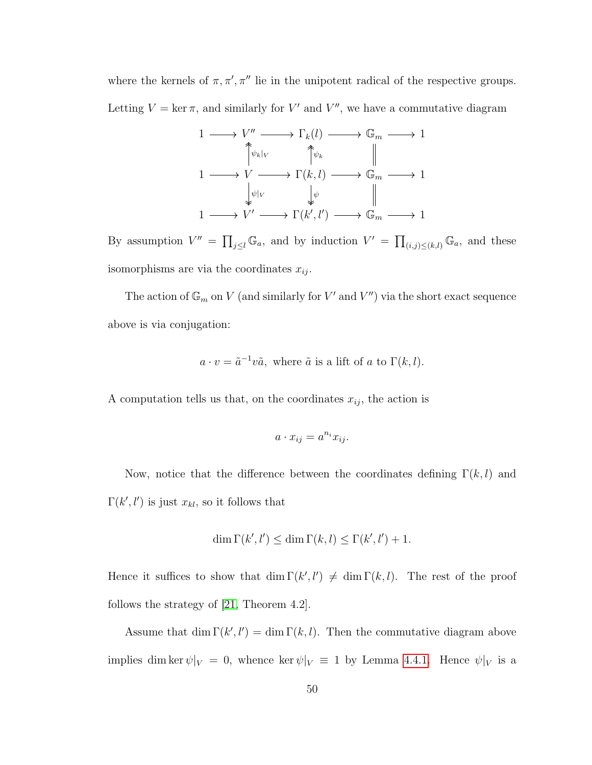where the kernels of $\pi, \pi', \pi''$ lie in the unipotent radical of the respective groups. Letting $V = \ker \pi$, and similarly for $V'$ and $V''$, we have a commutative diagram

$$\begin{array}{ccccccccc}
1 & \longrightarrow & V'' & \longrightarrow & \Gamma_k(l) & \longrightarrow & \mathbb{G}_m & \longrightarrow & 1 \\
 & & \big\uparrow{\scriptstyle \psi_k|_V} & & \big\uparrow{\scriptstyle \psi_k} & & \big\| & & \\
1 & \longrightarrow & V & \longrightarrow & \Gamma(k,l) & \longrightarrow & \mathbb{G}_m & \longrightarrow & 1 \\
 & & \big\downarrow{\scriptstyle \psi|_V} & & \big\downarrow{\scriptstyle \psi} & & \big\| & & \\
1 & \longrightarrow & V' & \longrightarrow & \Gamma(k',l') & \longrightarrow & \mathbb{G}_m & \longrightarrow & 1
\end{array}$$

By assumption $V'' = \prod_{j \leq l} \mathbb{G}_a$, and by induction $V' = \prod_{(i,j) \leq (k,l)} \mathbb{G}_a$, and these isomorphisms are via the coordinates $x_{ij}$.

The action of $\mathbb{G}_m$ on $V$ (and similarly for $V'$ and $V''$) via the short exact sequence above is via conjugation:

$$a \cdot v = \tilde{a}^{-1} v \tilde{a}, \text{ where } \tilde{a} \text{ is a lift of } a \text{ to } \Gamma(k,l).$$

A computation tells us that, on the coordinates $x_{ij}$, the action is

$$a \cdot x_{ij} = a^{n_i} x_{ij}.$$

Now, notice that the difference between the coordinates defining $\Gamma(k,l)$ and $\Gamma(k',l')$ is just $x_{kl}$, so it follows that

$$\dim \Gamma(k',l') \leq \dim \Gamma(k,l) \leq \Gamma(k',l') + 1.$$

Hence it suffices to show that $\dim \Gamma(k',l') \neq \dim \Gamma(k,l)$. The rest of the proof follows the strategy of [21, Theorem 4.2].

Assume that $\dim \Gamma(k',l') = \dim \Gamma(k,l)$. Then the commutative diagram above implies $\dim \ker \psi|_V = 0$, whence $\ker \psi|_V \equiv 1$ by Lemma 4.4.1. Hence $\psi|_V$ is a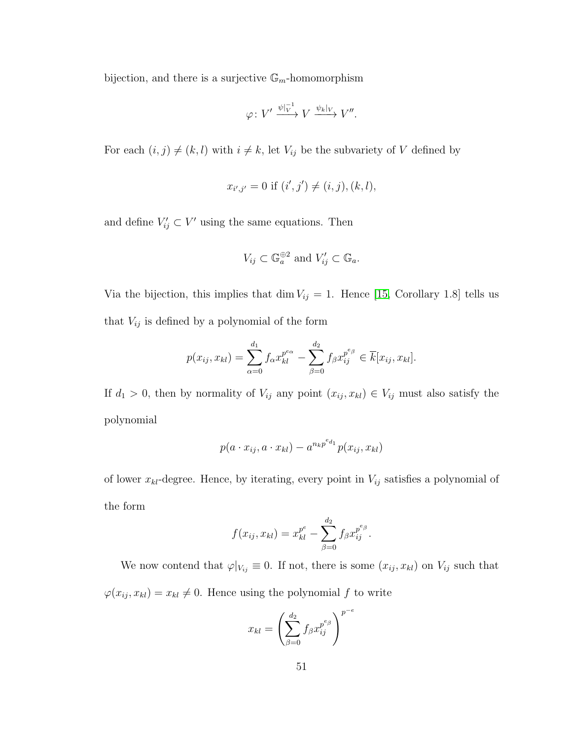bijection, and there is a surjective $\mathbb{G}_m$-homomorphism

$$\varphi\colon V' \xrightarrow{\psi|_{V}^{-1}} V \xrightarrow{\psi_k|_V} V''.$$

For each $(i,j) \neq (k,l)$ with $i \neq k$, let $V_{ij}$ be the subvariety of $V$ defined by

$$x_{i',j'} = 0 \text{ if } (i',j') \neq (i,j),(k,l),$$

and define $V'_{ij} \subset V'$ using the same equations. Then

$$V_{ij} \subset \mathbb{G}_a^{\oplus 2} \text{ and } V'_{ij} \subset \mathbb{G}_a.$$

Via the bijection, this implies that $\dim V_{ij} = 1$. Hence [15, Corollary 1.8] tells us that $V_{ij}$ is defined by a polynomial of the form

$$p(x_{ij}, x_{kl}) = \sum_{\alpha=0}^{d_1} f_\alpha x_{kl}^{p^{e_\alpha}} - \sum_{\beta=0}^{d_2} f_\beta x_{ij}^{p^{e_\beta}} \in \overline{k}[x_{ij}, x_{kl}].$$

If $d_1 > 0$, then by normality of $V_{ij}$ any point $(x_{ij}, x_{kl}) \in V_{ij}$ must also satisfy the polynomial

$$p(a \cdot x_{ij}, a \cdot x_{kl}) - a^{n_k p^{e_{d_1}}} p(x_{ij}, x_{kl})$$

of lower $x_{kl}$-degree. Hence, by iterating, every point in $V_{ij}$ satisfies a polynomial of the form

$$f(x_{ij}, x_{kl}) = x_{kl}^{p^e} - \sum_{\beta=0}^{d_2} f_\beta x_{ij}^{p^{e_\beta}}.$$

We now contend that $\varphi|_{V_{ij}} \equiv 0$. If not, there is some $(x_{ij}, x_{kl})$ on $V_{ij}$ such that $\varphi(x_{ij}, x_{kl}) = x_{kl} \neq 0$. Hence using the polynomial $f$ to write

$$x_{kl} = \left( \sum_{\beta=0}^{d_2} f_\beta x_{ij}^{p^{e_\beta}} \right)^{p^{-e}}$$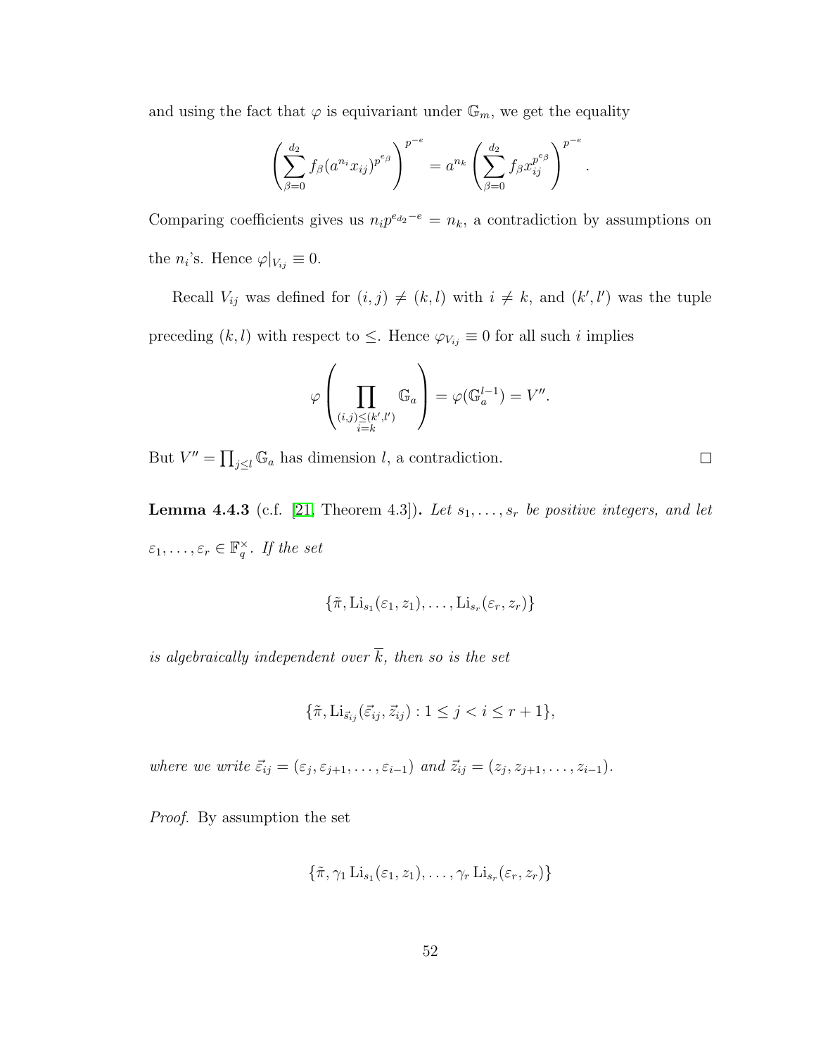and using the fact that $\varphi$ is equivariant under $\mathbb{G}_m$, we get the equality

$$\left(\sum_{\beta=0}^{d_2} f_\beta (a^{n_i} x_{ij})^{p^{e_\beta}}\right)^{p^{-e}} = a^{n_k} \left(\sum_{\beta=0}^{d_2} f_\beta x_{ij}^{p^{e_\beta}}\right)^{p^{-e}}.$$

Comparing coefficients gives us $n_i p^{e_{d_2} - e} = n_k$, a contradiction by assumptions on the $n_i$'s. Hence $\varphi|_{V_{ij}} \equiv 0$.

Recall $V_{ij}$ was defined for $(i,j) \neq (k,l)$ with $i \neq k$, and $(k', l')$ was the tuple preceding $(k,l)$ with respect to $\leq$. Hence $\varphi_{V_{ij}} \equiv 0$ for all such $i$ implies

$$\varphi\left(\prod_{\substack{(i,j) \leq (k',l') \\ i=k}} \mathbb{G}_a\right) = \varphi(\mathbb{G}_a^{l-1}) = V''.$$

But $V'' = \prod_{j \leq l} \mathbb{G}_a$ has dimension $l$, a contradiction. $\square$

**Lemma 4.4.3** (c.f. [21, Theorem 4.3])**.** *Let $s_1, \ldots, s_r$ be positive integers, and let $\varepsilon_1, \ldots, \varepsilon_r \in \mathbb{F}_q^\times$. If the set*

$$\{\tilde{\pi}, \mathrm{Li}_{s_1}(\varepsilon_1, z_1), \ldots, \mathrm{Li}_{s_r}(\varepsilon_r, z_r)\}$$

*is algebraically independent over $\overline{k}$, then so is the set*

$$\{\tilde{\pi}, \mathrm{Li}_{\vec{s}_{ij}}(\vec{\varepsilon}_{ij}, \vec{z}_{ij}) : 1 \leq j < i \leq r+1\},$$

*where we write $\vec{\varepsilon}_{ij} = (\varepsilon_j, \varepsilon_{j+1}, \ldots, \varepsilon_{i-1})$ and $\vec{z}_{ij} = (z_j, z_{j+1}, \ldots, z_{i-1})$.*

*Proof.* By assumption the set

$$\{\tilde{\pi}, \gamma_1 \mathrm{Li}_{s_1}(\varepsilon_1, z_1), \ldots, \gamma_r \mathrm{Li}_{s_r}(\varepsilon_r, z_r)\}$$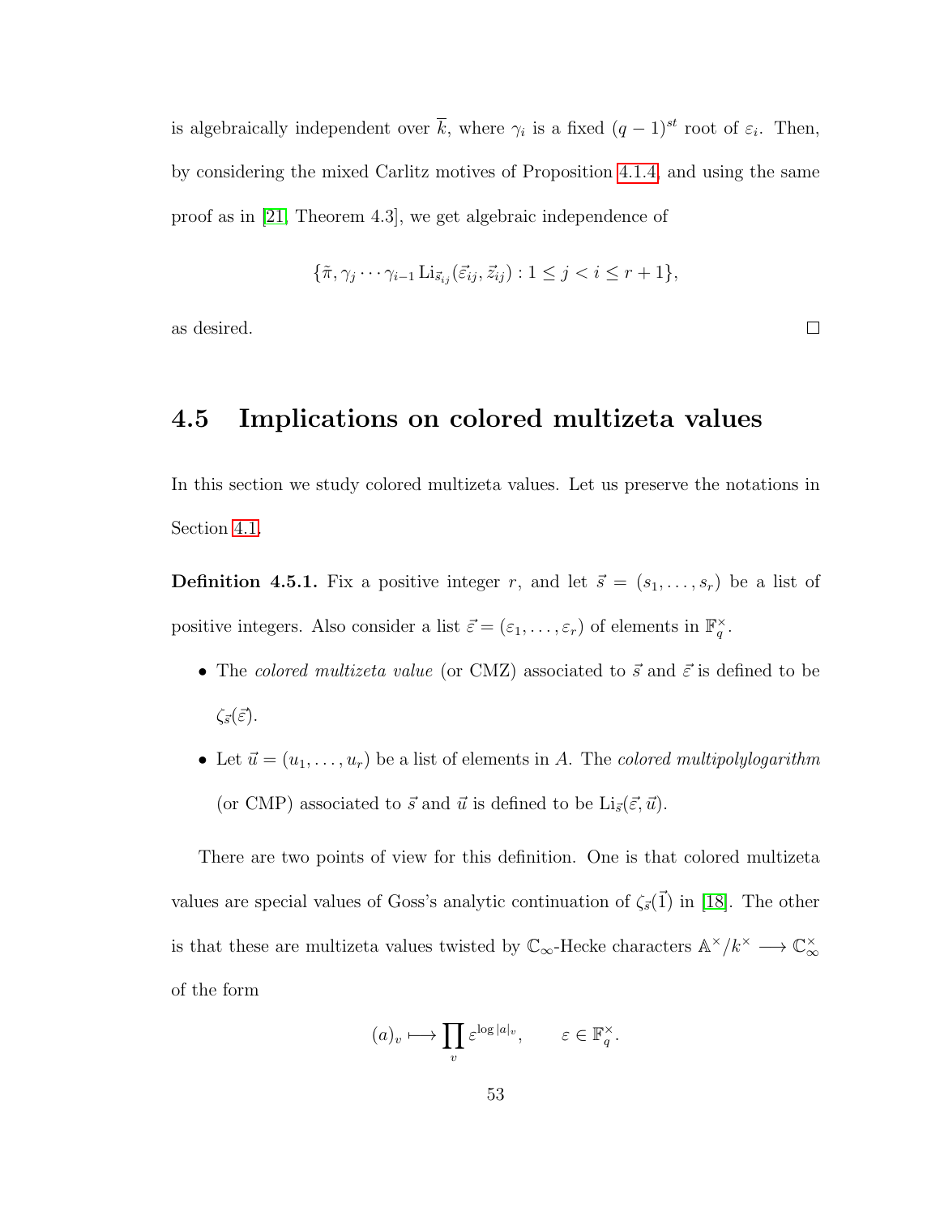is algebraically independent over $\overline{k}$, where $\gamma_i$ is a fixed $(q-1)^{st}$ root of $\varepsilon_i$. Then, by considering the mixed Carlitz motives of Proposition 4.1.4, and using the same proof as in [21, Theorem 4.3], we get algebraic independence of

$$\{\tilde{\pi}, \gamma_j \cdots \gamma_{i-1} \operatorname{Li}_{\vec{s}_{ij}}(\vec{\varepsilon}_{ij}, \vec{z}_{ij}) : 1 \leq j < i \leq r+1\},$$

as desired. $\square$

## 4.5 Implications on colored multizeta values

In this section we study colored multizeta values. Let us preserve the notations in Section 4.1.

**Definition 4.5.1.** Fix a positive integer $r$, and let $\vec{s} = (s_1, \ldots, s_r)$ be a list of positive integers. Also consider a list $\vec{\varepsilon} = (\varepsilon_1, \ldots, \varepsilon_r)$ of elements in $\mathbb{F}_q^\times$.

- The *colored multizeta value* (or CMZ) associated to $\vec{s}$ and $\vec{\varepsilon}$ is defined to be $\zeta_{\vec{s}}(\vec{\varepsilon})$.
- Let $\vec{u} = (u_1, \ldots, u_r)$ be a list of elements in $A$. The *colored multipolylogarithm* (or CMP) associated to $\vec{s}$ and $\vec{u}$ is defined to be $\operatorname{Li}_{\vec{s}}(\vec{\varepsilon}, \vec{u})$.

There are two points of view for this definition. One is that colored multizeta values are special values of Goss's analytic continuation of $\zeta_{\vec{s}}(\vec{1})$ in [18]. The other is that these are multizeta values twisted by $\mathbb{C}_\infty$-Hecke characters $\mathbb{A}^\times/k^\times \longrightarrow \mathbb{C}_\infty^\times$ of the form

$$(a)_v \longmapsto \prod_v \varepsilon^{\log |a|_v}, \qquad \varepsilon \in \mathbb{F}_q^\times.$$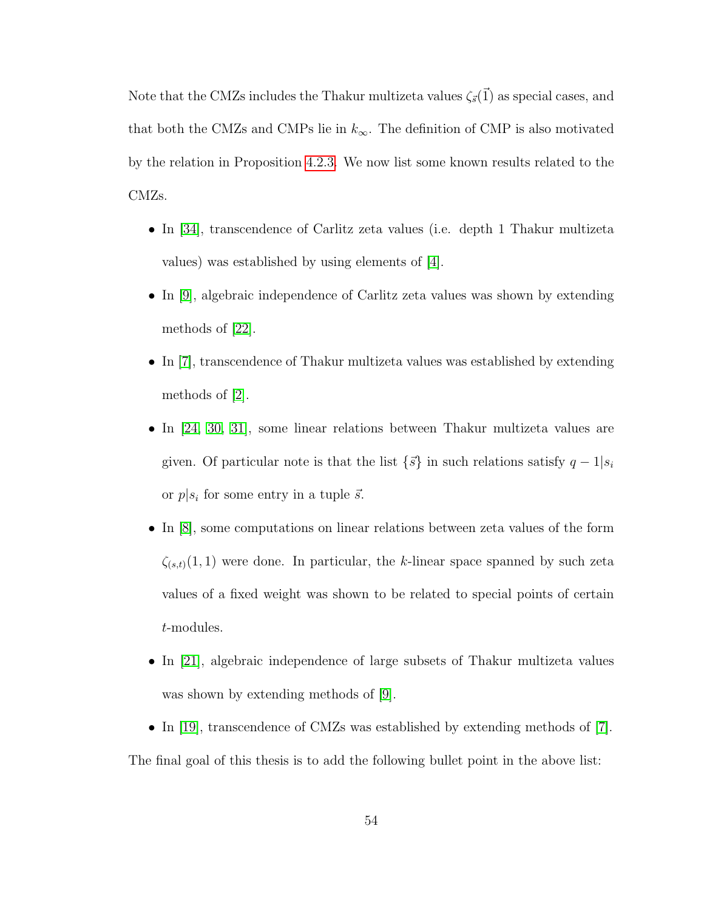Note that the CMZs includes the Thakur multizeta values $\zeta_{\vec{s}}(\vec{1})$ as special cases, and that both the CMZs and CMPs lie in $k_\infty$. The definition of CMP is also motivated by the relation in Proposition 4.2.3. We now list some known results related to the CMZs.

- In [34], transcendence of Carlitz zeta values (i.e. depth 1 Thakur multizeta values) was established by using elements of [4].
- In [9], algebraic independence of Carlitz zeta values was shown by extending methods of [22].
- In [7], transcendence of Thakur multizeta values was established by extending methods of [2].
- In [24, 30, 31], some linear relations between Thakur multizeta values are given. Of particular note is that the list $\{\vec{s}\}$ in such relations satisfy $q-1|s_i$ or $p|s_i$ for some entry in a tuple $\vec{s}$.
- In [8], some computations on linear relations between zeta values of the form $\zeta_{(s,t)}(1,1)$ were done. In particular, the $k$-linear space spanned by such zeta values of a fixed weight was shown to be related to special points of certain $t$-modules.
- In [21], algebraic independence of large subsets of Thakur multizeta values was shown by extending methods of [9].
- In [19], transcendence of CMZs was established by extending methods of [7].

The final goal of this thesis is to add the following bullet point in the above list: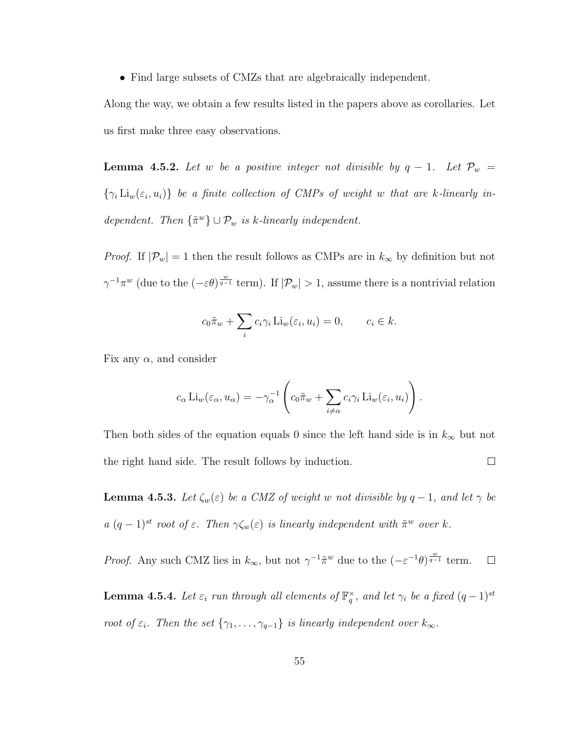- Find large subsets of CMZs that are algebraically independent.

Along the way, we obtain a few results listed in the papers above as corollaries. Let us first make three easy observations.

**Lemma 4.5.2.** *Let $w$ be a positive integer not divisible by $q-1$. Let $\mathcal{P}_w = \{\gamma_i \operatorname{Li}_w(\varepsilon_i, u_i)\}$ be a finite collection of CMPs of weight $w$ that are $k$-linearly independent. Then $\{\tilde{\pi}^w\} \cup \mathcal{P}_w$ is $k$-linearly independent.*

*Proof.* If $|\mathcal{P}_w| = 1$ then the result follows as CMPs are in $k_\infty$ by definition but not $\gamma^{-1}\pi^w$ (due to the $(-\varepsilon\theta)^{\frac{w}{q-1}}$ term). If $|\mathcal{P}_w| > 1$, assume there is a nontrivial relation

$$c_0\tilde{\pi}_w + \sum_i c_i\gamma_i \operatorname{Li}_w(\varepsilon_i, u_i) = 0, \qquad c_i \in k.$$

Fix any $\alpha$, and consider

$$c_\alpha \operatorname{Li}_w(\varepsilon_\alpha, u_\alpha) = -\gamma_\alpha^{-1}\left(c_0\tilde{\pi}_w + \sum_{i\neq\alpha} c_i\gamma_i \operatorname{Li}_w(\varepsilon_i, u_i)\right).$$

Then both sides of the equation equals 0 since the left hand side is in $k_\infty$ but not the right hand side. The result follows by induction. ∎

**Lemma 4.5.3.** *Let $\zeta_w(\varepsilon)$ be a CMZ of weight $w$ not divisible by $q-1$, and let $\gamma$ be a $(q-1)^{st}$ root of $\varepsilon$. Then $\gamma\zeta_w(\varepsilon)$ is linearly independent with $\tilde{\pi}^w$ over $k$.*

*Proof.* Any such CMZ lies in $k_\infty$, but not $\gamma^{-1}\tilde{\pi}^w$ due to the $(-\varepsilon^{-1}\theta)^{\frac{w}{q-1}}$ term. ∎

**Lemma 4.5.4.** *Let $\varepsilon_i$ run through all elements of $\mathbb{F}_q^\times$, and let $\gamma_i$ be a fixed $(q-1)^{st}$ root of $\varepsilon_i$. Then the set $\{\gamma_1, \ldots, \gamma_{q-1}\}$ is linearly independent over $k_\infty$.*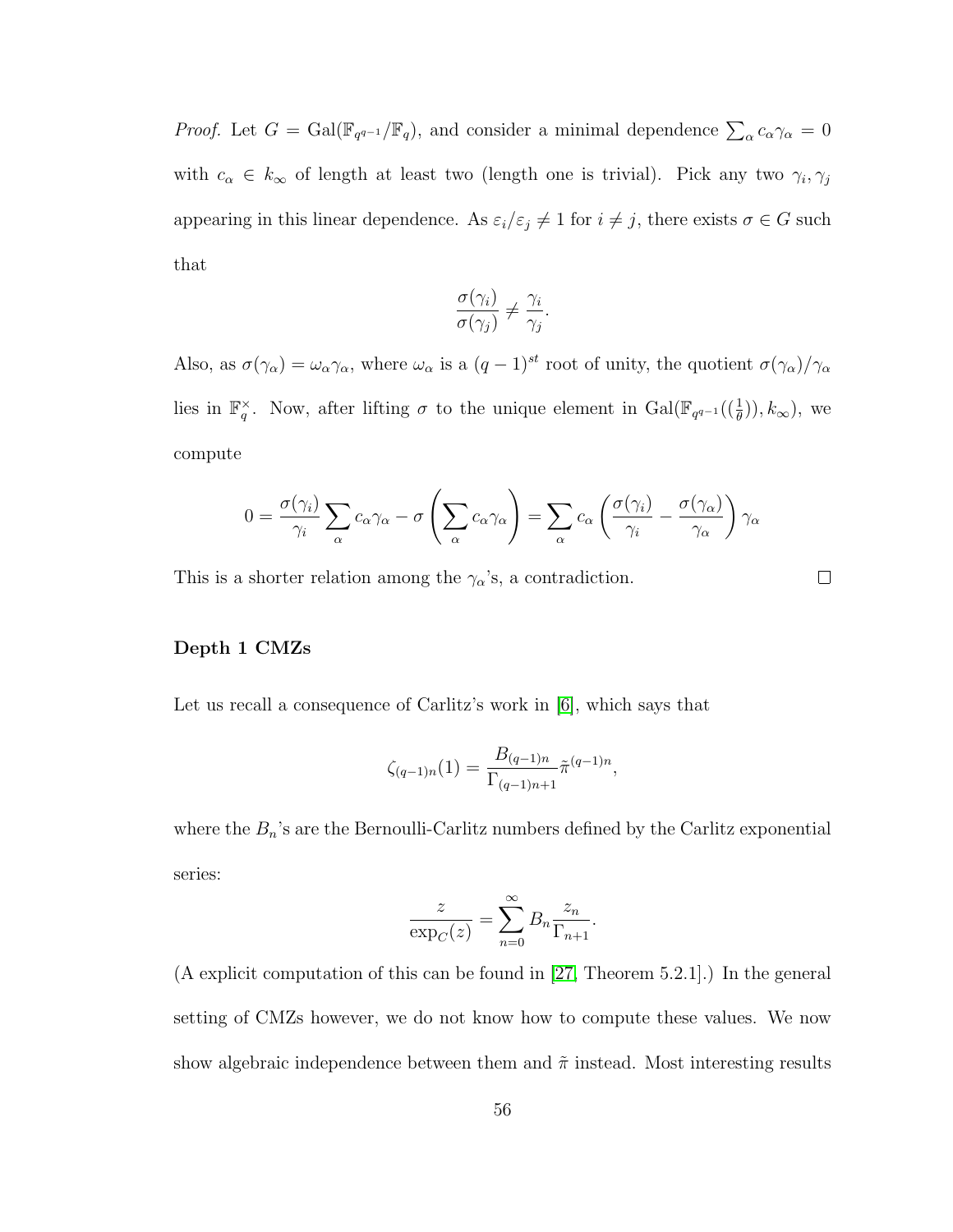*Proof.* Let $G = \mathrm{Gal}(\mathbb{F}_{q^{q-1}}/\mathbb{F}_q)$, and consider a minimal dependence $\sum_\alpha c_\alpha \gamma_\alpha = 0$ with $c_\alpha \in k_\infty$ of length at least two (length one is trivial). Pick any two $\gamma_i, \gamma_j$ appearing in this linear dependence. As $\varepsilon_i/\varepsilon_j \neq 1$ for $i \neq j$, there exists $\sigma \in G$ such that

$$\frac{\sigma(\gamma_i)}{\sigma(\gamma_j)} \neq \frac{\gamma_i}{\gamma_j}.$$

Also, as $\sigma(\gamma_\alpha) = \omega_\alpha \gamma_\alpha$, where $\omega_\alpha$ is a $(q-1)^{st}$ root of unity, the quotient $\sigma(\gamma_\alpha)/\gamma_\alpha$ lies in $\mathbb{F}_q^\times$. Now, after lifting $\sigma$ to the unique element in $\mathrm{Gal}(\mathbb{F}_{q^{q-1}}((\frac{1}{\theta})), k_\infty)$, we compute

$$0 = \frac{\sigma(\gamma_i)}{\gamma_i} \sum_\alpha c_\alpha \gamma_\alpha - \sigma\left(\sum_\alpha c_\alpha \gamma_\alpha\right) = \sum_\alpha c_\alpha \left(\frac{\sigma(\gamma_i)}{\gamma_i} - \frac{\sigma(\gamma_\alpha)}{\gamma_\alpha}\right)\gamma_\alpha$$

This is a shorter relation among the $\gamma_\alpha$'s, a contradiction. $\square$

**Depth 1 CMZs**

Let us recall a consequence of Carlitz's work in [6], which says that

$$\zeta_{(q-1)n}(1) = \frac{B_{(q-1)n}}{\Gamma_{(q-1)n+1}} \tilde{\pi}^{(q-1)n},$$

where the $B_n$'s are the Bernoulli-Carlitz numbers defined by the Carlitz exponential series:

$$\frac{z}{\exp_C(z)} = \sum_{n=0}^{\infty} B_n \frac{z_n}{\Gamma_{n+1}}.$$

(A explicit computation of this can be found in [27, Theorem 5.2.1].) In the general setting of CMZs however, we do not know how to compute these values. We now show algebraic independence between them and $\tilde{\pi}$ instead. Most interesting results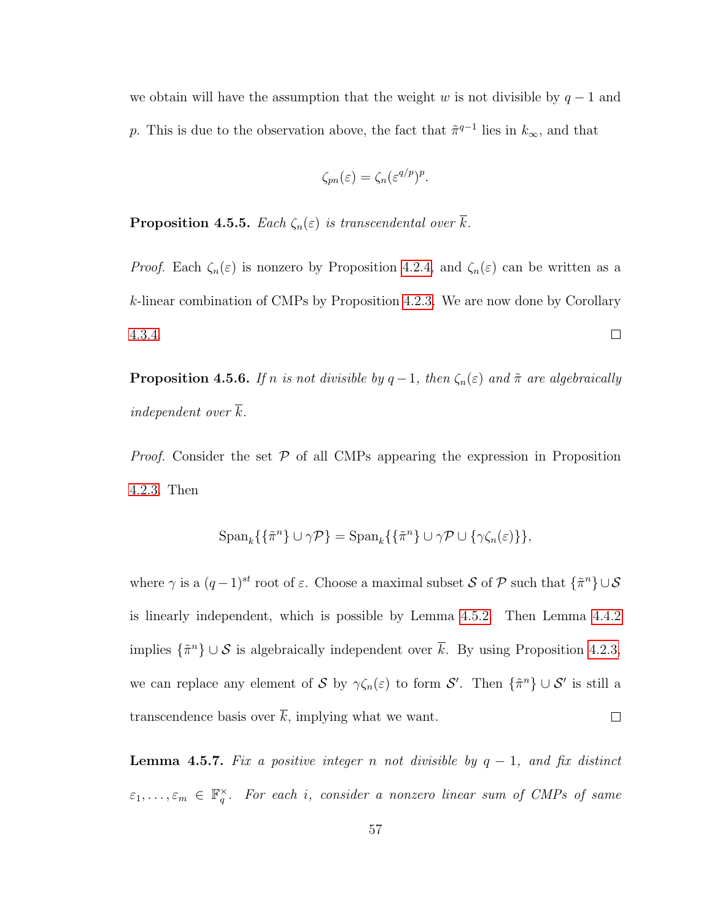we obtain will have the assumption that the weight $w$ is not divisible by $q-1$ and $p$. This is due to the observation above, the fact that $\tilde{\pi}^{q-1}$ lies in $k_\infty$, and that

$$\zeta_{pn}(\varepsilon) = \zeta_n(\varepsilon^{q/p})^p.$$

**Proposition 4.5.5.** *Each $\zeta_n(\varepsilon)$ is transcendental over $\overline{k}$.*

*Proof.* Each $\zeta_n(\varepsilon)$ is nonzero by Proposition 4.2.4, and $\zeta_n(\varepsilon)$ can be written as a $k$-linear combination of CMPs by Proposition 4.2.3. We are now done by Corollary 4.3.4. $\square$

**Proposition 4.5.6.** *If $n$ is not divisible by $q-1$, then $\zeta_n(\varepsilon)$ and $\tilde{\pi}$ are algebraically independent over $\overline{k}$.*

*Proof.* Consider the set $\mathcal{P}$ of all CMPs appearing the expression in Proposition 4.2.3. Then

$$\operatorname{Span}_k\{\{\tilde{\pi}^n\} \cup \gamma\mathcal{P}\} = \operatorname{Span}_k\{\{\tilde{\pi}^n\} \cup \gamma\mathcal{P} \cup \{\gamma\zeta_n(\varepsilon)\}\},$$

where $\gamma$ is a $(q-1)^{st}$ root of $\varepsilon$. Choose a maximal subset $\mathcal{S}$ of $\mathcal{P}$ such that $\{\tilde{\pi}^n\} \cup \mathcal{S}$ is linearly independent, which is possible by Lemma 4.5.2. Then Lemma 4.4.2 implies $\{\tilde{\pi}^n\} \cup \mathcal{S}$ is algebraically independent over $\overline{k}$. By using Proposition 4.2.3, we can replace any element of $\mathcal{S}$ by $\gamma\zeta_n(\varepsilon)$ to form $\mathcal{S}'$. Then $\{\tilde{\pi}^n\} \cup \mathcal{S}'$ is still a transcendence basis over $\overline{k}$, implying what we want. $\square$

**Lemma 4.5.7.** *Fix a positive integer $n$ not divisible by $q-1$, and fix distinct $\varepsilon_1, \ldots, \varepsilon_m \in \mathbb{F}_q^\times$. For each $i$, consider a nonzero linear sum of CMPs of same*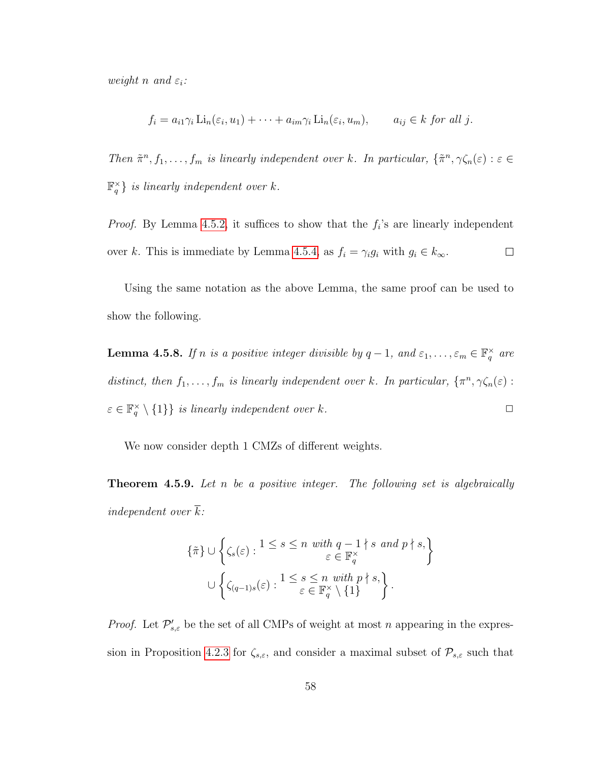*weight $n$ and $\varepsilon_i$:*

$$f_i = a_{i1}\gamma_i \operatorname{Li}_n(\varepsilon_i, u_1) + \cdots + a_{im}\gamma_i \operatorname{Li}_n(\varepsilon_i, u_m), \qquad a_{ij} \in k \text{ for all } j.$$

*Then $\tilde{\pi}^n, f_1, \ldots, f_m$ is linearly independent over $k$. In particular, $\{\tilde{\pi}^n, \gamma\zeta_n(\varepsilon) : \varepsilon \in \mathbb{F}_q^\times\}$ is linearly independent over $k$.*

*Proof.* By Lemma 4.5.2, it suffices to show that the $f_i$'s are linearly independent over $k$. This is immediate by Lemma 4.5.4, as $f_i = \gamma_i g_i$ with $g_i \in k_\infty$. □

Using the same notation as the above Lemma, the same proof can be used to show the following.

**Lemma 4.5.8.** *If $n$ is a positive integer divisible by $q-1$, and $\varepsilon_1, \ldots, \varepsilon_m \in \mathbb{F}_q^\times$ are distinct, then $f_1, \ldots, f_m$ is linearly independent over $k$. In particular, $\{\pi^n, \gamma\zeta_n(\varepsilon) : \varepsilon \in \mathbb{F}_q^\times \setminus \{1\}\}$ is linearly independent over $k$.* □

We now consider depth 1 CMZs of different weights.

**Theorem 4.5.9.** *Let $n$ be a positive integer. The following set is algebraically independent over $\overline{k}$:*

$$\{\tilde{\pi}\} \cup \left\{\zeta_s(\varepsilon) : \begin{matrix} 1 \le s \le n \text{ with } q-1 \nmid s \text{ and } p \nmid s, \\ \varepsilon \in \mathbb{F}_q^\times \end{matrix}\right\}$$
$$\cup \left\{\zeta_{(q-1)s}(\varepsilon) : \begin{matrix} 1 \le s \le n \text{ with } p \nmid s, \\ \varepsilon \in \mathbb{F}_q^\times \setminus \{1\} \end{matrix}\right\}.$$

*Proof.* Let $\mathcal{P}'_{s,\varepsilon}$ be the set of all CMPs of weight at most $n$ appearing in the expression in Proposition 4.2.3 for $\zeta_{s,\varepsilon}$, and consider a maximal subset of $\mathcal{P}_{s,\varepsilon}$ such that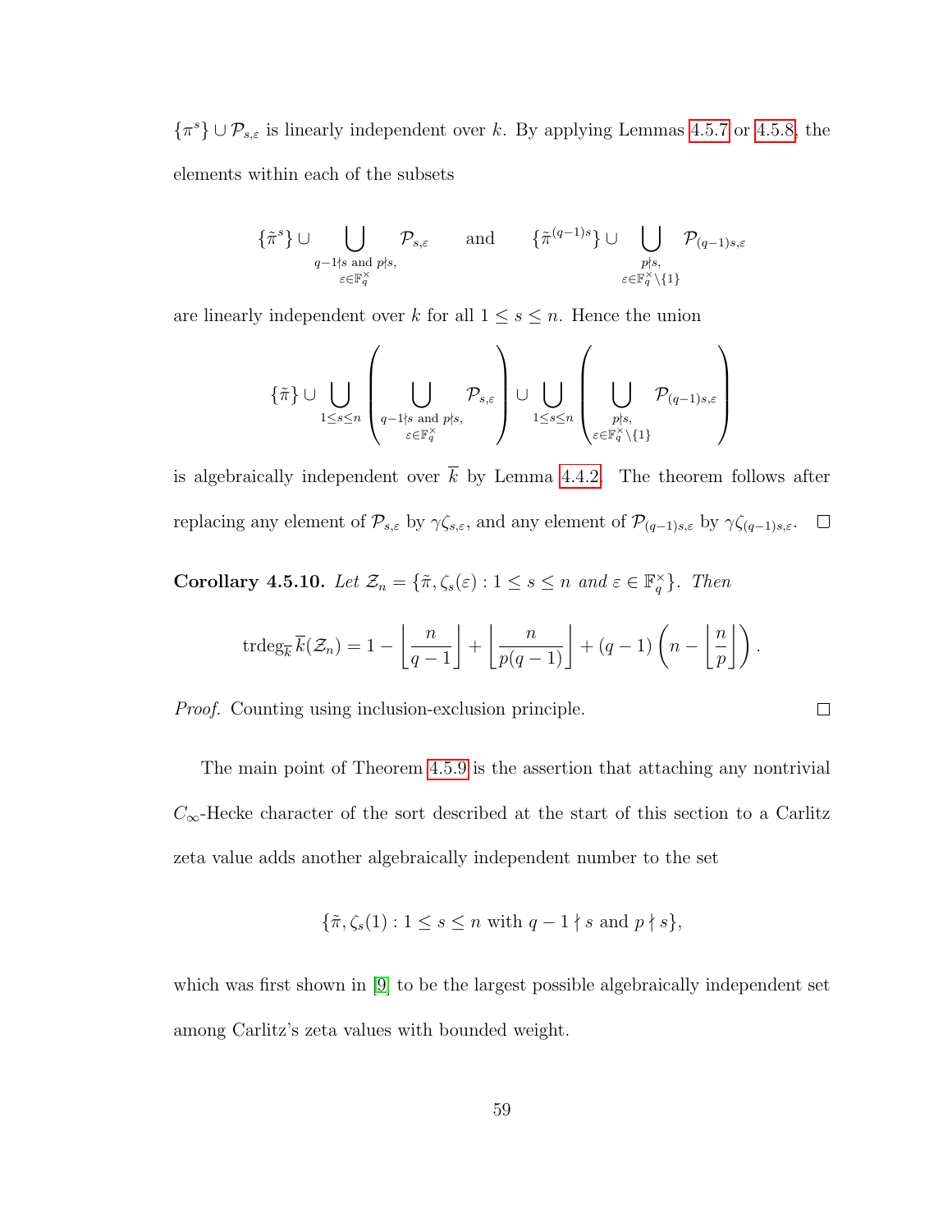$\{\pi^s\} \cup \mathcal{P}_{s,\varepsilon}$ is linearly independent over $k$. By applying Lemmas 4.5.7 or 4.5.8, the elements within each of the subsets

$$\{\tilde{\pi}^s\} \cup \bigcup_{\substack{q-1\nmid s \text{ and } p\nmid s, \\ \varepsilon\in\mathbb{F}_q^\times}} \mathcal{P}_{s,\varepsilon} \qquad \text{and} \qquad \{\tilde{\pi}^{(q-1)s}\} \cup \bigcup_{\substack{p\nmid s, \\ \varepsilon\in\mathbb{F}_q^\times\setminus\{1\}}} \mathcal{P}_{(q-1)s,\varepsilon}$$

are linearly independent over $k$ for all $1 \leq s \leq n$. Hence the union

$$\{\tilde{\pi}\} \cup \bigcup_{1\leq s\leq n} \left( \bigcup_{\substack{q-1\nmid s \text{ and } p\nmid s, \\ \varepsilon\in\mathbb{F}_q^\times}} \mathcal{P}_{s,\varepsilon} \right) \cup \bigcup_{1\leq s\leq n} \left( \bigcup_{\substack{p\nmid s, \\ \varepsilon\in\mathbb{F}_q^\times\setminus\{1\}}} \mathcal{P}_{(q-1)s,\varepsilon} \right)$$

is algebraically independent over $\overline{k}$ by Lemma 4.4.2. The theorem follows after replacing any element of $\mathcal{P}_{s,\varepsilon}$ by $\gamma\zeta_{s,\varepsilon}$, and any element of $\mathcal{P}_{(q-1)s,\varepsilon}$ by $\gamma\zeta_{(q-1)s,\varepsilon}$. $\square$

**Corollary 4.5.10.** *Let $\mathcal{Z}_n = \{\tilde{\pi}, \zeta_s(\varepsilon) : 1 \leq s \leq n \text{ and } \varepsilon \in \mathbb{F}_q^\times\}$. Then*

$$\operatorname{trdeg}_{\overline{k}} \overline{k}(\mathcal{Z}_n) = 1 - \left\lfloor \frac{n}{q-1} \right\rfloor + \left\lfloor \frac{n}{p(q-1)} \right\rfloor + (q-1)\left( n - \left\lfloor \frac{n}{p} \right\rfloor \right).$$

*Proof.* Counting using inclusion-exclusion principle. $\square$

The main point of Theorem 4.5.9 is the assertion that attaching any nontrivial $C_\infty$-Hecke character of the sort described at the start of this section to a Carlitz zeta value adds another algebraically independent number to the set

$$\{\tilde{\pi}, \zeta_s(1) : 1 \leq s \leq n \text{ with } q-1 \nmid s \text{ and } p \nmid s\},$$

which was first shown in [9] to be the largest possible algebraically independent set among Carlitz's zeta values with bounded weight.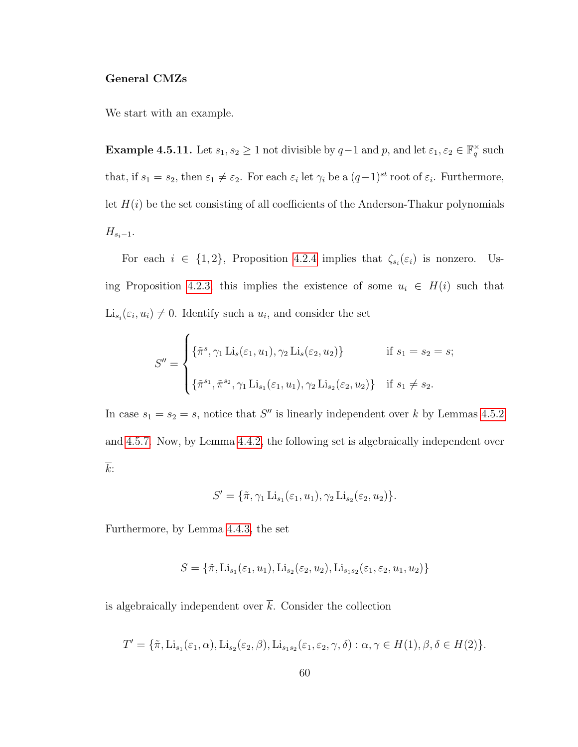**General CMZs**

We start with an example.

**Example 4.5.11.** Let $s_1, s_2 \geq 1$ not divisible by $q-1$ and $p$, and let $\varepsilon_1, \varepsilon_2 \in \mathbb{F}_q^\times$ such that, if $s_1 = s_2$, then $\varepsilon_1 \neq \varepsilon_2$. For each $\varepsilon_i$ let $\gamma_i$ be a $(q-1)^{st}$ root of $\varepsilon_i$. Furthermore, let $H(i)$ be the set consisting of all coefficients of the Anderson-Thakur polynomials $H_{s_i-1}$.

For each $i \in \{1, 2\}$, Proposition 4.2.4 implies that $\zeta_{s_i}(\varepsilon_i)$ is nonzero. Using Proposition 4.2.3, this implies the existence of some $u_i \in H(i)$ such that $\operatorname{Li}_{s_i}(\varepsilon_i, u_i) \neq 0$. Identify such a $u_i$, and consider the set

$$S'' = \begin{cases} \{\tilde{\pi}^s, \gamma_1 \operatorname{Li}_s(\varepsilon_1, u_1), \gamma_2 \operatorname{Li}_s(\varepsilon_2, u_2)\} & \text{if } s_1 = s_2 = s; \\ \{\tilde{\pi}^{s_1}, \tilde{\pi}^{s_2}, \gamma_1 \operatorname{Li}_{s_1}(\varepsilon_1, u_1), \gamma_2 \operatorname{Li}_{s_2}(\varepsilon_2, u_2)\} & \text{if } s_1 \neq s_2. \end{cases}$$

In case $s_1 = s_2 = s$, notice that $S''$ is linearly independent over $k$ by Lemmas 4.5.2 and 4.5.7. Now, by Lemma 4.4.2, the following set is algebraically independent over $\overline{k}$:

$$S' = \{\tilde{\pi}, \gamma_1 \operatorname{Li}_{s_1}(\varepsilon_1, u_1), \gamma_2 \operatorname{Li}_{s_2}(\varepsilon_2, u_2)\}.$$

Furthermore, by Lemma 4.4.3, the set

$$S = \{\tilde{\pi}, \operatorname{Li}_{s_1}(\varepsilon_1, u_1), \operatorname{Li}_{s_2}(\varepsilon_2, u_2), \operatorname{Li}_{s_1 s_2}(\varepsilon_1, \varepsilon_2, u_1, u_2)\}$$

is algebraically independent over $\overline{k}$. Consider the collection

$$T' = \{\tilde{\pi}, \operatorname{Li}_{s_1}(\varepsilon_1, \alpha), \operatorname{Li}_{s_2}(\varepsilon_2, \beta), \operatorname{Li}_{s_1 s_2}(\varepsilon_1, \varepsilon_2, \gamma, \delta) : \alpha, \gamma \in H(1), \beta, \delta \in H(2)\}.$$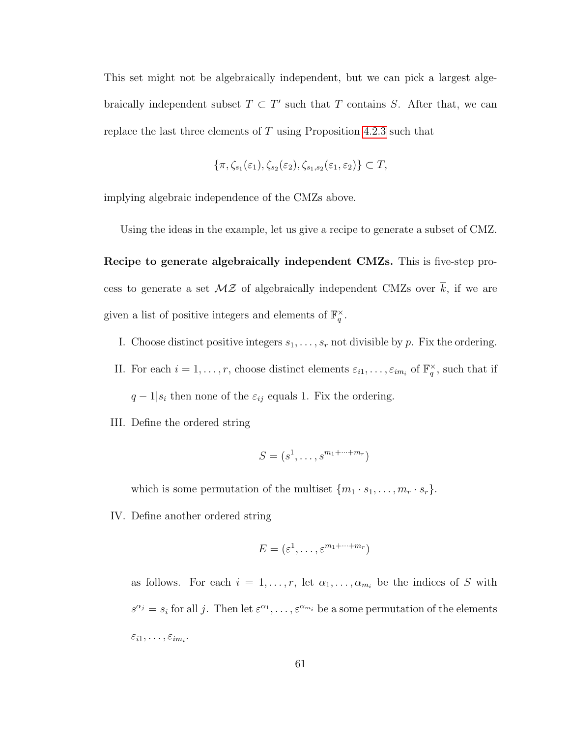This set might not be algebraically independent, but we can pick a largest algebraically independent subset $T \subset T'$ such that $T$ contains $S$. After that, we can replace the last three elements of $T$ using Proposition 4.2.3 such that

$$\{\pi, \zeta_{s_1}(\varepsilon_1), \zeta_{s_2}(\varepsilon_2), \zeta_{s_1,s_2}(\varepsilon_1, \varepsilon_2)\} \subset T,$$

implying algebraic independence of the CMZs above.

Using the ideas in the example, let us give a recipe to generate a subset of CMZ.

**Recipe to generate algebraically independent CMZs.** This is five-step process to generate a set $\mathcal{MZ}$ of algebraically independent CMZs over $\overline{k}$, if we are given a list of positive integers and elements of $\mathbb{F}_q^{\times}$.

I. Choose distinct positive integers $s_1, \ldots, s_r$ not divisible by $p$. Fix the ordering.

II. For each $i = 1, \ldots, r$, choose distinct elements $\varepsilon_{i1}, \ldots, \varepsilon_{im_i}$ of $\mathbb{F}_q^{\times}$, such that if $q-1|s_i$ then none of the $\varepsilon_{ij}$ equals 1. Fix the ordering.

III. Define the ordered string

$$S = (s^1, \ldots, s^{m_1+\cdots+m_r})$$

which is some permutation of the multiset $\{m_1 \cdot s_1, \ldots, m_r \cdot s_r\}$.

IV. Define another ordered string

$$E = (\varepsilon^1, \ldots, \varepsilon^{m_1+\cdots+m_r})$$

as follows. For each $i = 1, \ldots, r$, let $\alpha_1, \ldots, \alpha_{m_i}$ be the indices of $S$ with $s^{\alpha_j} = s_i$ for all $j$. Then let $\varepsilon^{\alpha_1}, \ldots, \varepsilon^{\alpha_{m_i}}$ be a some permutation of the elements $\varepsilon_{i1}, \ldots, \varepsilon_{im_i}$.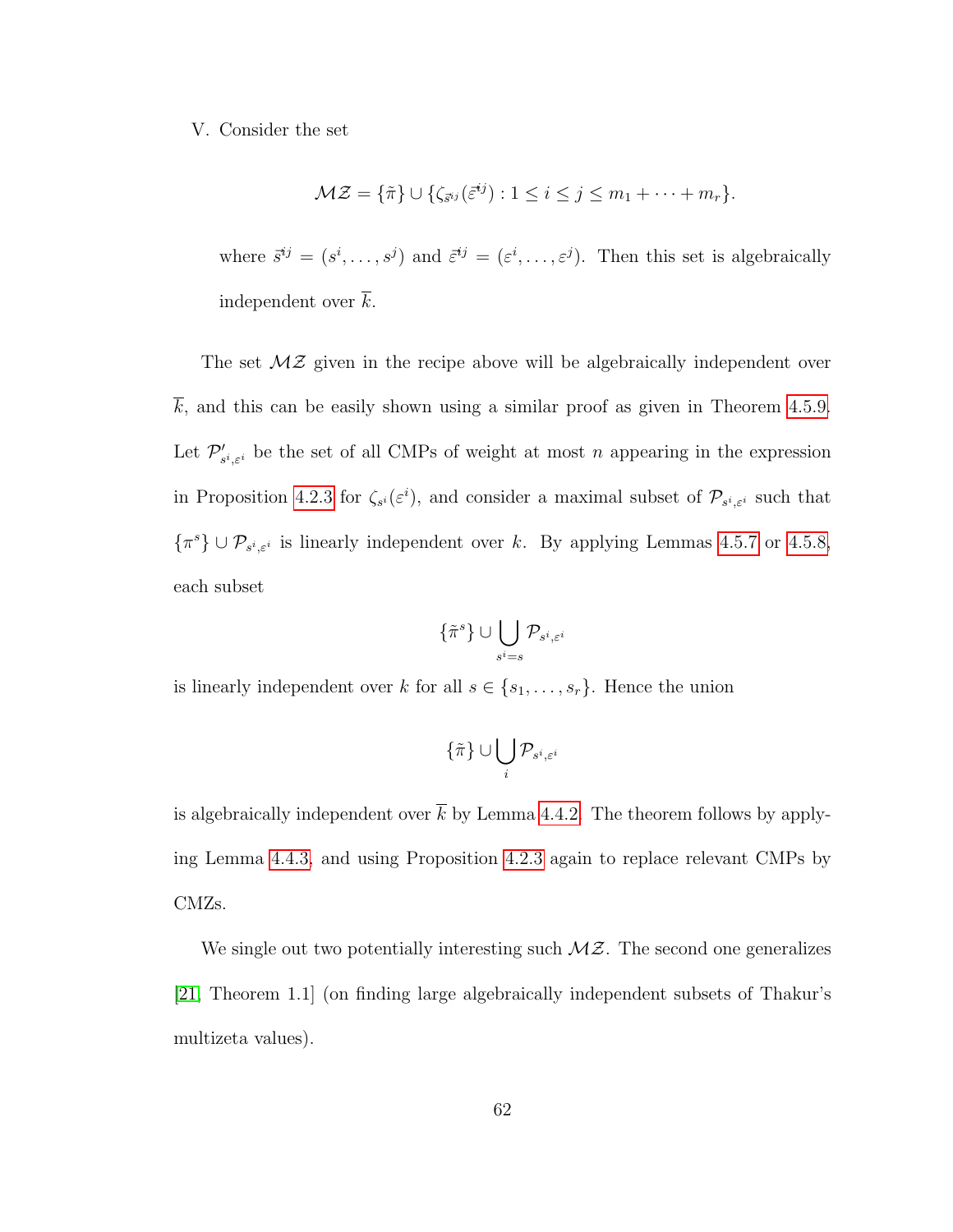V. Consider the set

$$\mathcal{MZ} = \{\tilde{\pi}\} \cup \{\zeta_{\vec{s}^{ij}}(\vec{\varepsilon}^{ij}) : 1 \leq i \leq j \leq m_1 + \cdots + m_r\}.$$

where $\vec{s}^{ij} = (s^i, \ldots, s^j)$ and $\vec{\varepsilon}^{ij} = (\varepsilon^i, \ldots, \varepsilon^j)$. Then this set is algebraically independent over $\overline{k}$.

The set $\mathcal{MZ}$ given in the recipe above will be algebraically independent over $\overline{k}$, and this can be easily shown using a similar proof as given in Theorem 4.5.9. Let $\mathcal{P}'_{s^i,\varepsilon^i}$ be the set of all CMPs of weight at most $n$ appearing in the expression in Proposition 4.2.3 for $\zeta_{s^i}(\varepsilon^i)$, and consider a maximal subset of $\mathcal{P}_{s^i,\varepsilon^i}$ such that $\{\pi^s\} \cup \mathcal{P}_{s^i,\varepsilon^i}$ is linearly independent over $k$. By applying Lemmas 4.5.7 or 4.5.8, each subset

$$\{\tilde{\pi}^s\} \cup \bigcup_{s^i = s} \mathcal{P}_{s^i,\varepsilon^i}$$

is linearly independent over $k$ for all $s \in \{s_1, \ldots, s_r\}$. Hence the union

$$\{\tilde{\pi}\} \cup \bigcup_{i} \mathcal{P}_{s^i,\varepsilon^i}$$

is algebraically independent over $\overline{k}$ by Lemma 4.4.2. The theorem follows by applying Lemma 4.4.3, and using Proposition 4.2.3 again to replace relevant CMPs by CMZs.

We single out two potentially interesting such $\mathcal{MZ}$. The second one generalizes [21, Theorem 1.1] (on finding large algebraically independent subsets of Thakur's multizeta values).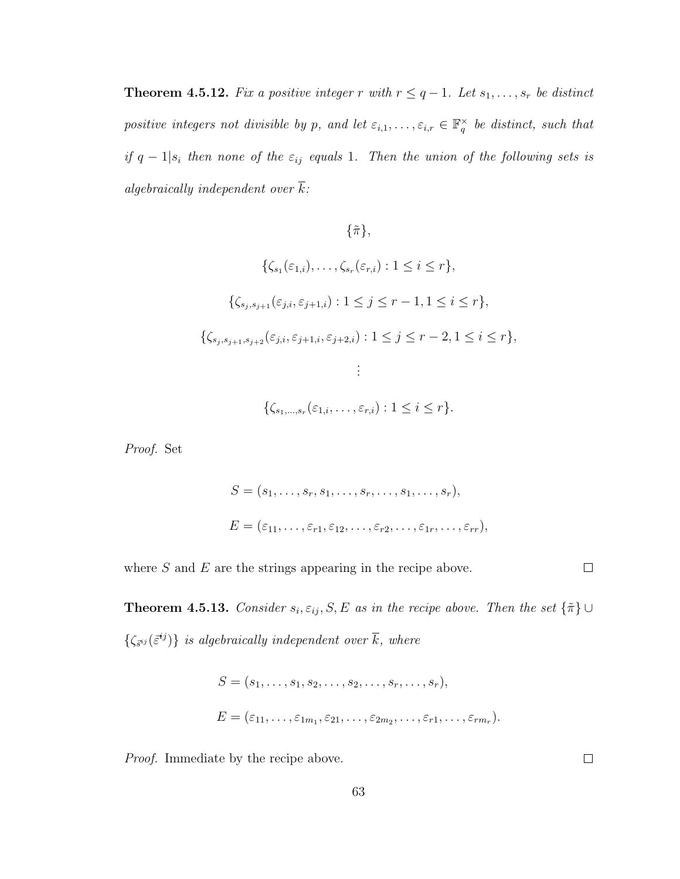**Theorem 4.5.12.** *Fix a positive integer $r$ with $r \leq q-1$. Let $s_1, \ldots, s_r$ be distinct positive integers not divisible by $p$, and let $\varepsilon_{i,1}, \ldots, \varepsilon_{i,r} \in \mathbb{F}_q^\times$ be distinct, such that if $q-1|s_i$ then none of the $\varepsilon_{ij}$ equals 1. Then the union of the following sets is algebraically independent over $\overline{k}$:*

$$\{\tilde{\pi}\},$$

$$\{\zeta_{s_1}(\varepsilon_{1,i}), \ldots, \zeta_{s_r}(\varepsilon_{r,i}) : 1 \leq i \leq r\},$$

$$\{\zeta_{s_j,s_{j+1}}(\varepsilon_{j,i}, \varepsilon_{j+1,i}) : 1 \leq j \leq r-1, 1 \leq i \leq r\},$$

$$\{\zeta_{s_j,s_{j+1},s_{j+2}}(\varepsilon_{j,i}, \varepsilon_{j+1,i}, \varepsilon_{j+2,i}) : 1 \leq j \leq r-2, 1 \leq i \leq r\},$$

$$\vdots$$

$$\{\zeta_{s_1,\ldots,s_r}(\varepsilon_{1,i}, \ldots, \varepsilon_{r,i}) : 1 \leq i \leq r\}.$$

*Proof.* Set

$$S = (s_1, \ldots, s_r, s_1, \ldots, s_r, \ldots, s_1, \ldots, s_r),$$

$$E = (\varepsilon_{11}, \ldots, \varepsilon_{r1}, \varepsilon_{12}, \ldots, \varepsilon_{r2}, \ldots, \varepsilon_{1r}, \ldots, \varepsilon_{rr}),$$

where $S$ and $E$ are the strings appearing in the recipe above. $\square$

**Theorem 4.5.13.** *Consider $s_i, \varepsilon_{ij}, S, E$ as in the recipe above. Then the set $\{\tilde{\pi}\} \cup \{\zeta_{\vec{s}^{ij}}(\vec{\varepsilon}^{ij})\}$ is algebraically independent over $\overline{k}$, where*

$$S = (s_1, \ldots, s_1, s_2, \ldots, s_2, \ldots, s_r, \ldots, s_r),$$

$$E = (\varepsilon_{11}, \ldots, \varepsilon_{1m_1}, \varepsilon_{21}, \ldots, \varepsilon_{2m_2}, \ldots, \varepsilon_{r1}, \ldots, \varepsilon_{rm_r}).$$

*Proof.* Immediate by the recipe above. $\square$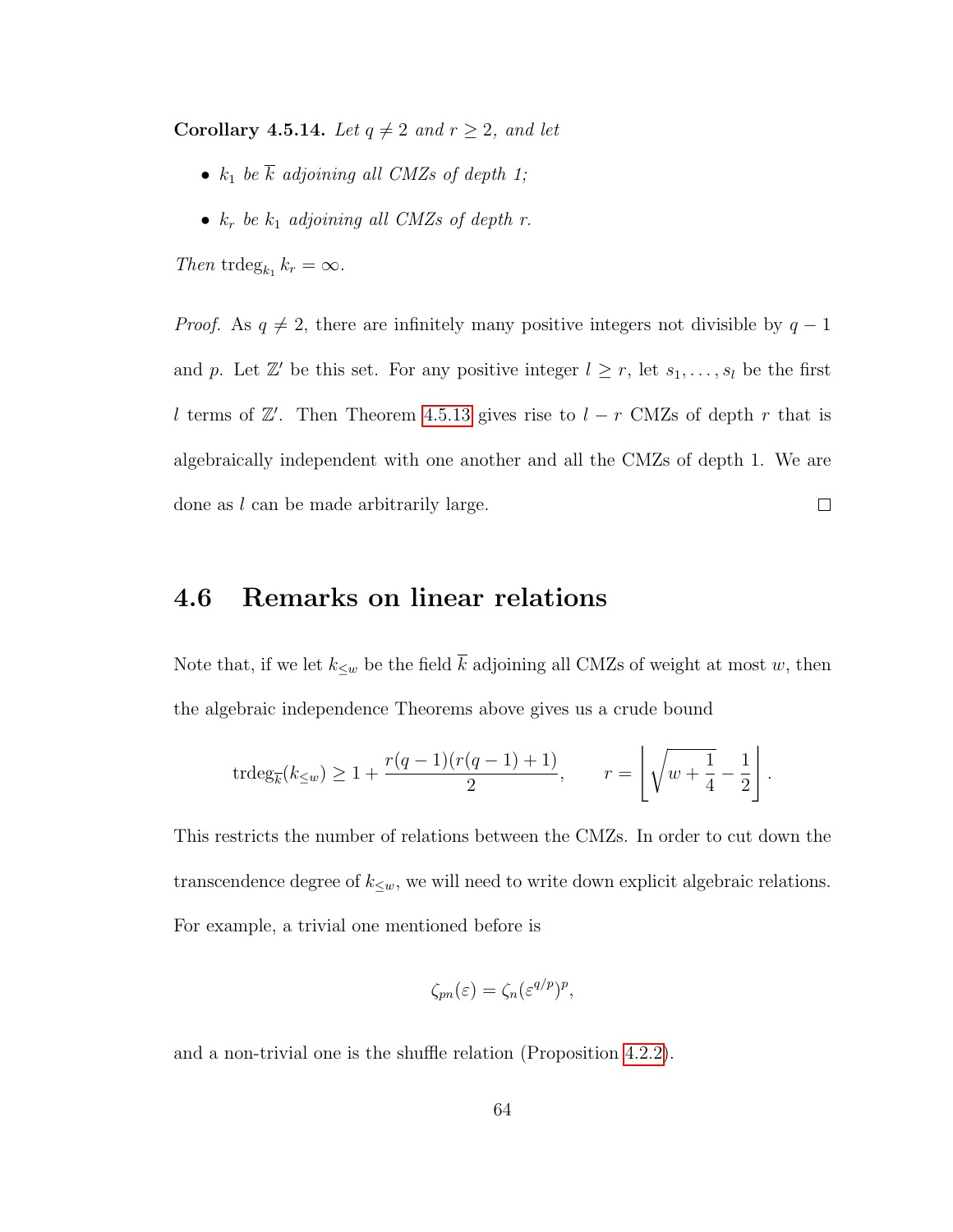**Corollary 4.5.14.** *Let $q \neq 2$ and $r \geq 2$, and let*

- *$k_1$ be $\overline{k}$ adjoining all CMZs of depth 1;*
- *$k_r$ be $k_1$ adjoining all CMZs of depth $r$.*

*Then* $\operatorname{trdeg}_{k_1} k_r = \infty$.

*Proof.* As $q \neq 2$, there are infinitely many positive integers not divisible by $q-1$ and $p$. Let $\mathbb{Z}'$ be this set. For any positive integer $l \geq r$, let $s_1, \ldots, s_l$ be the first $l$ terms of $\mathbb{Z}'$. Then Theorem 4.5.13 gives rise to $l - r$ CMZs of depth $r$ that is algebraically independent with one another and all the CMZs of depth 1. We are done as $l$ can be made arbitrarily large. □

## 4.6 Remarks on linear relations

Note that, if we let $k_{\leq w}$ be the field $\overline{k}$ adjoining all CMZs of weight at most $w$, then the algebraic independence Theorems above gives us a crude bound

$$\operatorname{trdeg}_{\overline{k}}(k_{\leq w}) \geq 1 + \frac{r(q-1)(r(q-1)+1)}{2}, \qquad r = \left\lfloor \sqrt{w + \frac{1}{4}} - \frac{1}{2} \right\rfloor.$$

This restricts the number of relations between the CMZs. In order to cut down the transcendence degree of $k_{\leq w}$, we will need to write down explicit algebraic relations. For example, a trivial one mentioned before is

$$\zeta_{pn}(\varepsilon) = \zeta_n(\varepsilon^{q/p})^p,$$

and a non-trivial one is the shuffle relation (Proposition 4.2.2).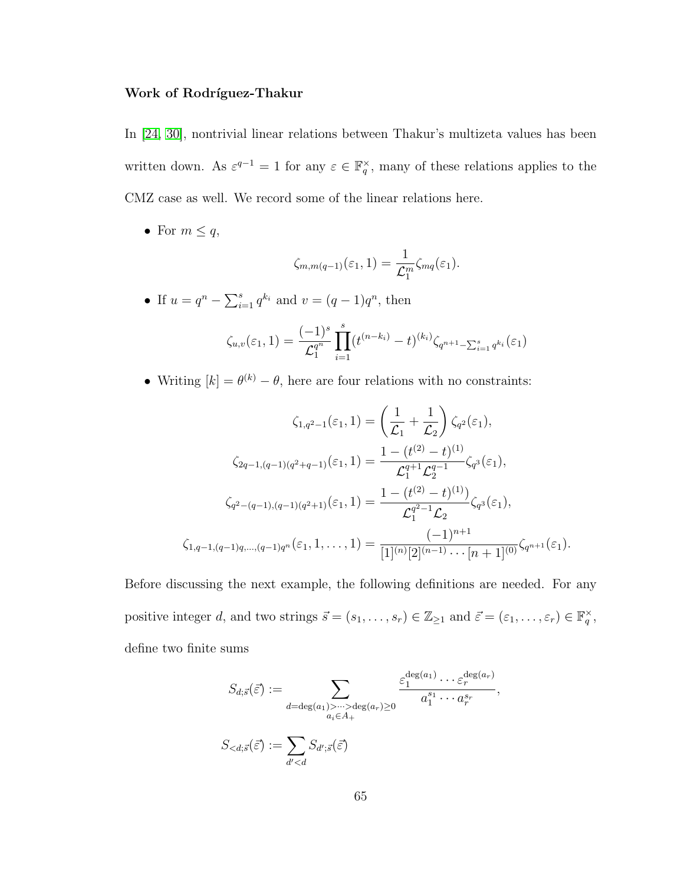**Work of Rodríguez-Thakur**

In [24, 30], nontrivial linear relations between Thakur's multizeta values has been written down. As $\varepsilon^{q-1} = 1$ for any $\varepsilon \in \mathbb{F}_q^\times$, many of these relations applies to the CMZ case as well. We record some of the linear relations here.

- For $m \leq q$,

$$\zeta_{m,m(q-1)}(\varepsilon_1, 1) = \frac{1}{\mathcal{L}_1^m}\zeta_{mq}(\varepsilon_1).$$

- If $u = q^n - \sum_{i=1}^{s} q^{k_i}$ and $v = (q-1)q^n$, then

$$\zeta_{u,v}(\varepsilon_1, 1) = \frac{(-1)^s}{\mathcal{L}_1^{q^n}} \prod_{i=1}^{s} (t^{(n-k_i)} - t)^{(k_i)} \zeta_{q^{n+1} - \sum_{i=1}^{s} q^{k_i}}(\varepsilon_1)$$

- Writing $[k] = \theta^{(k)} - \theta$, here are four relations with no constraints:

$$\zeta_{1,q^2-1}(\varepsilon_1, 1) = \left(\frac{1}{\mathcal{L}_1} + \frac{1}{\mathcal{L}_2}\right)\zeta_{q^2}(\varepsilon_1),$$

$$\zeta_{2q-1,(q-1)(q^2+q-1)}(\varepsilon_1, 1) = \frac{1 - (t^{(2)} - t)^{(1)}}{\mathcal{L}_1^{q+1}\mathcal{L}_2^{q-1}}\zeta_{q^3}(\varepsilon_1),$$

$$\zeta_{q^2-(q-1),(q-1)(q^2+1)}(\varepsilon_1, 1) = \frac{1 - (t^{(2)} - t)^{(1)})}{\mathcal{L}_1^{q^2-1}\mathcal{L}_2}\zeta_{q^3}(\varepsilon_1),$$

$$\zeta_{1,q-1,(q-1)q,\ldots,(q-1)q^n}(\varepsilon_1, 1, \ldots, 1) = \frac{(-1)^{n+1}}{[1]^{(n)}[2]^{(n-1)} \cdots [n+1]^{(0)}}\zeta_{q^{n+1}}(\varepsilon_1).$$

Before discussing the next example, the following definitions are needed. For any positive integer $d$, and two strings $\vec{s} = (s_1, \ldots, s_r) \in \mathbb{Z}_{\geq 1}$ and $\vec{\varepsilon} = (\varepsilon_1, \ldots, \varepsilon_r) \in \mathbb{F}_q^\times$, define two finite sums

$$S_{d;\vec{s}}(\vec{\varepsilon}) := \sum_{\substack{d = \deg(a_1) > \cdots > \deg(a_r) \geq 0 \\ a_i \in A_+}} \frac{\varepsilon_1^{\deg(a_1)} \cdots \varepsilon_r^{\deg(a_r)}}{a_1^{s_1} \cdots a_r^{s_r}},$$

$$S_{<d;\vec{s}}(\vec{\varepsilon}) := \sum_{d' < d} S_{d';\vec{s}}(\vec{\varepsilon})$$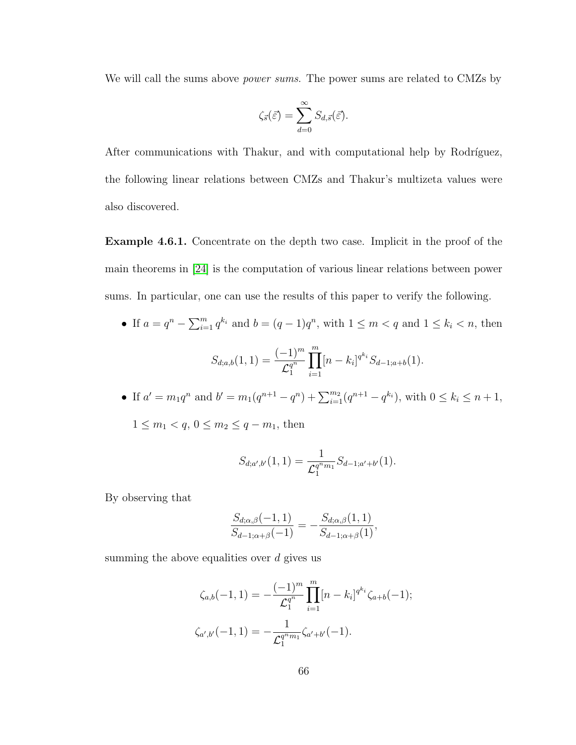We will call the sums above *power sums*. The power sums are related to CMZs by

$$\zeta_{\vec{s}}(\vec{\varepsilon}) = \sum_{d=0}^{\infty} S_{d,\vec{s}}(\vec{\varepsilon}).$$

After communications with Thakur, and with computational help by Rodríguez, the following linear relations between CMZs and Thakur's multizeta values were also discovered.

**Example 4.6.1.** Concentrate on the depth two case. Implicit in the proof of the main theorems in [24] is the computation of various linear relations between power sums. In particular, one can use the results of this paper to verify the following.

- If $a = q^n - \sum_{i=1}^{m} q^{k_i}$ and $b = (q-1)q^n$, with $1 \leq m < q$ and $1 \leq k_i < n$, then

$$S_{d;a,b}(1,1) = \frac{(-1)^m}{\mathcal{L}_1^{q^n}} \prod_{i=1}^{m} [n-k_i]^{q^{k_i}} S_{d-1;a+b}(1).$$

- If $a' = m_1 q^n$ and $b' = m_1(q^{n+1} - q^n) + \sum_{i=1}^{m_2}(q^{n+1} - q^{k_i})$, with $0 \leq k_i \leq n+1$, $1 \leq m_1 < q$, $0 \leq m_2 \leq q - m_1$, then

$$S_{d;a',b'}(1,1) = \frac{1}{\mathcal{L}_1^{q^n m_1}} S_{d-1;a'+b'}(1).$$

By observing that

$$\frac{S_{d;\alpha,\beta}(-1,1)}{S_{d-1;\alpha+\beta}(-1)} = -\frac{S_{d;\alpha,\beta}(1,1)}{S_{d-1;\alpha+\beta}(1)},$$

summing the above equalities over $d$ gives us

$$\zeta_{a,b}(-1,1) = -\frac{(-1)^m}{\mathcal{L}_1^{q^n}} \prod_{i=1}^{m} [n-k_i]^{q^{k_i}} \zeta_{a+b}(-1);$$

$$\zeta_{a',b'}(-1,1) = -\frac{1}{\mathcal{L}_1^{q^n m_1}} \zeta_{a'+b'}(-1).$$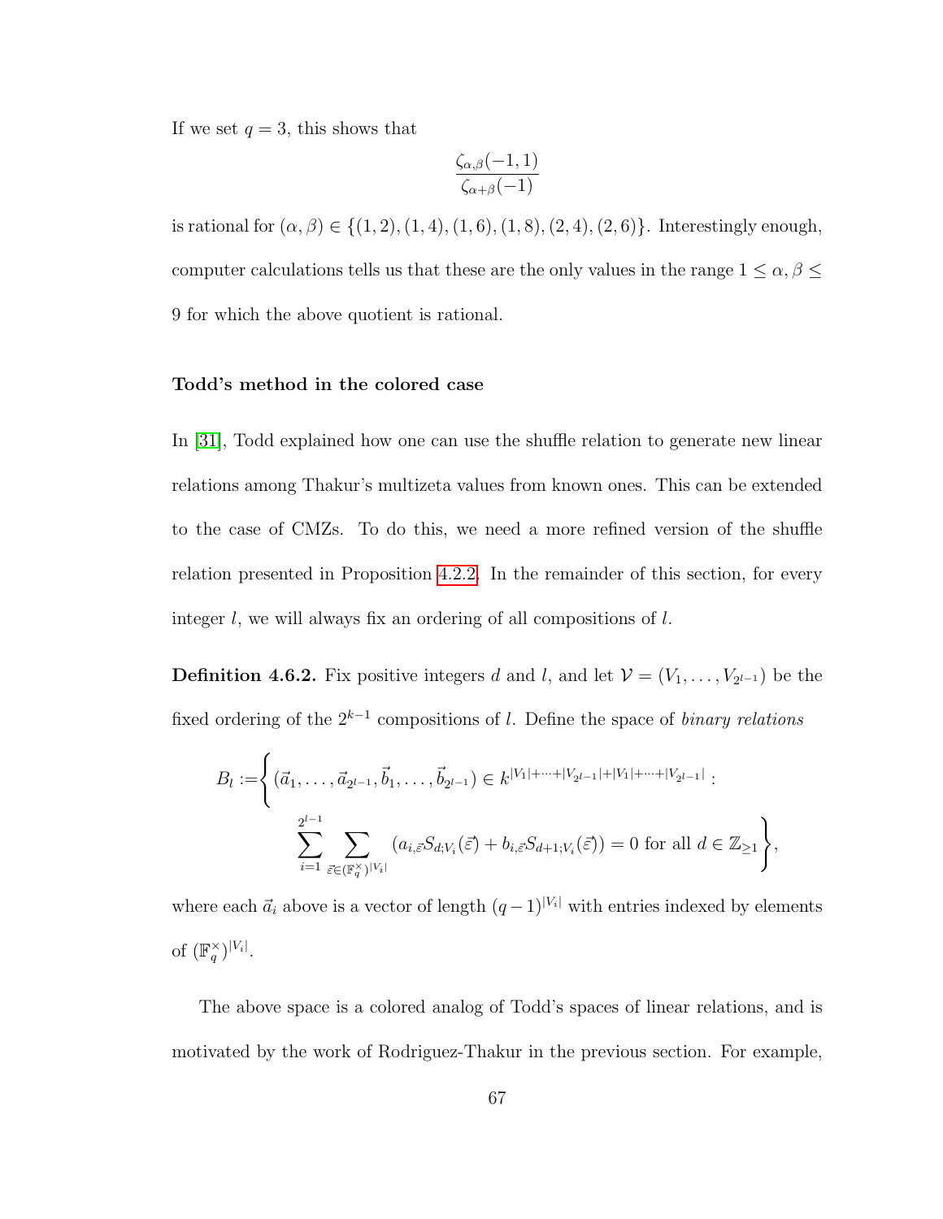If we set $q = 3$, this shows that

$$\frac{\zeta_{\alpha,\beta}(-1,1)}{\zeta_{\alpha+\beta}(-1)}$$

is rational for $(\alpha, \beta) \in \{(1,2),(1,4),(1,6),(1,8),(2,4),(2,6)\}$. Interestingly enough, computer calculations tells us that these are the only values in the range $1 \leq \alpha, \beta \leq 9$ for which the above quotient is rational.

**Todd's method in the colored case**

In [31], Todd explained how one can use the shuffle relation to generate new linear relations among Thakur's multizeta values from known ones. This can be extended to the case of CMZs. To do this, we need a more refined version of the shuffle relation presented in Proposition 4.2.2. In the remainder of this section, for every integer $l$, we will always fix an ordering of all compositions of $l$.

**Definition 4.6.2.** Fix positive integers $d$ and $l$, and let $\mathcal{V} = (V_1, \ldots, V_{2^{l-1}})$ be the fixed ordering of the $2^{k-1}$ compositions of $l$. Define the space of *binary relations*

$$B_l := \left\{ (\vec{a}_1, \ldots, \vec{a}_{2^{l-1}}, \vec{b}_1, \ldots, \vec{b}_{2^{l-1}}) \in k^{|V_1|+\cdots+|V_{2^{l-1}}|+|V_1|+\cdots+|V_{2^{l-1}}|} : \right.$$
$$\left. \sum_{i=1}^{2^{l-1}} \sum_{\vec{\varepsilon} \in (\mathbb{F}_q^\times)^{|V_i|}} (a_{i,\vec{\varepsilon}} S_{d;V_i}(\vec{\varepsilon}) + b_{i,\vec{\varepsilon}} S_{d+1;V_i}(\vec{\varepsilon})) = 0 \text{ for all } d \in \mathbb{Z}_{\geq 1} \right\},$$

where each $\vec{a}_i$ above is a vector of length $(q-1)^{|V_i|}$ with entries indexed by elements of $(\mathbb{F}_q^\times)^{|V_i|}$.

The above space is a colored analog of Todd's spaces of linear relations, and is motivated by the work of Rodriguez-Thakur in the previous section. For example,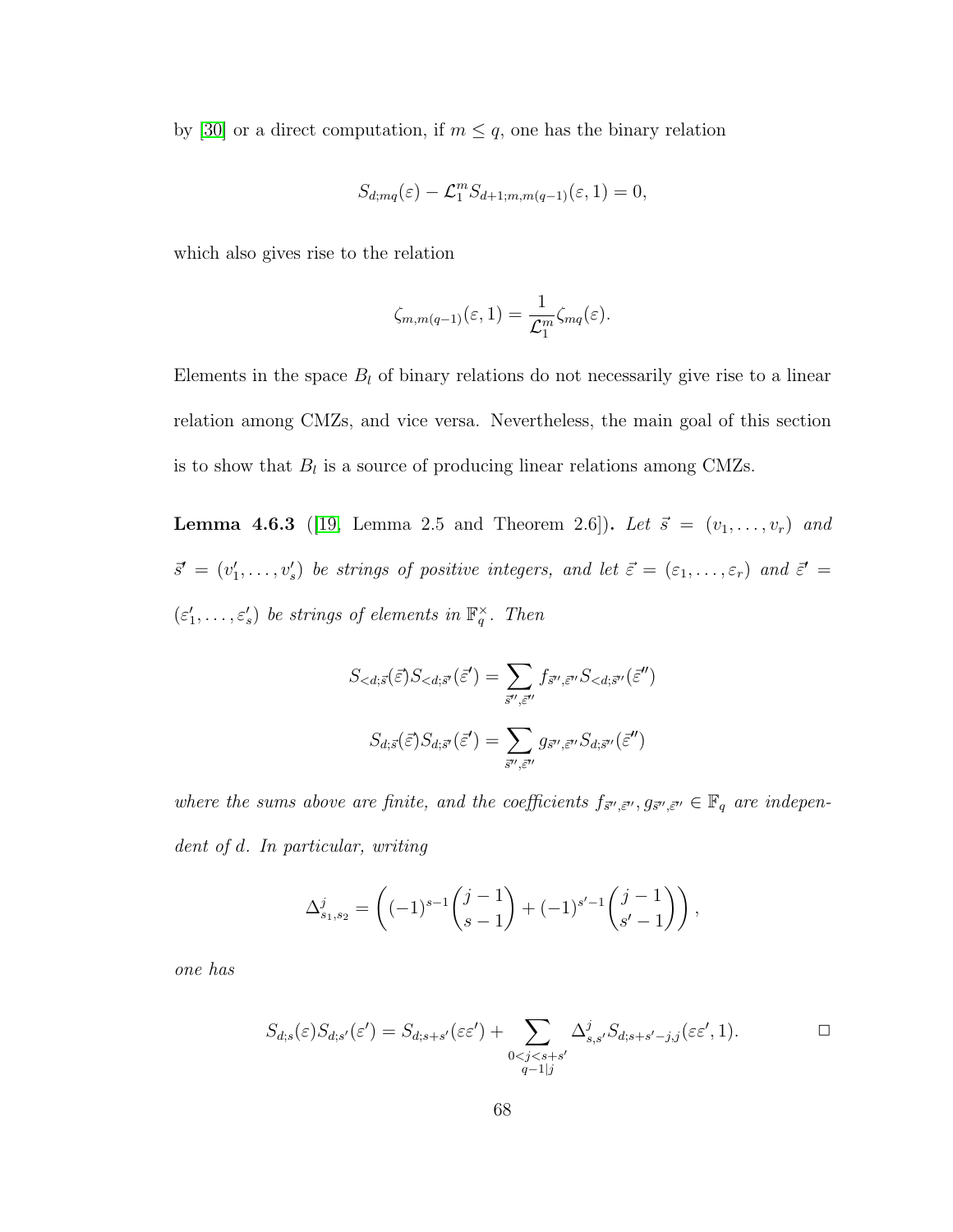by [30] or a direct computation, if $m \leq q$, one has the binary relation

$$S_{d;mq}(\varepsilon) - \mathcal{L}_1^m S_{d+1;m,m(q-1)}(\varepsilon, 1) = 0,$$

which also gives rise to the relation

$$\zeta_{m,m(q-1)}(\varepsilon, 1) = \frac{1}{\mathcal{L}_1^m}\zeta_{mq}(\varepsilon).$$

Elements in the space $B_l$ of binary relations do not necessarily give rise to a linear relation among CMZs, and vice versa. Nevertheless, the main goal of this section is to show that $B_l$ is a source of producing linear relations among CMZs.

**Lemma 4.6.3** ([19, Lemma 2.5 and Theorem 2.6])**.** *Let $\vec{s} = (v_1, \ldots, v_r)$ and $\vec{s}' = (v_1', \ldots, v_s')$ be strings of positive integers, and let $\vec{\varepsilon} = (\varepsilon_1, \ldots, \varepsilon_r)$ and $\vec{\varepsilon}' = (\varepsilon_1', \ldots, \varepsilon_s')$ be strings of elements in $\mathbb{F}_q^\times$. Then*

$$S_{<d;\vec{s}}(\vec{\varepsilon})S_{<d;\vec{s}'}(\vec{\varepsilon}') = \sum_{\vec{s}'',\vec{\varepsilon}''} f_{\vec{s}'',\vec{\varepsilon}''} S_{<d;\vec{s}''}(\vec{\varepsilon}'')$$

$$S_{d;\vec{s}}(\vec{\varepsilon})S_{d;\vec{s}'}(\vec{\varepsilon}') = \sum_{\vec{s}'',\vec{\varepsilon}''} g_{\vec{s}'',\vec{\varepsilon}''} S_{d;\vec{s}''}(\vec{\varepsilon}'')$$

*where the sums above are finite, and the coefficients $f_{\vec{s}'',\vec{\varepsilon}''}, g_{\vec{s}'',\vec{\varepsilon}''} \in \mathbb{F}_q$ are independent of $d$. In particular, writing*

$$\Delta^j_{s_1,s_2} = \left((-1)^{s-1}\binom{j-1}{s-1} + (-1)^{s'-1}\binom{j-1}{s'-1}\right),$$

*one has*

$$S_{d;s}(\varepsilon)S_{d;s'}(\varepsilon') = S_{d;s+s'}(\varepsilon\varepsilon') + \sum_{\substack{0<j<s+s' \\ q-1|j}} \Delta^j_{s,s'} S_{d;s+s'-j,j}(\varepsilon\varepsilon', 1). \qquad \square$$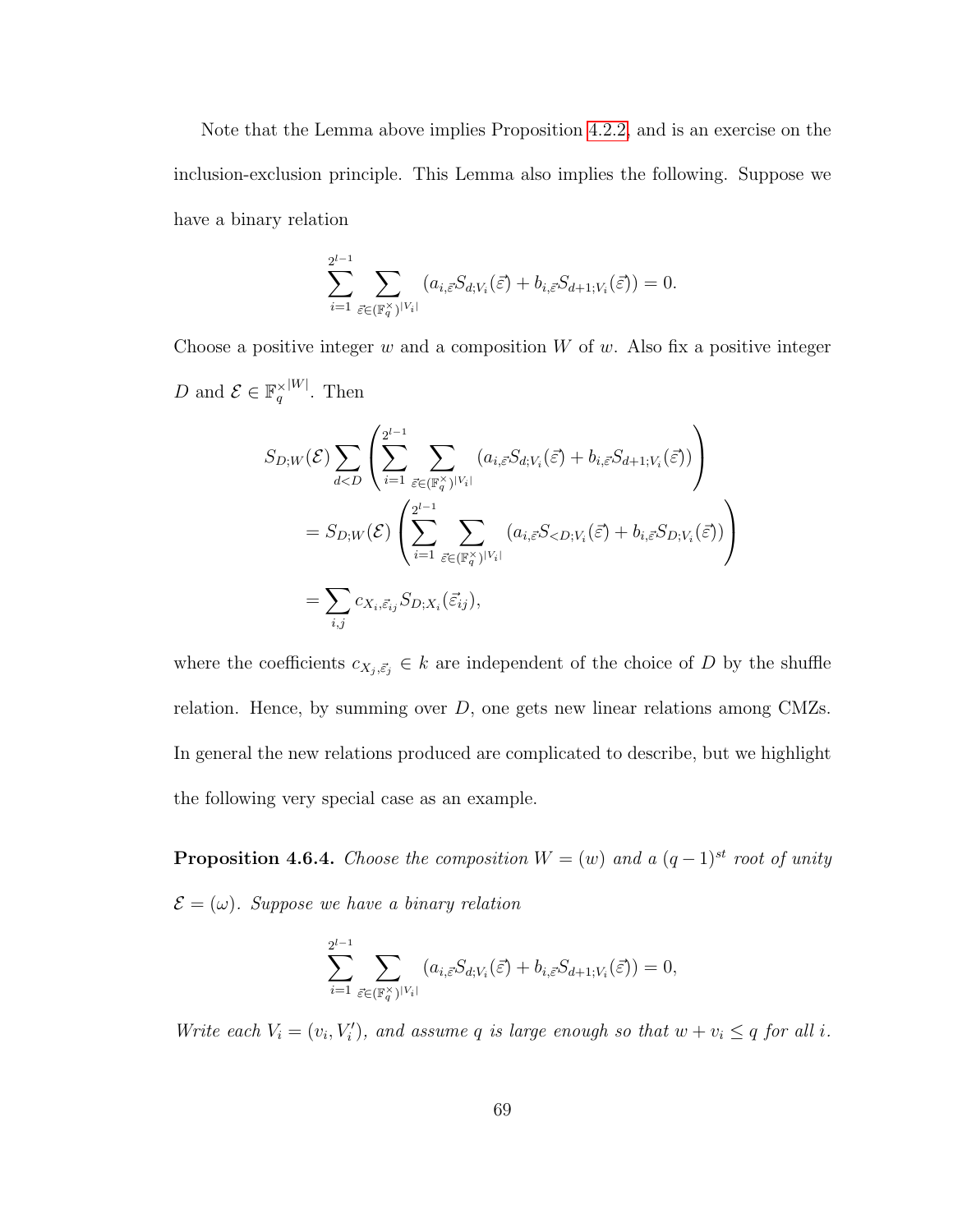Note that the Lemma above implies Proposition 4.2.2, and is an exercise on the inclusion-exclusion principle. This Lemma also implies the following. Suppose we have a binary relation

$$\sum_{i=1}^{2^{l-1}} \sum_{\vec{\varepsilon} \in (\mathbb{F}_q^\times)^{|V_i|}} (a_{i,\vec{\varepsilon}} S_{d;V_i}(\vec{\varepsilon}) + b_{i,\vec{\varepsilon}} S_{d+1;V_i}(\vec{\varepsilon})) = 0.$$

Choose a positive integer $w$ and a composition $W$ of $w$. Also fix a positive integer $D$ and $\mathcal{E} \in {\mathbb{F}_q^\times}^{|W|}$. Then

$$\begin{aligned}
&S_{D;W}(\mathcal{E}) \sum_{d<D} \left( \sum_{i=1}^{2^{l-1}} \sum_{\vec{\varepsilon} \in (\mathbb{F}_q^\times)^{|V_i|}} (a_{i,\vec{\varepsilon}} S_{d;V_i}(\vec{\varepsilon}) + b_{i,\vec{\varepsilon}} S_{d+1;V_i}(\vec{\varepsilon})) \right) \\
&= S_{D;W}(\mathcal{E}) \left( \sum_{i=1}^{2^{l-1}} \sum_{\vec{\varepsilon} \in (\mathbb{F}_q^\times)^{|V_i|}} (a_{i,\vec{\varepsilon}} S_{<D;V_i}(\vec{\varepsilon}) + b_{i,\vec{\varepsilon}} S_{D;V_i}(\vec{\varepsilon})) \right) \\
&= \sum_{i,j} c_{X_i,\vec{\varepsilon}_{ij}} S_{D;X_i}(\vec{\varepsilon}_{ij}),
\end{aligned}$$

where the coefficients $c_{X_j,\vec{\varepsilon}_j} \in k$ are independent of the choice of $D$ by the shuffle relation. Hence, by summing over $D$, one gets new linear relations among CMZs. In general the new relations produced are complicated to describe, but we highlight the following very special case as an example.

**Proposition 4.6.4.** *Choose the composition $W = (w)$ and a $(q-1)^{st}$ root of unity $\mathcal{E} = (\omega)$. Suppose we have a binary relation*

$$\sum_{i=1}^{2^{l-1}} \sum_{\vec{\varepsilon} \in (\mathbb{F}_q^\times)^{|V_i|}} (a_{i,\vec{\varepsilon}} S_{d;V_i}(\vec{\varepsilon}) + b_{i,\vec{\varepsilon}} S_{d+1;V_i}(\vec{\varepsilon})) = 0,$$

*Write each $V_i = (v_i, V_i')$, and assume $q$ is large enough so that $w + v_i \le q$ for all $i$.*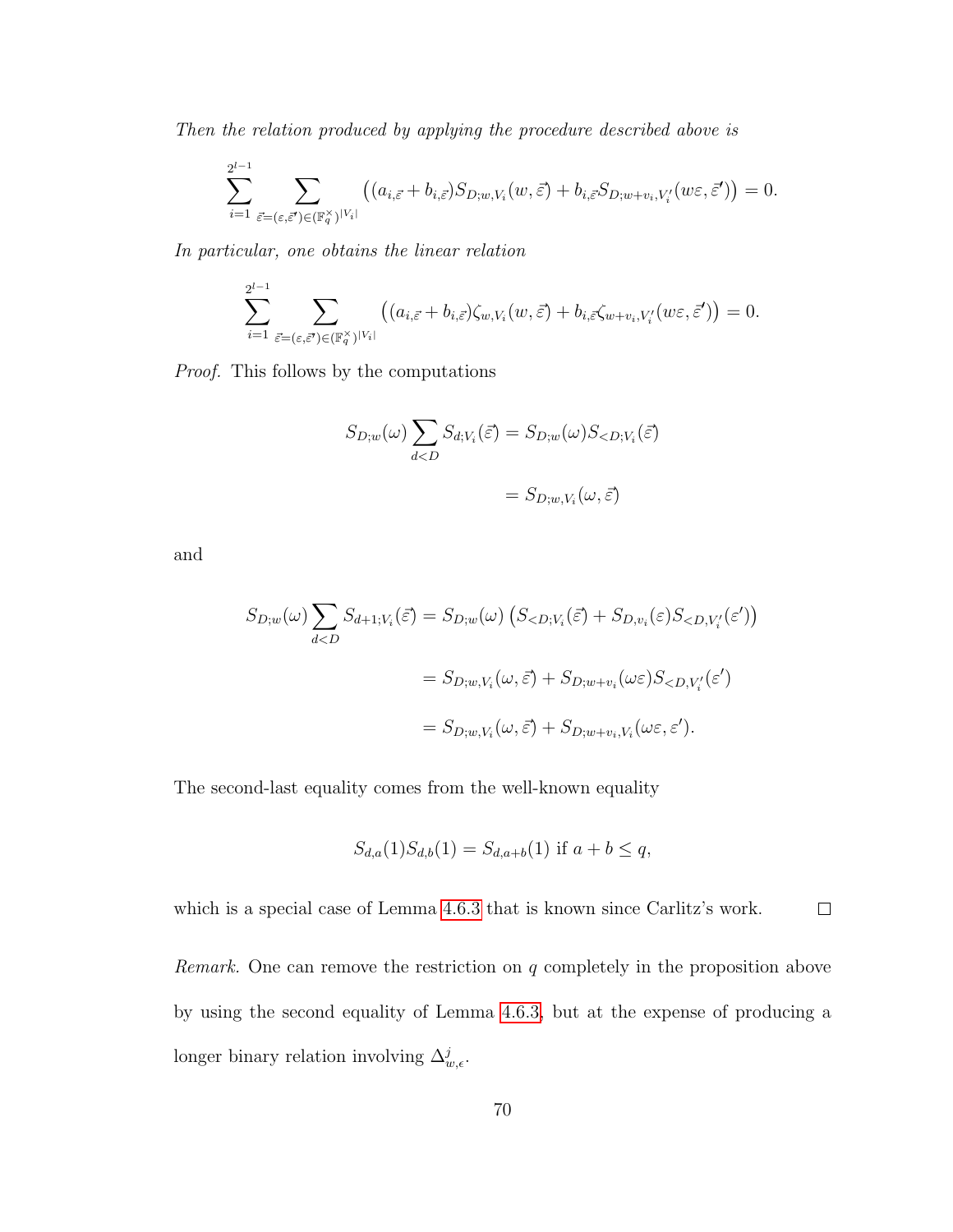*Then the relation produced by applying the procedure described above is*

$$\sum_{i=1}^{2^{l-1}} \sum_{\vec{\varepsilon}=(\varepsilon,\vec{\varepsilon}')\in(\mathbb{F}_q^\times)^{|V_i|}} \left((a_{i,\vec{\varepsilon}} + b_{i,\vec{\varepsilon}}) S_{D;w,V_i}(w,\vec{\varepsilon}) + b_{i,\vec{\varepsilon}} S_{D;w+v_i,V_i'}(w\varepsilon,\vec{\varepsilon}')\right) = 0.$$

*In particular, one obtains the linear relation*

$$\sum_{i=1}^{2^{l-1}} \sum_{\vec{\varepsilon}=(\varepsilon,\vec{\varepsilon}')\in(\mathbb{F}_q^\times)^{|V_i|}} \left((a_{i,\vec{\varepsilon}} + b_{i,\vec{\varepsilon}}) \zeta_{w,V_i}(w,\vec{\varepsilon}) + b_{i,\vec{\varepsilon}} \zeta_{w+v_i,V_i'}(w\varepsilon,\vec{\varepsilon}')\right) = 0.$$

*Proof.* This follows by the computations

$$\begin{aligned} S_{D;w}(\omega) \sum_{d<D} S_{d;V_i}(\vec{\varepsilon}) &= S_{D;w}(\omega) S_{<D;V_i}(\vec{\varepsilon}) \\ &= S_{D;w,V_i}(\omega,\vec{\varepsilon}) \end{aligned}$$

and

$$\begin{aligned} S_{D;w}(\omega) \sum_{d<D} S_{d+1;V_i}(\vec{\varepsilon}) &= S_{D;w}(\omega)\left(S_{<D;V_i}(\vec{\varepsilon}) + S_{D,v_i}(\varepsilon) S_{<D,V_i'}(\varepsilon')\right) \\ &= S_{D;w,V_i}(\omega,\vec{\varepsilon}) + S_{D;w+v_i}(\omega\varepsilon) S_{<D,V_i'}(\varepsilon') \\ &= S_{D;w,V_i}(\omega,\vec{\varepsilon}) + S_{D;w+v_i,V_i}(\omega\varepsilon,\varepsilon'). \end{aligned}$$

The second-last equality comes from the well-known equality

$$S_{d,a}(1) S_{d,b}(1) = S_{d,a+b}(1) \text{ if } a+b \leq q,$$

which is a special case of Lemma 4.6.3 that is known since Carlitz's work. $\square$

*Remark.* One can remove the restriction on $q$ completely in the proposition above by using the second equality of Lemma 4.6.3, but at the expense of producing a longer binary relation involving $\Delta_{w,\epsilon}^j$.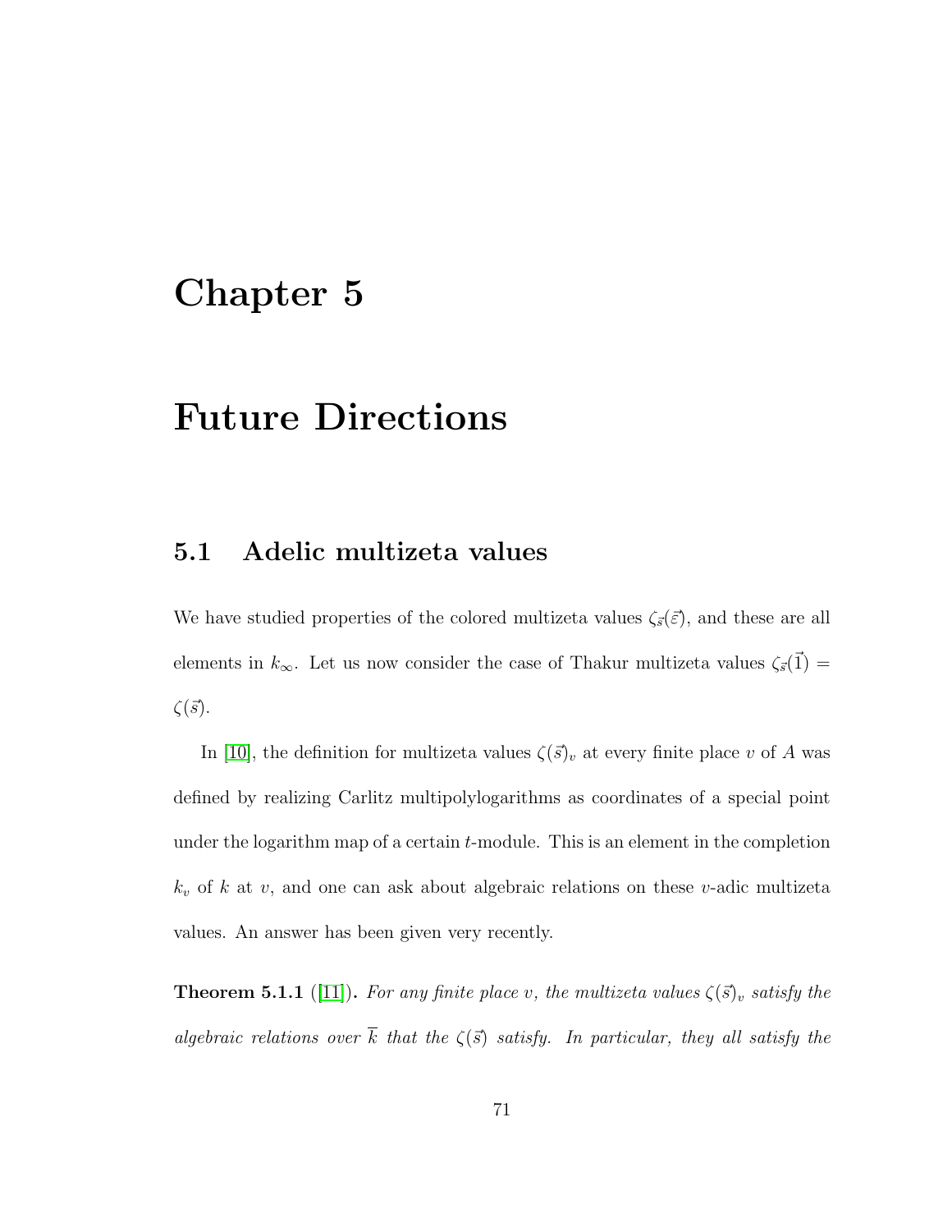# Chapter 5

# Future Directions

## 5.1 Adelic multizeta values

We have studied properties of the colored multizeta values $\zeta_{\vec{s}}(\vec{\varepsilon})$, and these are all elements in $k_\infty$. Let us now consider the case of Thakur multizeta values $\zeta_{\vec{s}}(\vec{1}) = \zeta(\vec{s})$.

In [10], the definition for multizeta values $\zeta(\vec{s})_v$ at every finite place $v$ of $A$ was defined by realizing Carlitz multipolylogarithms as coordinates of a special point under the logarithm map of a certain $t$-module. This is an element in the completion $k_v$ of $k$ at $v$, and one can ask about algebraic relations on these $v$-adic multizeta values. An answer has been given very recently.

**Theorem 5.1.1** ([11]). *For any finite place $v$, the multizeta values $\zeta(\vec{s})_v$ satisfy the algebraic relations over $\overline{k}$ that the $\zeta(\vec{s})$ satisfy. In particular, they all satisfy the*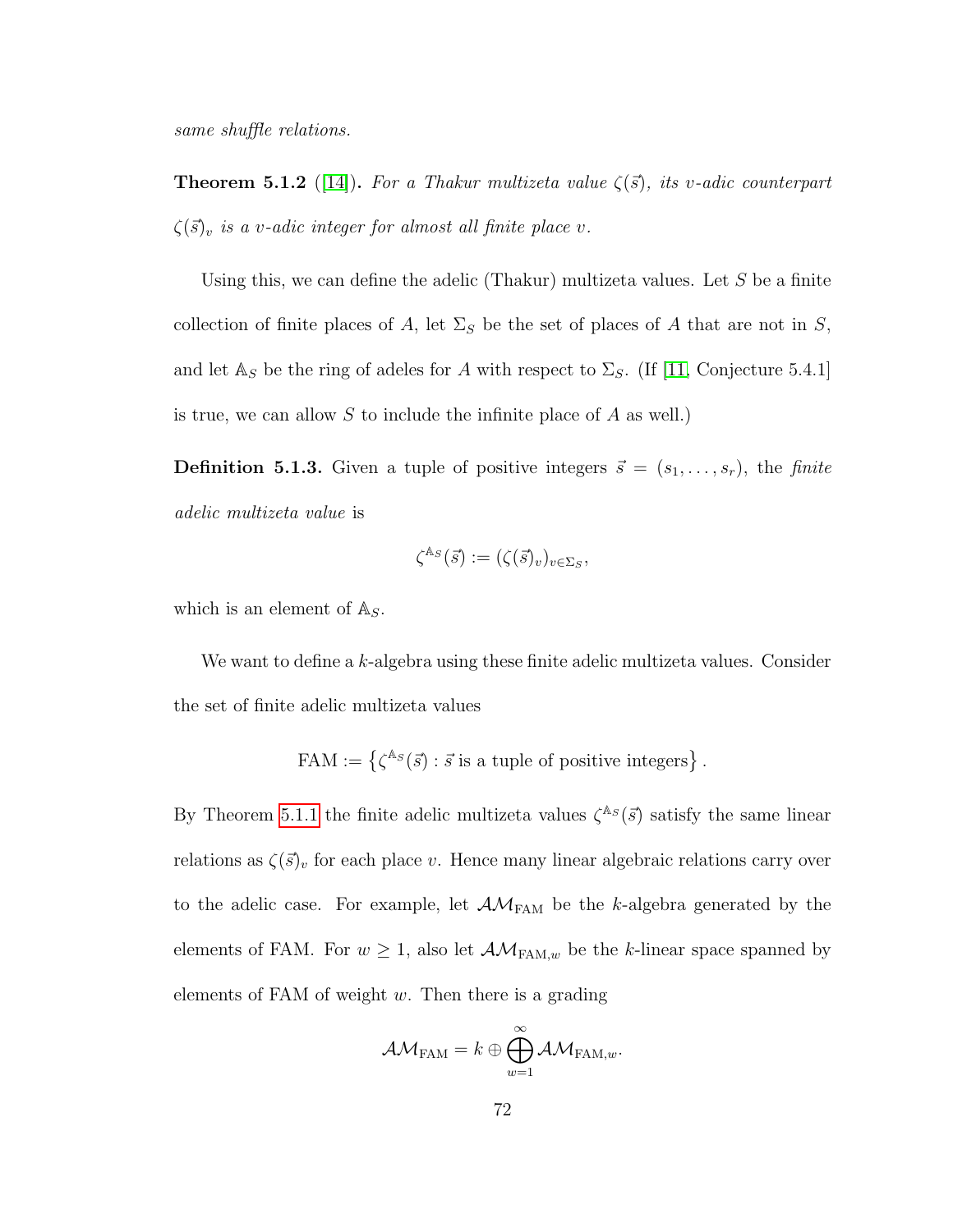*same shuffle relations.*

**Theorem 5.1.2** ([14])**.** *For a Thakur multizeta value $\zeta(\vec{s})$, its $v$-adic counterpart $\zeta(\vec{s})_v$ is a $v$-adic integer for almost all finite place $v$.*

Using this, we can define the adelic (Thakur) multizeta values. Let $S$ be a finite collection of finite places of $A$, let $\Sigma_S$ be the set of places of $A$ that are not in $S$, and let $\mathbb{A}_S$ be the ring of adeles for $A$ with respect to $\Sigma_S$. (If [11, Conjecture 5.4.1] is true, we can allow $S$ to include the infinite place of $A$ as well.)

**Definition 5.1.3.** Given a tuple of positive integers $\vec{s} = (s_1, \ldots, s_r)$, the *finite adelic multizeta value* is

$$\zeta^{\mathbb{A}_S}(\vec{s}) := (\zeta(\vec{s})_v)_{v \in \Sigma_S},$$

which is an element of $\mathbb{A}_S$.

We want to define a $k$-algebra using these finite adelic multizeta values. Consider the set of finite adelic multizeta values

$$\mathrm{FAM} := \left\{ \zeta^{\mathbb{A}_S}(\vec{s}) : \vec{s} \text{ is a tuple of positive integers} \right\}.$$

By Theorem 5.1.1 the finite adelic multizeta values $\zeta^{\mathbb{A}_S}(\vec{s})$ satisfy the same linear relations as $\zeta(\vec{s})_v$ for each place $v$. Hence many linear algebraic relations carry over to the adelic case. For example, let $\mathcal{AM}_{\mathrm{FAM}}$ be the $k$-algebra generated by the elements of FAM. For $w \geq 1$, also let $\mathcal{AM}_{\mathrm{FAM},w}$ be the $k$-linear space spanned by elements of FAM of weight $w$. Then there is a grading

$$\mathcal{AM}_{\mathrm{FAM}} = k \oplus \bigoplus_{w=1}^{\infty} \mathcal{AM}_{\mathrm{FAM},w}.$$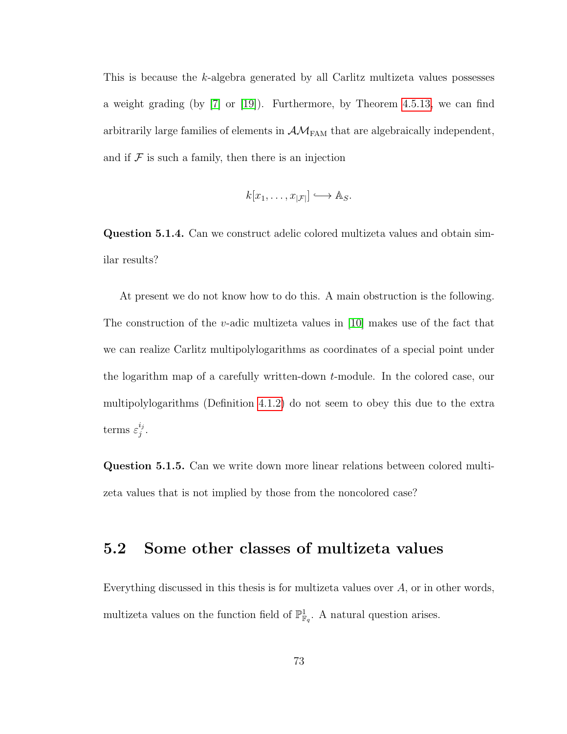This is because the $k$-algebra generated by all Carlitz multizeta values possesses a weight grading (by [7] or [19]). Furthermore, by Theorem 4.5.13, we can find arbitrarily large families of elements in $\mathcal{AM}_{\text{FAM}}$ that are algebraically independent, and if $\mathcal{F}$ is such a family, then there is an injection

$$k[x_1, \ldots, x_{|\mathcal{F}|}] \longrightarrow \mathbb{A}_S.$$

**Question 5.1.4.** Can we construct adelic colored multizeta values and obtain similar results?

At present we do not know how to do this. A main obstruction is the following. The construction of the $v$-adic multizeta values in [10] makes use of the fact that we can realize Carlitz multipolylogarithms as coordinates of a special point under the logarithm map of a carefully written-down $t$-module. In the colored case, our multipolylogarithms (Definition 4.1.2) do not seem to obey this due to the extra terms $\varepsilon_j^{i_j}$.

**Question 5.1.5.** Can we write down more linear relations between colored multizeta values that is not implied by those from the noncolored case?

## 5.2 Some other classes of multizeta values

Everything discussed in this thesis is for multizeta values over $A$, or in other words, multizeta values on the function field of $\mathbb{P}^1_{\mathbb{F}_q}$. A natural question arises.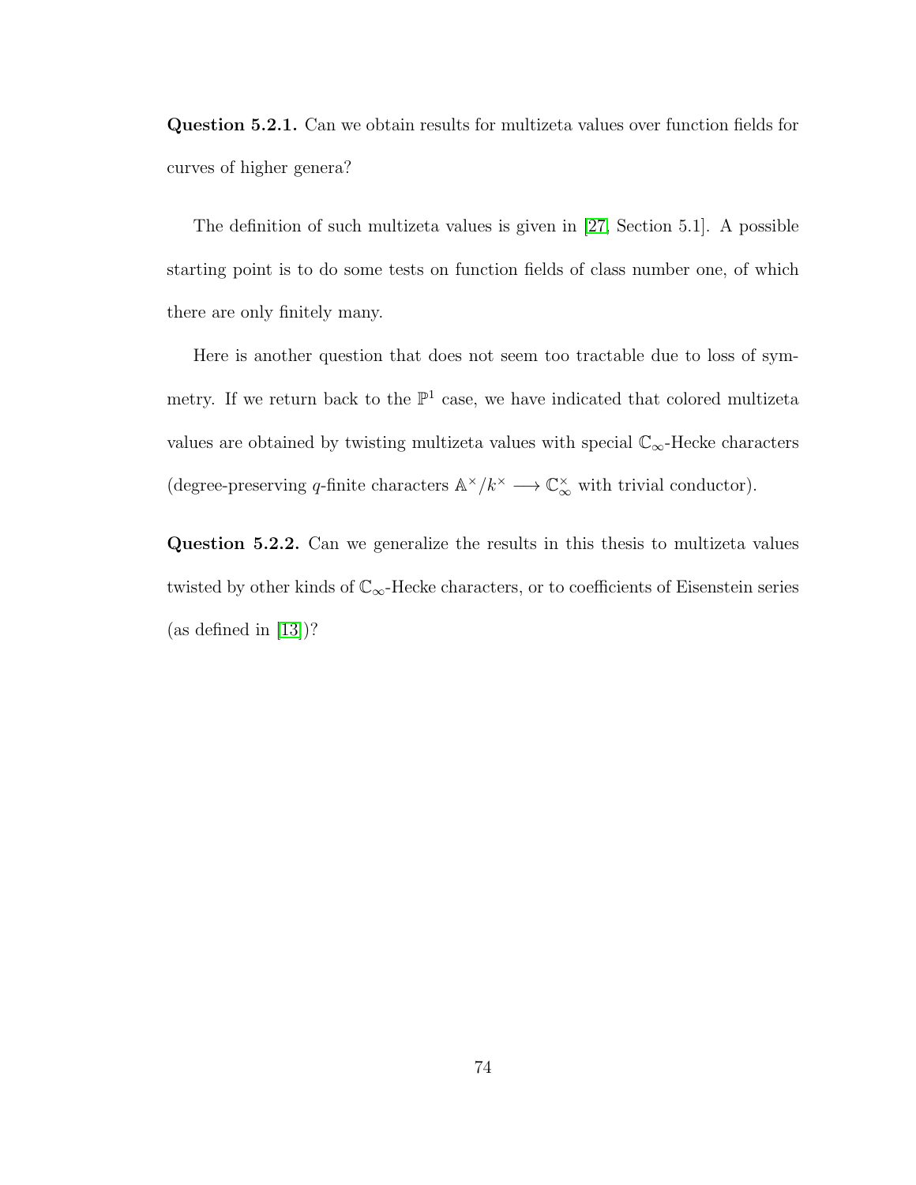**Question 5.2.1.** Can we obtain results for multizeta values over function fields for curves of higher genera?

The definition of such multizeta values is given in [27, Section 5.1]. A possible starting point is to do some tests on function fields of class number one, of which there are only finitely many.

Here is another question that does not seem too tractable due to loss of symmetry. If we return back to the $\mathbb{P}^1$ case, we have indicated that colored multizeta values are obtained by twisting multizeta values with special $\mathbb{C}_\infty$-Hecke characters (degree-preserving $q$-finite characters $\mathbb{A}^\times/k^\times \longrightarrow \mathbb{C}_\infty^\times$ with trivial conductor).

**Question 5.2.2.** Can we generalize the results in this thesis to multizeta values twisted by other kinds of $\mathbb{C}_\infty$-Hecke characters, or to coefficients of Eisenstein series (as defined in [13])?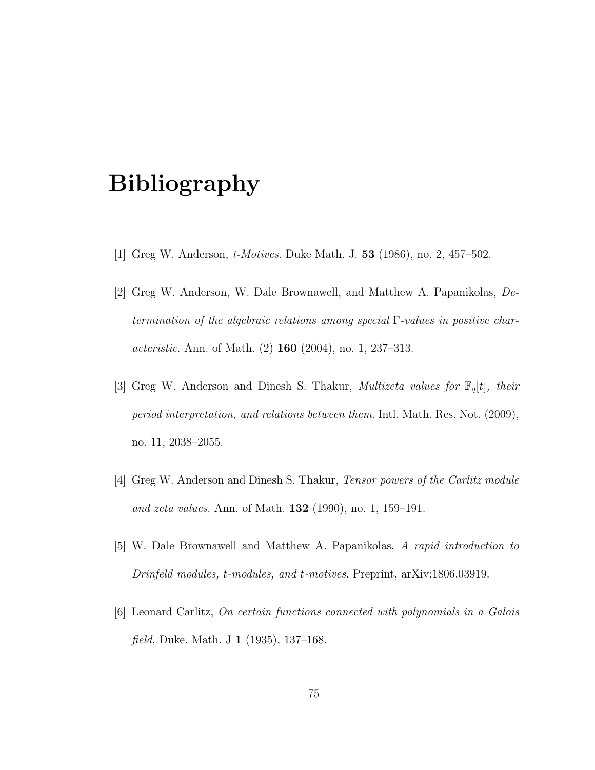# Bibliography

[1] Greg W. Anderson, *t-Motives*. Duke Math. J. **53** (1986), no. 2, 457–502.

[2] Greg W. Anderson, W. Dale Brownawell, and Matthew A. Papanikolas, *Determination of the algebraic relations among special* $\Gamma$*-values in positive characteristic*. Ann. of Math. (2) **160** (2004), no. 1, 237–313.

[3] Greg W. Anderson and Dinesh S. Thakur, *Multizeta values for* $\mathbb{F}_q[t]$*, their period interpretation, and relations between them*. Intl. Math. Res. Not. (2009), no. 11, 2038–2055.

[4] Greg W. Anderson and Dinesh S. Thakur, *Tensor powers of the Carlitz module and zeta values*. Ann. of Math. **132** (1990), no. 1, 159–191.

[5] W. Dale Brownawell and Matthew A. Papanikolas, *A rapid introduction to Drinfeld modules, t-modules, and t-motives*. Preprint, arXiv:1806.03919.

[6] Leonard Carlitz, *On certain functions connected with polynomials in a Galois field*, Duke. Math. J **1** (1935), 137–168.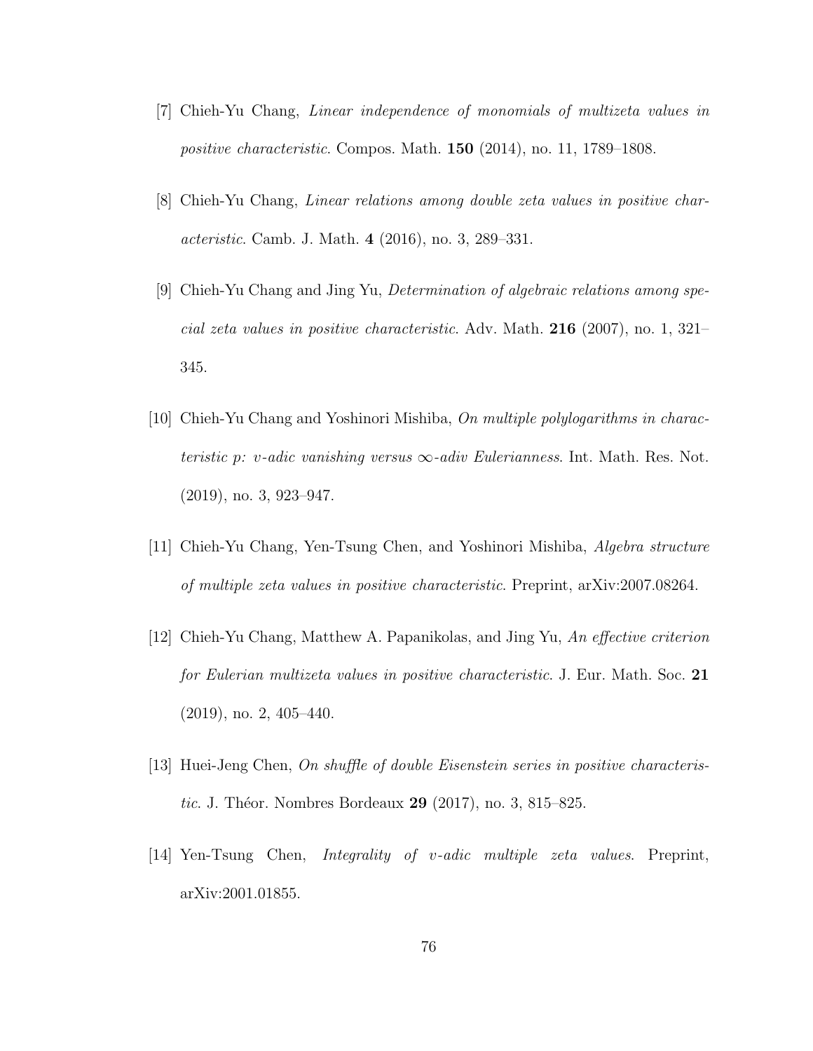[7] Chieh-Yu Chang, *Linear independence of monomials of multizeta values in positive characteristic*. Compos. Math. **150** (2014), no. 11, 1789–1808.

[8] Chieh-Yu Chang, *Linear relations among double zeta values in positive characteristic*. Camb. J. Math. **4** (2016), no. 3, 289–331.

[9] Chieh-Yu Chang and Jing Yu, *Determination of algebraic relations among special zeta values in positive characteristic*. Adv. Math. **216** (2007), no. 1, 321–345.

[10] Chieh-Yu Chang and Yoshinori Mishiba, *On multiple polylogarithms in characteristic p: $v$-adic vanishing versus $\infty$-adiv Eulerianness*. Int. Math. Res. Not. (2019), no. 3, 923–947.

[11] Chieh-Yu Chang, Yen-Tsung Chen, and Yoshinori Mishiba, *Algebra structure of multiple zeta values in positive characteristic*. Preprint, arXiv:2007.08264.

[12] Chieh-Yu Chang, Matthew A. Papanikolas, and Jing Yu, *An effective criterion for Eulerian multizeta values in positive characteristic*. J. Eur. Math. Soc. **21** (2019), no. 2, 405–440.

[13] Huei-Jeng Chen, *On shuffle of double Eisenstein series in positive characteristic*. J. Théor. Nombres Bordeaux **29** (2017), no. 3, 815–825.

[14] Yen-Tsung Chen, *Integrality of $v$-adic multiple zeta values*. Preprint, arXiv:2001.01855.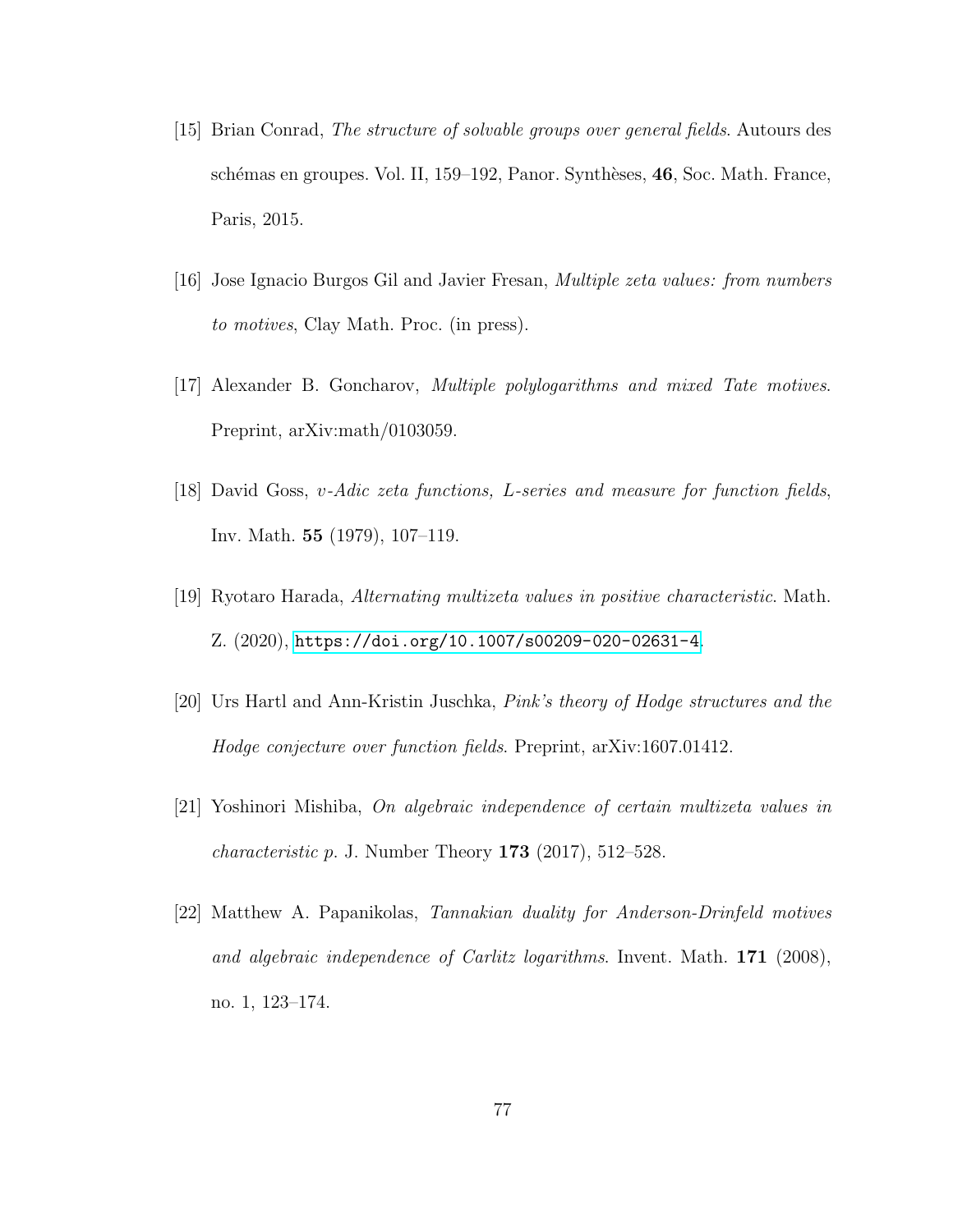[15] Brian Conrad, *The structure of solvable groups over general fields*. Autours des schémas en groupes. Vol. II, 159–192, Panor. Synthèses, **46**, Soc. Math. France, Paris, 2015.

[16] Jose Ignacio Burgos Gil and Javier Fresan, *Multiple zeta values: from numbers to motives*, Clay Math. Proc. (in press).

[17] Alexander B. Goncharov, *Multiple polylogarithms and mixed Tate motives*. Preprint, arXiv:math/0103059.

[18] David Goss, *v-Adic zeta functions, L-series and measure for function fields*, Inv. Math. **55** (1979), 107–119.

[19] Ryotaro Harada, *Alternating multizeta values in positive characteristic*. Math. Z. (2020), https://doi.org/10.1007/s00209-020-02631-4.

[20] Urs Hartl and Ann-Kristin Juschka, *Pink's theory of Hodge structures and the Hodge conjecture over function fields*. Preprint, arXiv:1607.01412.

[21] Yoshinori Mishiba, *On algebraic independence of certain multizeta values in characteristic p*. J. Number Theory **173** (2017), 512–528.

[22] Matthew A. Papanikolas, *Tannakian duality for Anderson-Drinfeld motives and algebraic independence of Carlitz logarithms*. Invent. Math. **171** (2008), no. 1, 123–174.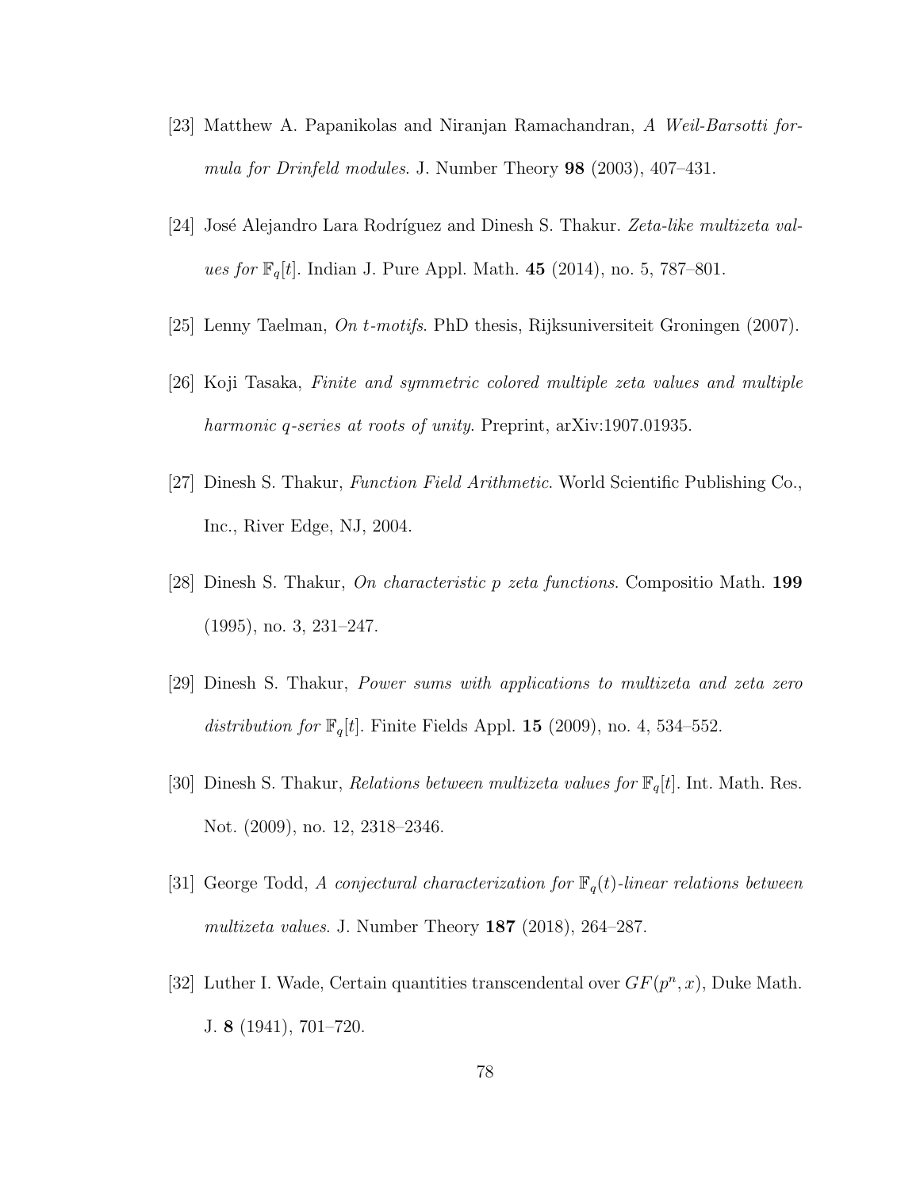[23] Matthew A. Papanikolas and Niranjan Ramachandran, *A Weil-Barsotti formula for Drinfeld modules*. J. Number Theory **98** (2003), 407–431.

[24] José Alejandro Lara Rodríguez and Dinesh S. Thakur. *Zeta-like multizeta values for $\mathbb{F}_q[t]$*. Indian J. Pure Appl. Math. **45** (2014), no. 5, 787–801.

[25] Lenny Taelman, *On t-motifs*. PhD thesis, Rijksuniversiteit Groningen (2007).

[26] Koji Tasaka, *Finite and symmetric colored multiple zeta values and multiple harmonic q-series at roots of unity*. Preprint, arXiv:1907.01935.

[27] Dinesh S. Thakur, *Function Field Arithmetic*. World Scientific Publishing Co., Inc., River Edge, NJ, 2004.

[28] Dinesh S. Thakur, *On characteristic p zeta functions*. Compositio Math. **199** (1995), no. 3, 231–247.

[29] Dinesh S. Thakur, *Power sums with applications to multizeta and zeta zero distribution for $\mathbb{F}_q[t]$*. Finite Fields Appl. **15** (2009), no. 4, 534–552.

[30] Dinesh S. Thakur, *Relations between multizeta values for $\mathbb{F}_q[t]$*. Int. Math. Res. Not. (2009), no. 12, 2318–2346.

[31] George Todd, *A conjectural characterization for $\mathbb{F}_q(t)$-linear relations between multizeta values*. J. Number Theory **187** (2018), 264–287.

[32] Luther I. Wade, Certain quantities transcendental over $GF(p^n, x)$, Duke Math. J. **8** (1941), 701–720.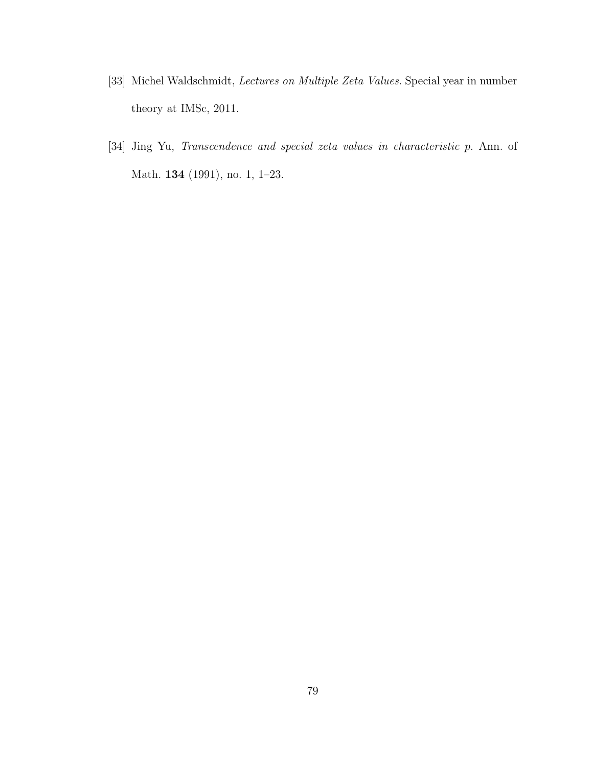[33] Michel Waldschmidt, *Lectures on Multiple Zeta Values*. Special year in number theory at IMSc, 2011.

[34] Jing Yu, *Transcendence and special zeta values in characteristic $p$*. Ann. of Math. **134** (1991), no. 1, 1–23.